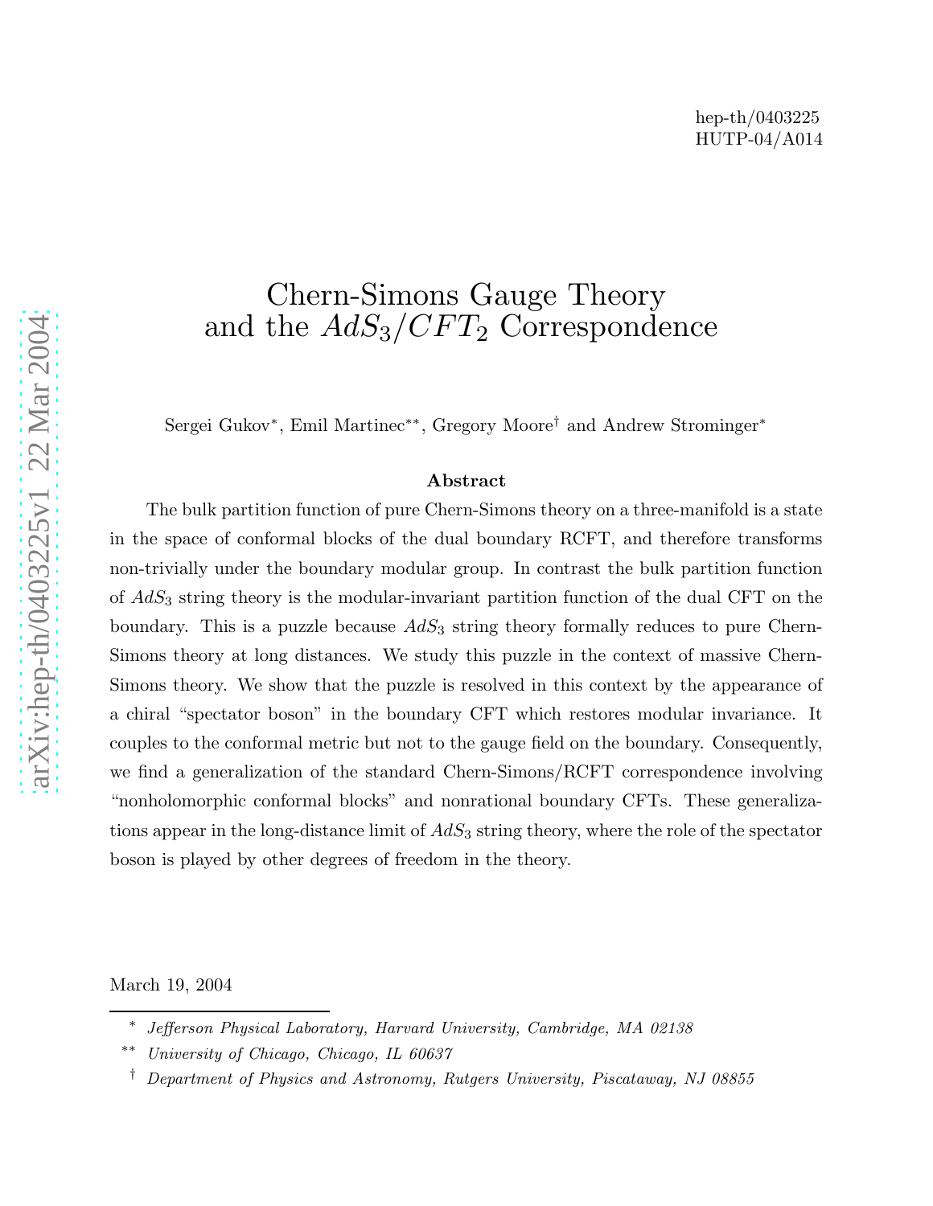hep-th/0403225
HUTP-04/A014

# Chern-Simons Gauge Theory and the $AdS_3/CFT_2$ Correspondence

Sergei Gukov*, Emil Martinec**, Gregory Moore† and Andrew Strominger*

## Abstract

The bulk partition function of pure Chern-Simons theory on a three-manifold is a state in the space of conformal blocks of the dual boundary RCFT, and therefore transforms non-trivially under the boundary modular group. In contrast the bulk partition function of $AdS_3$ string theory is the modular-invariant partition function of the dual CFT on the boundary. This is a puzzle because $AdS_3$ string theory formally reduces to pure Chern-Simons theory at long distances. We study this puzzle in the context of massive Chern-Simons theory. We show that the puzzle is resolved in this context by the appearance of a chiral "spectator boson" in the boundary CFT which restores modular invariance. It couples to the conformal metric but not to the gauge field on the boundary. Consequently, we find a generalization of the standard Chern-Simons/RCFT correspondence involving "nonholomorphic conformal blocks" and nonrational boundary CFTs. These generalizations appear in the long-distance limit of $AdS_3$ string theory, where the role of the spectator boson is played by other degrees of freedom in the theory.

March 19, 2004

---

\* *Jefferson Physical Laboratory, Harvard University, Cambridge, MA 02138*

\*\* *University of Chicago, Chicago, IL 60637*

† *Department of Physics and Astronomy, Rutgers University, Piscataway, NJ 08855*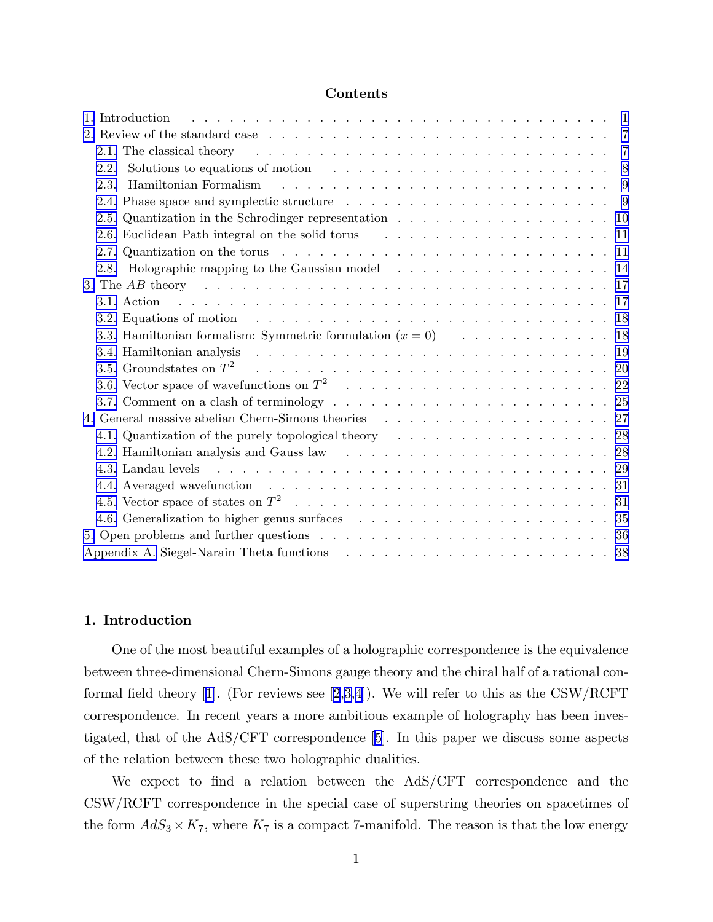## Contents

1. Introduction . . . 1
2. Review of the standard case . . . 7
   - 2.1. The classical theory . . . 7
   - 2.2. Solutions to equations of motion . . . 8
   - 2.3. Hamiltonian Formalism . . . 9
   - 2.4. Phase space and symplectic structure . . . 9
   - 2.5. Quantization in the Schrodinger representation . . . 10
   - 2.6. Euclidean Path integral on the solid torus . . . 11
   - 2.7. Quantization on the torus . . . 11
   - 2.8. Holographic mapping to the Gaussian model . . . 14
3. The $AB$ theory . . . 17
   - 3.1. Action . . . 17
   - 3.2. Equations of motion . . . 18
   - 3.3. Hamiltonian formalism: Symmetric formulation ($x = 0$) . . . 18
   - 3.4. Hamiltonian analysis . . . 19
   - 3.5. Groundstates on $T^2$ . . . 20
   - 3.6. Vector space of wavefunctions on $T^2$ . . . 22
   - 3.7. Comment on a clash of terminology . . . 25
4. General massive abelian Chern-Simons theories . . . 27
   - 4.1. Quantization of the purely topological theory . . . 28
   - 4.2. Hamiltonian analysis and Gauss law . . . 28
   - 4.3. Landau levels . . . 29
   - 4.4. Averaged wavefunction . . . 31
   - 4.5. Vector space of states on $T^2$ . . . 31
   - 4.6. Generalization to higher genus surfaces . . . 35
5. Open problems and further questions . . . 36

Appendix A. Siegel-Narain Theta functions . . . 38

## 1. Introduction

One of the most beautiful examples of a holographic correspondence is the equivalence between three-dimensional Chern-Simons gauge theory and the chiral half of a rational conformal field theory [1]. (For reviews see [2,3,4]). We will refer to this as the CSW/RCFT correspondence. In recent years a more ambitious example of holography has been investigated, that of the AdS/CFT correspondence [5]. In this paper we discuss some aspects of the relation between these two holographic dualities.

We expect to find a relation between the AdS/CFT correspondence and the CSW/RCFT correspondence in the special case of superstring theories on spacetimes of the form $AdS_3 \times K_7$, where $K_7$ is a compact 7-manifold. The reason is that the low energy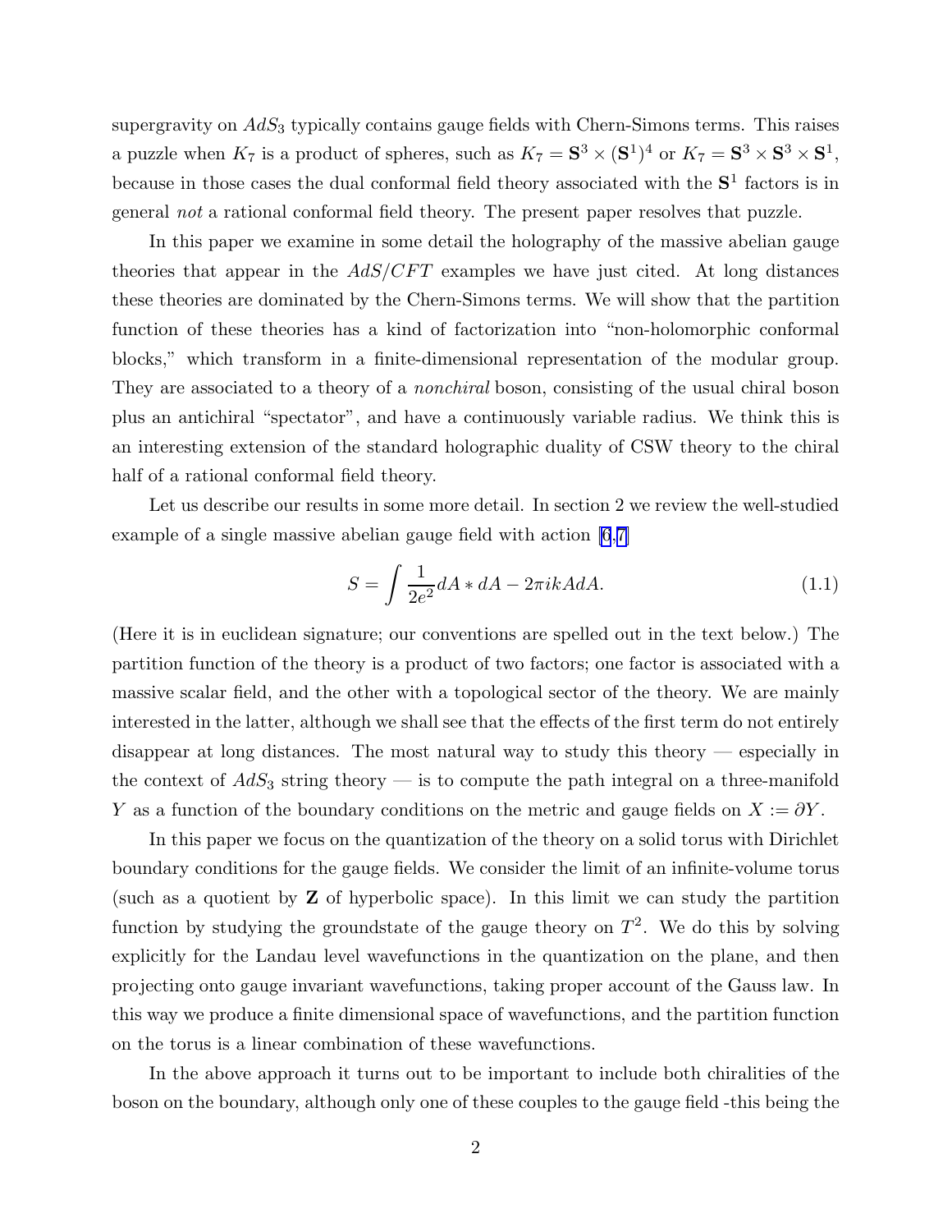supergravity on $AdS_3$ typically contains gauge fields with Chern-Simons terms. This raises a puzzle when $K_7$ is a product of spheres, such as $K_7 = \mathbf{S}^3 \times (\mathbf{S}^1)^4$ or $K_7 = \mathbf{S}^3 \times \mathbf{S}^3 \times \mathbf{S}^1$, because in those cases the dual conformal field theory associated with the $\mathbf{S}^1$ factors is in general *not* a rational conformal field theory. The present paper resolves that puzzle.

In this paper we examine in some detail the holography of the massive abelian gauge theories that appear in the $AdS/CFT$ examples we have just cited. At long distances these theories are dominated by the Chern-Simons terms. We will show that the partition function of these theories has a kind of factorization into "non-holomorphic conformal blocks," which transform in a finite-dimensional representation of the modular group. They are associated to a theory of a *nonchiral* boson, consisting of the usual chiral boson plus an antichiral "spectator", and have a continuously variable radius. We think this is an interesting extension of the standard holographic duality of CSW theory to the chiral half of a rational conformal field theory.

Let us describe our results in some more detail. In section 2 we review the well-studied example of a single massive abelian gauge field with action [6,7]

$$S = \int \frac{1}{2e^2} dA * dA - 2\pi i k A dA. \tag{1.1}$$

(Here it is in euclidean signature; our conventions are spelled out in the text below.) The partition function of the theory is a product of two factors; one factor is associated with a massive scalar field, and the other with a topological sector of the theory. We are mainly interested in the latter, although we shall see that the effects of the first term do not entirely disappear at long distances. The most natural way to study this theory — especially in the context of $AdS_3$ string theory — is to compute the path integral on a three-manifold $Y$ as a function of the boundary conditions on the metric and gauge fields on $X := \partial Y$.

In this paper we focus on the quantization of the theory on a solid torus with Dirichlet boundary conditions for the gauge fields. We consider the limit of an infinite-volume torus (such as a quotient by $\mathbf{Z}$ of hyperbolic space). In this limit we can study the partition function by studying the groundstate of the gauge theory on $T^2$. We do this by solving explicitly for the Landau level wavefunctions in the quantization on the plane, and then projecting onto gauge invariant wavefunctions, taking proper account of the Gauss law. In this way we produce a finite dimensional space of wavefunctions, and the partition function on the torus is a linear combination of these wavefunctions.

In the above approach it turns out to be important to include both chiralities of the boson on the boundary, although only one of these couples to the gauge field -this being the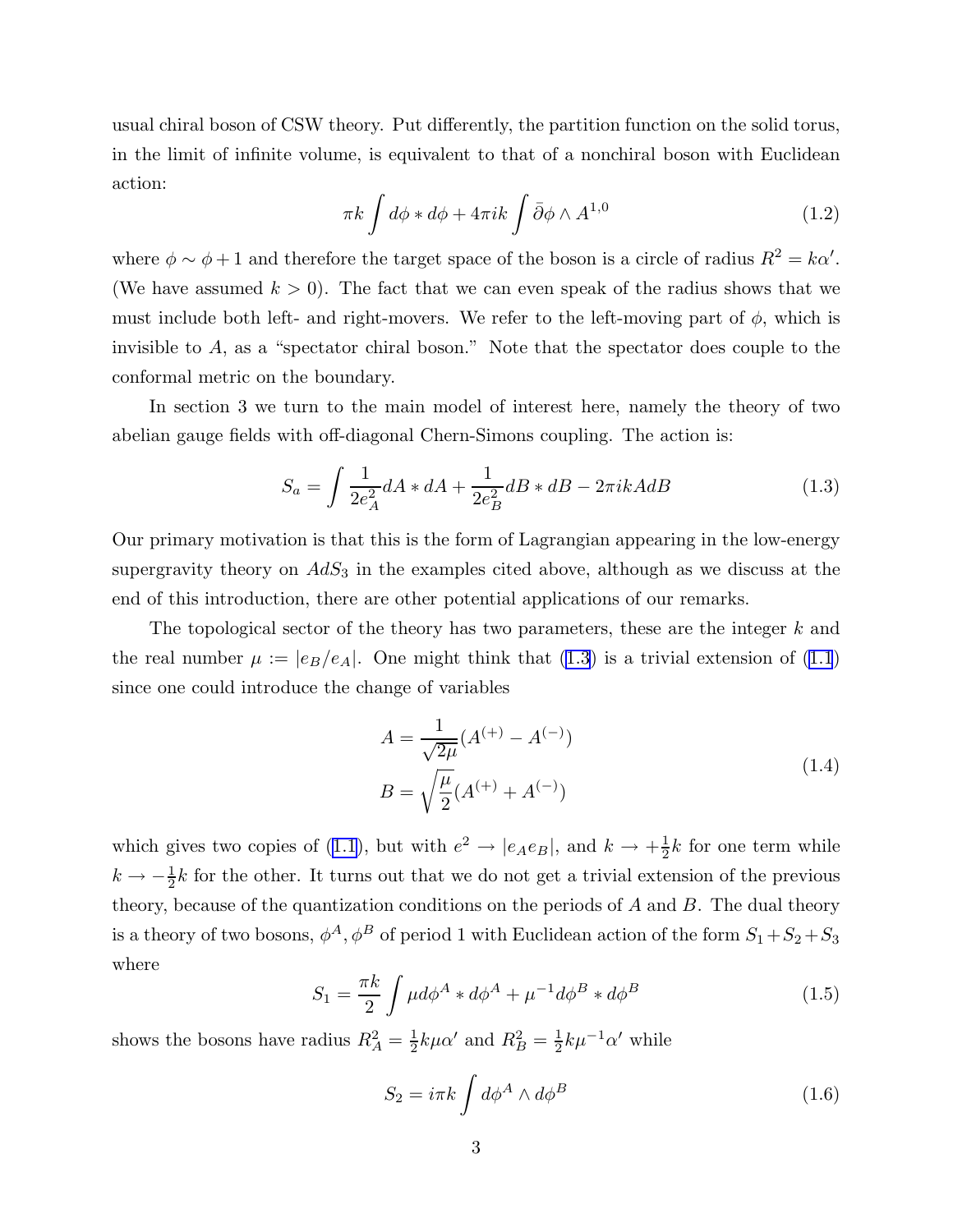usual chiral boson of CSW theory. Put differently, the partition function on the solid torus, in the limit of infinite volume, is equivalent to that of a nonchiral boson with Euclidean action:

$$
\pi k \int d\phi * d\phi + 4\pi i k \int \bar{\partial}\phi \wedge A^{1,0} \tag{1.2}
$$

where $\phi \sim \phi + 1$ and therefore the target space of the boson is a circle of radius $R^2 = k\alpha'$. (We have assumed $k > 0$). The fact that we can even speak of the radius shows that we must include both left- and right-movers. We refer to the left-moving part of $\phi$, which is invisible to $A$, as a "spectator chiral boson." Note that the spectator does couple to the conformal metric on the boundary.

In section 3 we turn to the main model of interest here, namely the theory of two abelian gauge fields with off-diagonal Chern-Simons coupling. The action is:

$$
S_a = \int \frac{1}{2e_A^2} dA * dA + \frac{1}{2e_B^2} dB * dB - 2\pi i k A dB \tag{1.3}
$$

Our primary motivation is that this is the form of Lagrangian appearing in the low-energy supergravity theory on $AdS_3$ in the examples cited above, although as we discuss at the end of this introduction, there are other potential applications of our remarks.

The topological sector of the theory has two parameters, these are the integer $k$ and the real number $\mu := |e_B/e_A|$. One might think that (1.3) is a trivial extension of (1.1) since one could introduce the change of variables

$$
\begin{aligned}
A &= \frac{1}{\sqrt{2\mu}}(A^{(+)} - A^{(-)}) \\
B &= \sqrt{\frac{\mu}{2}}(A^{(+)} + A^{(-)})
\end{aligned} \tag{1.4}
$$

which gives two copies of (1.1), but with $e^2 \to |e_A e_B|$, and $k \to +\frac{1}{2}k$ for one term while $k \to -\frac{1}{2}k$ for the other. It turns out that we do not get a trivial extension of the previous theory, because of the quantization conditions on the periods of $A$ and $B$. The dual theory is a theory of two bosons, $\phi^A, \phi^B$ of period 1 with Euclidean action of the form $S_1 + S_2 + S_3$ where

$$
S_1 = \frac{\pi k}{2} \int \mu d\phi^A * d\phi^A + \mu^{-1} d\phi^B * d\phi^B \tag{1.5}
$$

shows the bosons have radius $R_A^2 = \frac{1}{2}k\mu\alpha'$ and $R_B^2 = \frac{1}{2}k\mu^{-1}\alpha'$ while

$$
S_2 = i\pi k \int d\phi^A \wedge d\phi^B \tag{1.6}
$$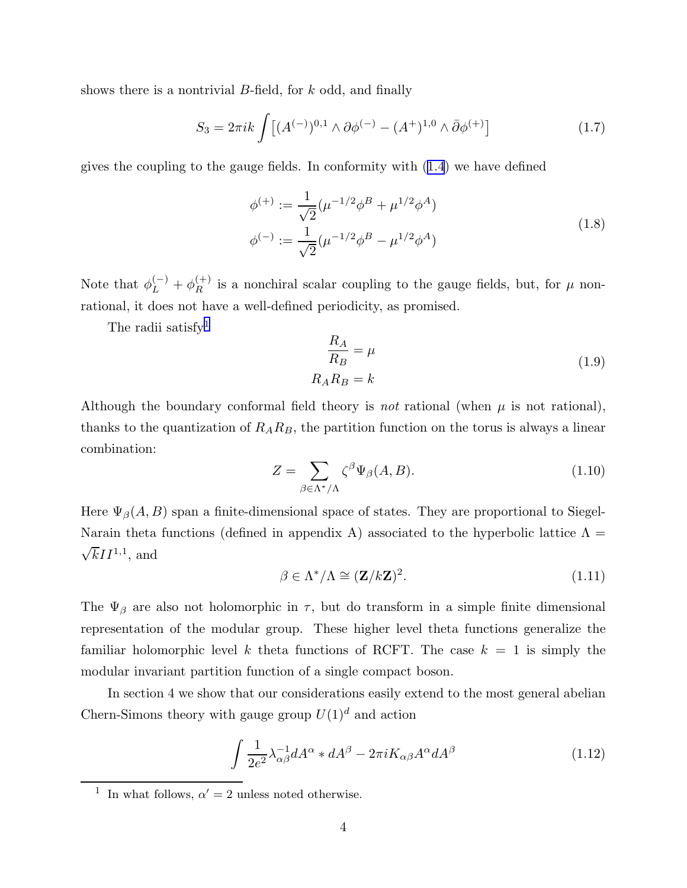shows there is a nontrivial $B$-field, for $k$ odd, and finally

$$S_3 = 2\pi i k \int \left[ (A^{(-)})^{0,1} \wedge \partial \phi^{(-)} - (A^{+})^{1,0} \wedge \bar{\partial} \phi^{(+)} \right] \tag{1.7}$$

gives the coupling to the gauge fields. In conformity with (1.4) we have defined

$$\begin{aligned} \phi^{(+)} &:= \frac{1}{\sqrt{2}} (\mu^{-1/2} \phi^B + \mu^{1/2} \phi^A) \\ \phi^{(-)} &:= \frac{1}{\sqrt{2}} (\mu^{-1/2} \phi^B - \mu^{1/2} \phi^A) \end{aligned} \tag{1.8}$$

Note that $\phi_L^{(-)} + \phi_R^{(+)}$ is a nonchiral scalar coupling to the gauge fields, but, for $\mu$ nonrational, it does not have a well-defined periodicity, as promised.

The radii satisfy[1]

$$\begin{aligned} \frac{R_A}{R_B} &= \mu \\ R_A R_B &= k \end{aligned} \tag{1.9}$$

Although the boundary conformal field theory is *not* rational (when $\mu$ is not rational), thanks to the quantization of $R_A R_B$, the partition function on the torus is always a linear combination:

$$Z = \sum_{\beta \in \Lambda^* / \Lambda} \zeta^\beta \Psi_\beta(A, B). \tag{1.10}$$

Here $\Psi_\beta(A, B)$ span a finite-dimensional space of states. They are proportional to Siegel-Narain theta functions (defined in appendix A) associated to the hyperbolic lattice $\Lambda = \sqrt{k} II^{1,1}$, and

$$\beta \in \Lambda^* / \Lambda \cong (\mathbf{Z}/k\mathbf{Z})^2. \tag{1.11}$$

The $\Psi_\beta$ are also not holomorphic in $\tau$, but do transform in a simple finite dimensional representation of the modular group. These higher level theta functions generalize the familiar holomorphic level $k$ theta functions of RCFT. The case $k = 1$ is simply the modular invariant partition function of a single compact boson.

In section 4 we show that our considerations easily extend to the most general abelian Chern-Simons theory with gauge group $U(1)^d$ and action

$$\int \frac{1}{2e^2} \lambda^{-1}_{\alpha\beta} dA^\alpha * dA^\beta - 2\pi i K_{\alpha\beta} A^\alpha dA^\beta \tag{1.12}$$

[1] In what follows, $\alpha' = 2$ unless noted otherwise.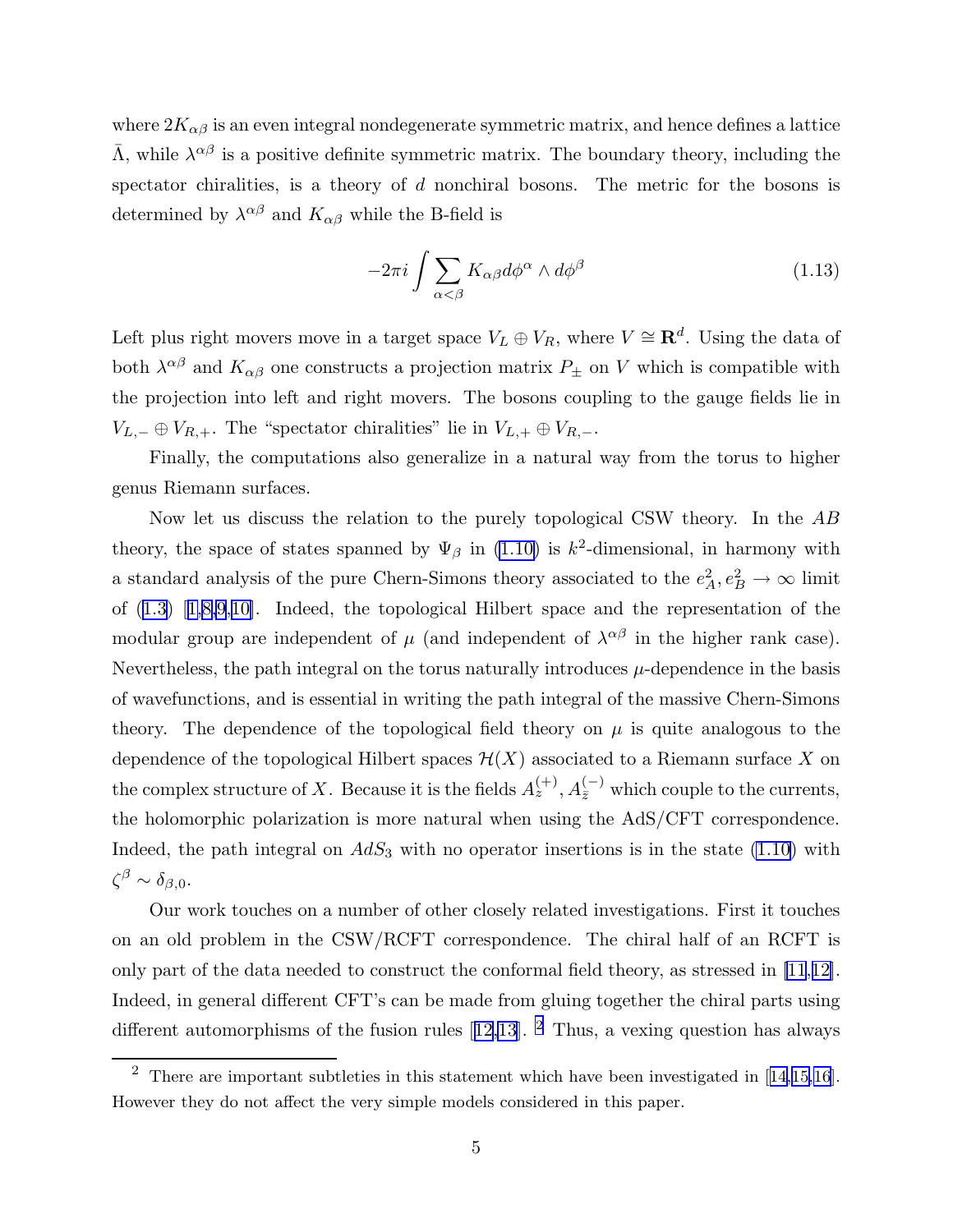where $2K_{\alpha\beta}$ is an even integral nondegenerate symmetric matrix, and hence defines a lattice $\bar{\Lambda}$, while $\lambda^{\alpha\beta}$ is a positive definite symmetric matrix. The boundary theory, including the spectator chiralities, is a theory of $d$ nonchiral bosons. The metric for the bosons is determined by $\lambda^{\alpha\beta}$ and $K_{\alpha\beta}$ while the B-field is

$$
-2\pi i \int \sum_{\alpha<\beta} K_{\alpha\beta} d\phi^{\alpha} \wedge d\phi^{\beta} \tag{1.13}
$$

Left plus right movers move in a target space $V_L \oplus V_R$, where $V \cong \mathbf{R}^d$. Using the data of both $\lambda^{\alpha\beta}$ and $K_{\alpha\beta}$ one constructs a projection matrix $P_{\pm}$ on $V$ which is compatible with the projection into left and right movers. The bosons coupling to the gauge fields lie in $V_{L,-} \oplus V_{R,+}$. The "spectator chiralities" lie in $V_{L,+} \oplus V_{R,-}$.

Finally, the computations also generalize in a natural way from the torus to higher genus Riemann surfaces.

Now let us discuss the relation to the purely topological CSW theory. In the $AB$ theory, the space of states spanned by $\Psi_{\beta}$ in (1.10) is $k^2$-dimensional, in harmony with a standard analysis of the pure Chern-Simons theory associated to the $e_A^2, e_B^2 \to \infty$ limit of (1.3) [1,8,9,10]. Indeed, the topological Hilbert space and the representation of the modular group are independent of $\mu$ (and independent of $\lambda^{\alpha\beta}$ in the higher rank case). Nevertheless, the path integral on the torus naturally introduces $\mu$-dependence in the basis of wavefunctions, and is essential in writing the path integral of the massive Chern-Simons theory. The dependence of the topological field theory on $\mu$ is quite analogous to the dependence of the topological Hilbert spaces $\mathcal{H}(X)$ associated to a Riemann surface $X$ on the complex structure of $X$. Because it is the fields $A_z^{(+)}, A_{\bar{z}}^{(-)}$ which couple to the currents, the holomorphic polarization is more natural when using the AdS/CFT correspondence. Indeed, the path integral on $AdS_3$ with no operator insertions is in the state (1.10) with $\zeta^{\beta} \sim \delta_{\beta,0}$.

Our work touches on a number of other closely related investigations. First it touches on an old problem in the CSW/RCFT correspondence. The chiral half of an RCFT is only part of the data needed to construct the conformal field theory, as stressed in [11,12]. Indeed, in general different CFT's can be made from gluing together the chiral parts using different automorphisms of the fusion rules [12,13]. [2] Thus, a vexing question has always

[2] There are important subtleties in this statement which have been investigated in [14,15,16]. However they do not affect the very simple models considered in this paper.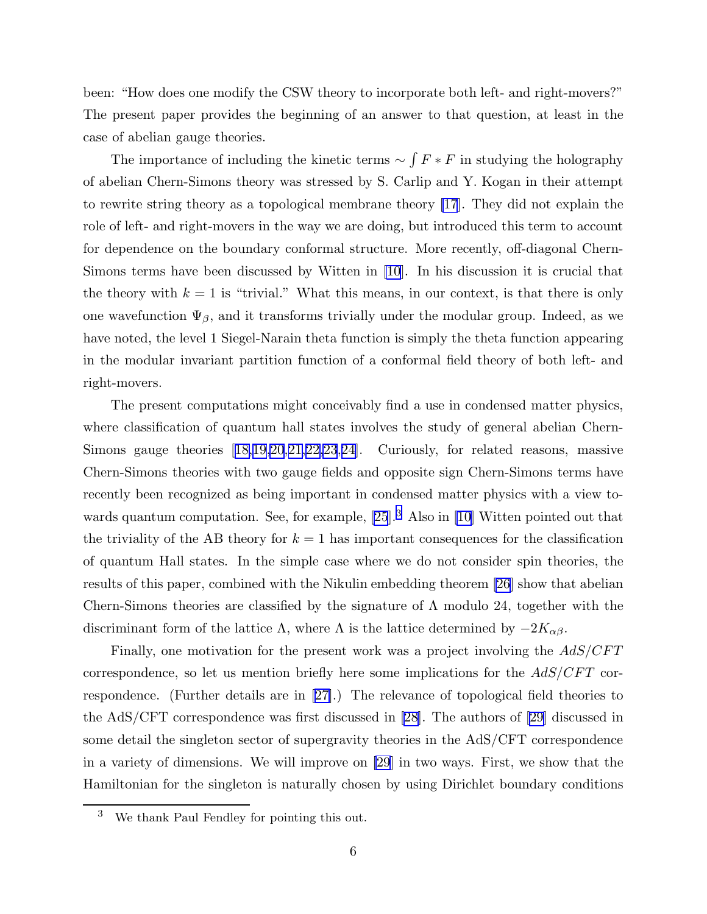been: "How does one modify the CSW theory to incorporate both left- and right-movers?" The present paper provides the beginning of an answer to that question, at least in the case of abelian gauge theories.

The importance of including the kinetic terms $\sim \int F * F$ in studying the holography of abelian Chern-Simons theory was stressed by S. Carlip and Y. Kogan in their attempt to rewrite string theory as a topological membrane theory [17]. They did not explain the role of left- and right-movers in the way we are doing, but introduced this term to account for dependence on the boundary conformal structure. More recently, off-diagonal Chern-Simons terms have been discussed by Witten in [10]. In his discussion it is crucial that the theory with $k = 1$ is "trivial." What this means, in our context, is that there is only one wavefunction $\Psi_\beta$, and it transforms trivially under the modular group. Indeed, as we have noted, the level 1 Siegel-Narain theta function is simply the theta function appearing in the modular invariant partition function of a conformal field theory of both left- and right-movers.

The present computations might conceivably find a use in condensed matter physics, where classification of quantum hall states involves the study of general abelian Chern-Simons gauge theories [18,19,20,21,22,23,24]. Curiously, for related reasons, massive Chern-Simons theories with two gauge fields and opposite sign Chern-Simons terms have recently been recognized as being important in condensed matter physics with a view towards quantum computation. See, for example, [25].[3] Also in [10] Witten pointed out that the triviality of the AB theory for $k = 1$ has important consequences for the classification of quantum Hall states. In the simple case where we do not consider spin theories, the results of this paper, combined with the Nikulin embedding theorem [26] show that abelian Chern-Simons theories are classified by the signature of $\Lambda$ modulo 24, together with the discriminant form of the lattice $\Lambda$, where $\Lambda$ is the lattice determined by $-2K_{\alpha\beta}$.

Finally, one motivation for the present work was a project involving the $AdS/CFT$ correspondence, so let us mention briefly here some implications for the $AdS/CFT$ correspondence. (Further details are in [27].) The relevance of topological field theories to the AdS/CFT correspondence was first discussed in [28]. The authors of [29] discussed in some detail the singleton sector of supergravity theories in the AdS/CFT correspondence in a variety of dimensions. We will improve on [29] in two ways. First, we show that the Hamiltonian for the singleton is naturally chosen by using Dirichlet boundary conditions

[3] We thank Paul Fendley for pointing this out.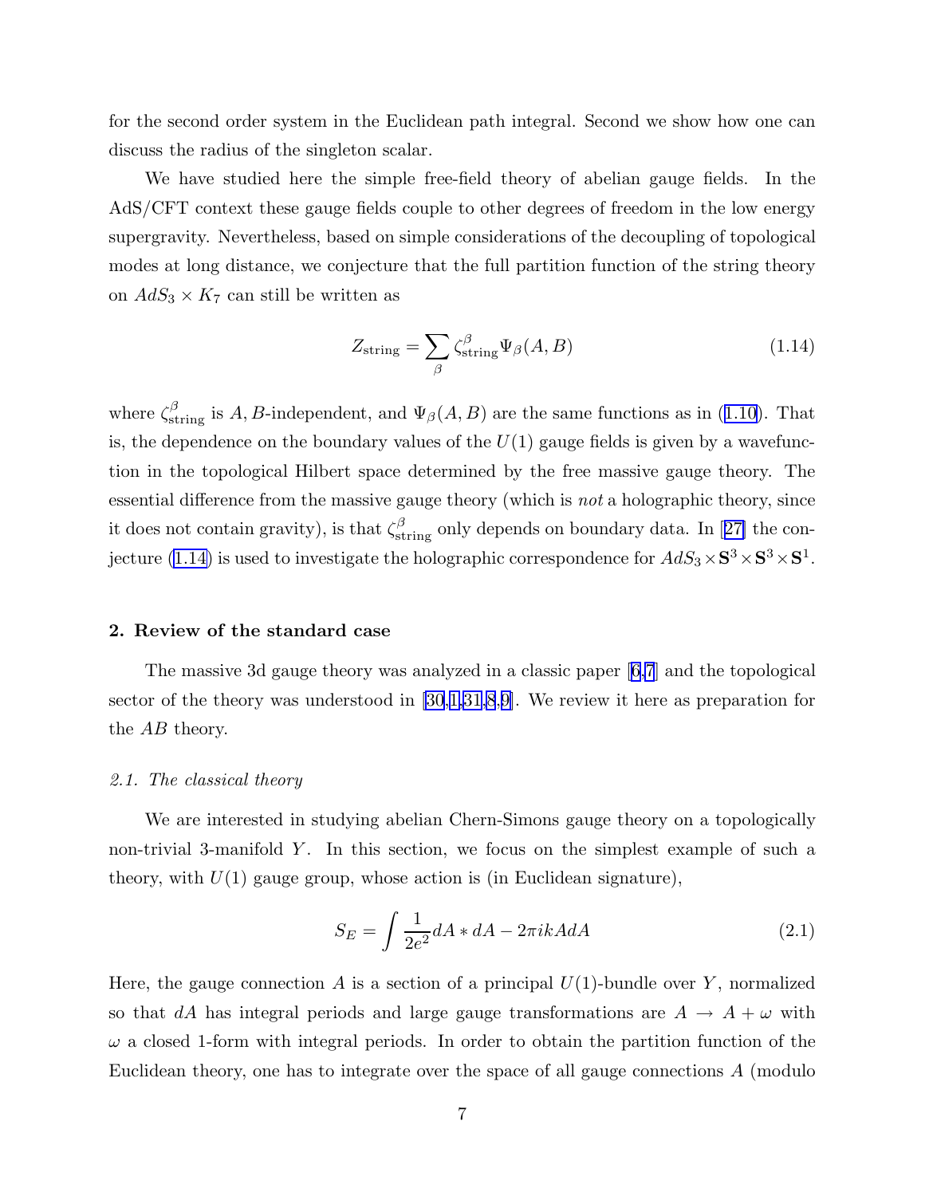for the second order system in the Euclidean path integral. Second we show how one can discuss the radius of the singleton scalar.

We have studied here the simple free-field theory of abelian gauge fields. In the AdS/CFT context these gauge fields couple to other degrees of freedom in the low energy supergravity. Nevertheless, based on simple considerations of the decoupling of topological modes at long distance, we conjecture that the full partition function of the string theory on $AdS_3 \times K_7$ can still be written as

$$
Z_{\rm string} = \sum_{\beta} \zeta^{\beta}_{\rm string} \Psi_{\beta}(A,B) \tag{1.14}
$$

where $\zeta^{\beta}_{\rm string}$ is $A,B$-independent, and $\Psi_{\beta}(A,B)$ are the same functions as in (1.10). That is, the dependence on the boundary values of the $U(1)$ gauge fields is given by a wavefunction in the topological Hilbert space determined by the free massive gauge theory. The essential difference from the massive gauge theory (which is *not* a holographic theory, since it does not contain gravity), is that $\zeta^{\beta}_{\rm string}$ only depends on boundary data. In [27] the conjecture (1.14) is used to investigate the holographic correspondence for $AdS_3 \times \mathbf{S}^3 \times \mathbf{S}^3 \times \mathbf{S}^1$.

## 2. Review of the standard case

The massive 3d gauge theory was analyzed in a classic paper [6,7] and the topological sector of the theory was understood in [30,1,31,8,9]. We review it here as preparation for the $AB$ theory.

### *2.1. The classical theory*

We are interested in studying abelian Chern-Simons gauge theory on a topologically non-trivial 3-manifold $Y$. In this section, we focus on the simplest example of such a theory, with $U(1)$ gauge group, whose action is (in Euclidean signature),

$$
S_E = \int \frac{1}{2e^2} dA * dA - 2\pi i k A dA \tag{2.1}
$$

Here, the gauge connection $A$ is a section of a principal $U(1)$-bundle over $Y$, normalized so that $dA$ has integral periods and large gauge transformations are $A \to A + \omega$ with $\omega$ a closed 1-form with integral periods. In order to obtain the partition function of the Euclidean theory, one has to integrate over the space of all gauge connections $A$ (modulo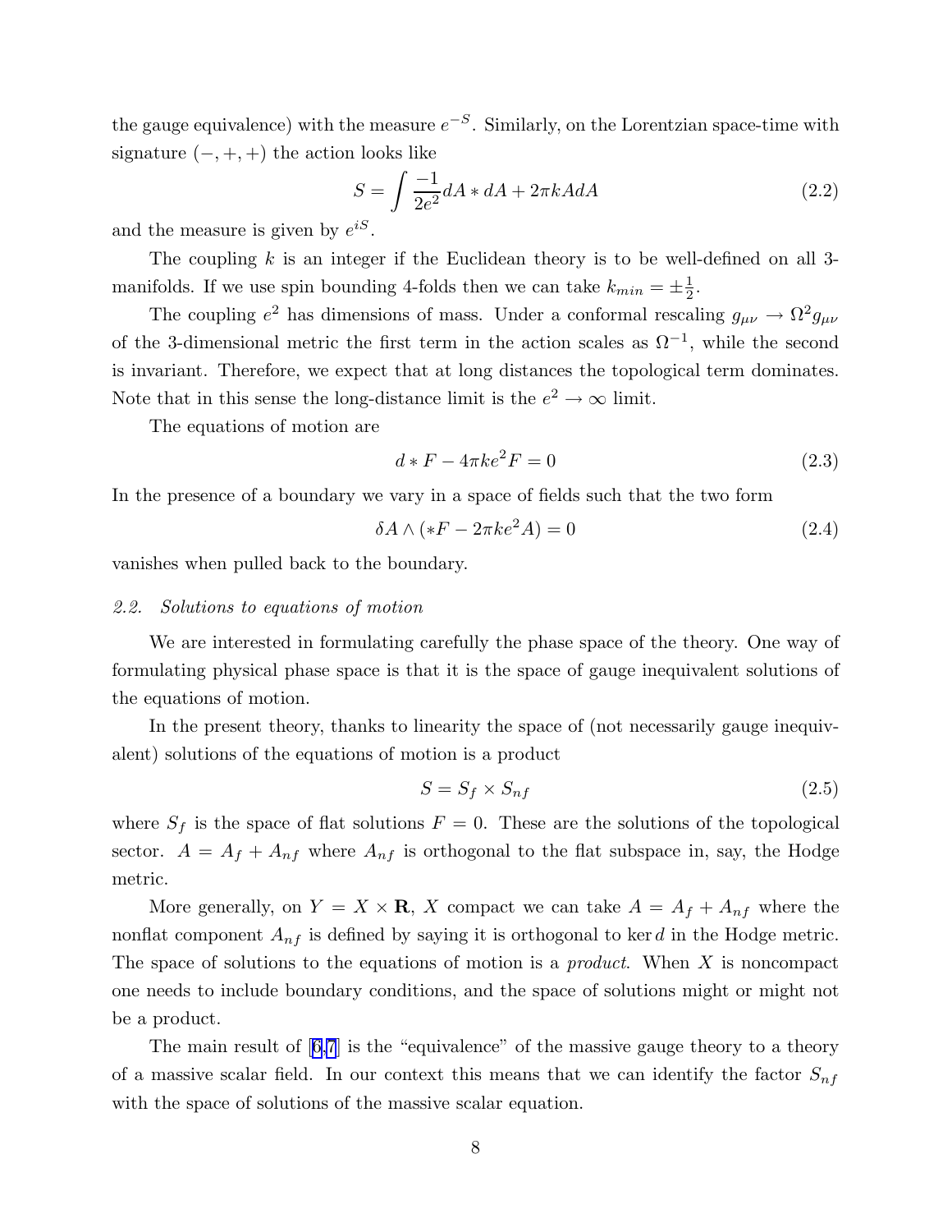the gauge equivalence) with the measure $e^{-S}$. Similarly, on the Lorentzian space-time with signature $(-,+,+)$ the action looks like

$$S = \int \frac{-1}{2e^2} dA * dA + 2\pi k A dA \tag{2.2}$$

and the measure is given by $e^{iS}$.

The coupling $k$ is an integer if the Euclidean theory is to be well-defined on all 3-manifolds. If we use spin bounding 4-folds then we can take $k_{min} = \pm\frac{1}{2}$.

The coupling $e^2$ has dimensions of mass. Under a conformal rescaling $g_{\mu\nu} \to \Omega^2 g_{\mu\nu}$ of the 3-dimensional metric the first term in the action scales as $\Omega^{-1}$, while the second is invariant. Therefore, we expect that at long distances the topological term dominates. Note that in this sense the long-distance limit is the $e^2 \to \infty$ limit.

The equations of motion are

$$d * F - 4\pi k e^2 F = 0 \tag{2.3}$$

In the presence of a boundary we vary in a space of fields such that the two form

$$\delta A \wedge (*F - 2\pi k e^2 A) = 0 \tag{2.4}$$

vanishes when pulled back to the boundary.

### *2.2. Solutions to equations of motion*

We are interested in formulating carefully the phase space of the theory. One way of formulating physical phase space is that it is the space of gauge inequivalent solutions of the equations of motion.

In the present theory, thanks to linearity the space of (not necessarily gauge inequivalent) solutions of the equations of motion is a product

$$S = S_f \times S_{nf} \tag{2.5}$$

where $S_f$ is the space of flat solutions $F = 0$. These are the solutions of the topological sector. $A = A_f + A_{nf}$ where $A_{nf}$ is orthogonal to the flat subspace in, say, the Hodge metric.

More generally, on $Y = X \times \mathbf{R}$, $X$ compact we can take $A = A_f + A_{nf}$ where the nonflat component $A_{nf}$ is defined by saying it is orthogonal to $\ker d$ in the Hodge metric. The space of solutions to the equations of motion is a *product*. When $X$ is noncompact one needs to include boundary conditions, and the space of solutions might or might not be a product.

The main result of [6,7] is the "equivalence" of the massive gauge theory to a theory of a massive scalar field. In our context this means that we can identify the factor $S_{nf}$ with the space of solutions of the massive scalar equation.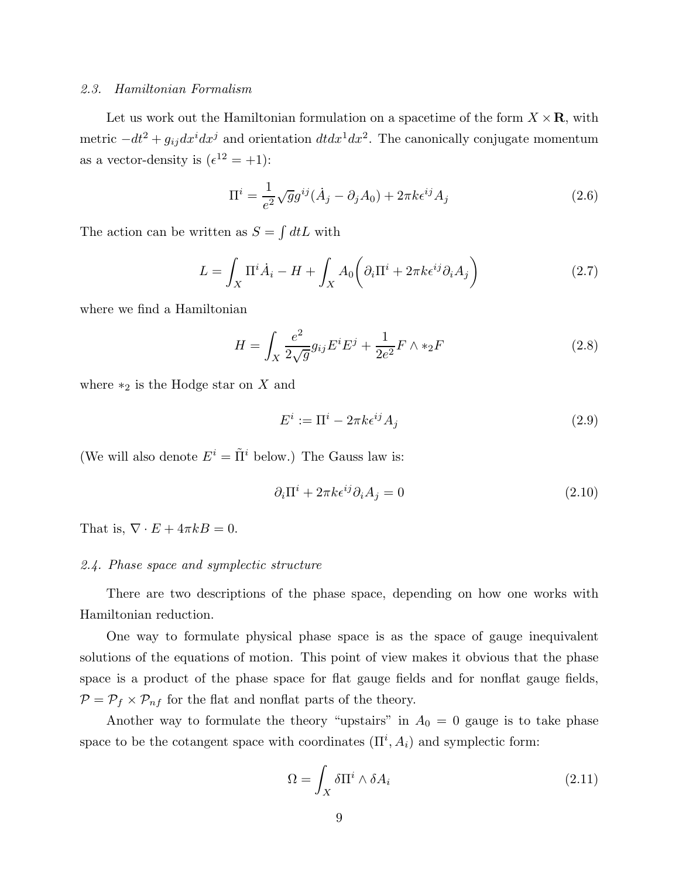### 2.3. *Hamiltonian Formalism*

Let us work out the Hamiltonian formulation on a spacetime of the form $X \times \mathbf{R}$, with metric $-dt^2 + g_{ij}dx^i dx^j$ and orientation $dt dx^1 dx^2$. The canonically conjugate momentum as a vector-density is ($\epsilon^{12} = +1$):

$$
\Pi^i = \frac{1}{e^2}\sqrt{g} g^{ij}(\dot{A}_j - \partial_j A_0) + 2\pi k \epsilon^{ij} A_j \tag{2.6}
$$

The action can be written as $S = \int dt L$ with

$$
L = \int_X \Pi^i \dot{A}_i - H + \int_X A_0 \Big( \partial_i \Pi^i + 2\pi k \epsilon^{ij} \partial_i A_j \Big) \tag{2.7}
$$

where we find a Hamiltonian

$$
H = \int_X \frac{e^2}{2\sqrt{g}} g_{ij} E^i E^j + \frac{1}{2e^2} F \wedge *_2 F \tag{2.8}
$$

where $*_2$ is the Hodge star on $X$ and

$$
E^i := \Pi^i - 2\pi k \epsilon^{ij} A_j \tag{2.9}
$$

(We will also denote $E^i = \tilde{\Pi}^i$ below.) The Gauss law is:

$$
\partial_i \Pi^i + 2\pi k \epsilon^{ij} \partial_i A_j = 0 \tag{2.10}
$$

That is, $\nabla \cdot E + 4\pi k B = 0$.

### 2.4. *Phase space and symplectic structure*

There are two descriptions of the phase space, depending on how one works with Hamiltonian reduction.

One way to formulate physical phase space is as the space of gauge inequivalent solutions of the equations of motion. This point of view makes it obvious that the phase space is a product of the phase space for flat gauge fields and for nonflat gauge fields, $\mathcal{P} = \mathcal{P}_f \times \mathcal{P}_{nf}$ for the flat and nonflat parts of the theory.

Another way to formulate the theory "upstairs" in $A_0 = 0$ gauge is to take phase space to be the cotangent space with coordinates $(\Pi^i, A_i)$ and symplectic form:

$$
\Omega = \int_X \delta \Pi^i \wedge \delta A_i \tag{2.11}
$$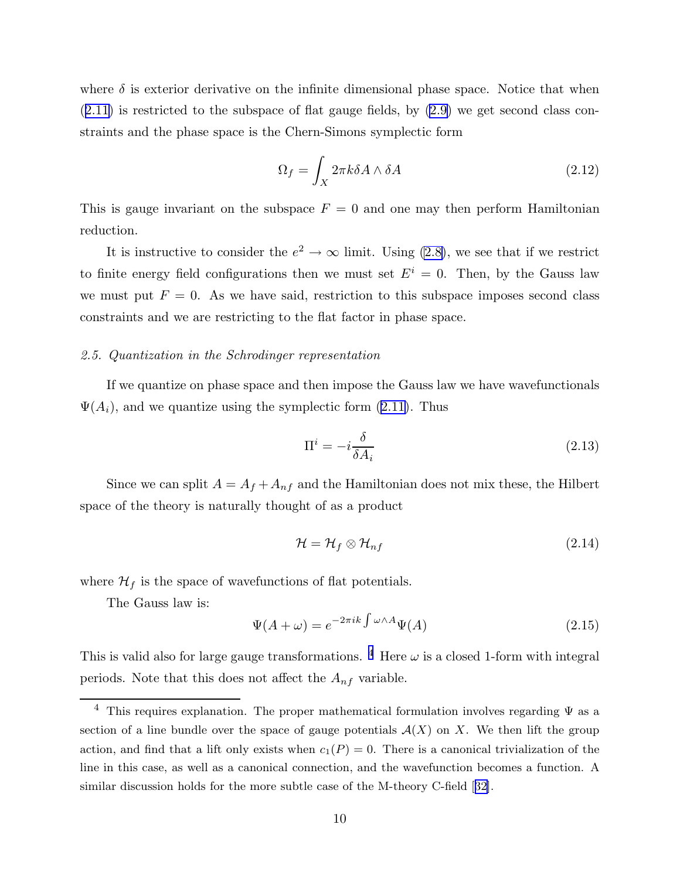where $\delta$ is exterior derivative on the infinite dimensional phase space. Notice that when (2.11) is restricted to the subspace of flat gauge fields, by (2.9) we get second class constraints and the phase space is the Chern-Simons symplectic form

$$\Omega_f = \int_X 2\pi k \delta A \wedge \delta A \tag{2.12}$$

This is gauge invariant on the subspace $F = 0$ and one may then perform Hamiltonian reduction.

It is instructive to consider the $e^2 \to \infty$ limit. Using (2.8), we see that if we restrict to finite energy field configurations then we must set $E^i = 0$. Then, by the Gauss law we must put $F = 0$. As we have said, restriction to this subspace imposes second class constraints and we are restricting to the flat factor in phase space.

*2.5. Quantization in the Schrodinger representation*

If we quantize on phase space and then impose the Gauss law we have wavefunctionals $\Psi(A_i)$, and we quantize using the symplectic form (2.11). Thus

$$\Pi^i = -i \frac{\delta}{\delta A_i} \tag{2.13}$$

Since we can split $A = A_f + A_{nf}$ and the Hamiltonian does not mix these, the Hilbert space of the theory is naturally thought of as a product

$$\mathcal{H} = \mathcal{H}_f \otimes \mathcal{H}_{nf} \tag{2.14}$$

where $\mathcal{H}_f$ is the space of wavefunctions of flat potentials.

The Gauss law is:

$$\Psi(A + \omega) = e^{-2\pi i k \int \omega \wedge A} \Psi(A) \tag{2.15}$$

This is valid also for large gauge transformations. [4] Here $\omega$ is a closed 1-form with integral periods. Note that this does not affect the $A_{nf}$ variable.

[4] This requires explanation. The proper mathematical formulation involves regarding $\Psi$ as a section of a line bundle over the space of gauge potentials $\mathcal{A}(X)$ on $X$. We then lift the group action, and find that a lift only exists when $c_1(P) = 0$. There is a canonical trivialization of the line in this case, as well as a canonical connection, and the wavefunction becomes a function. A similar discussion holds for the more subtle case of the M-theory C-field [32].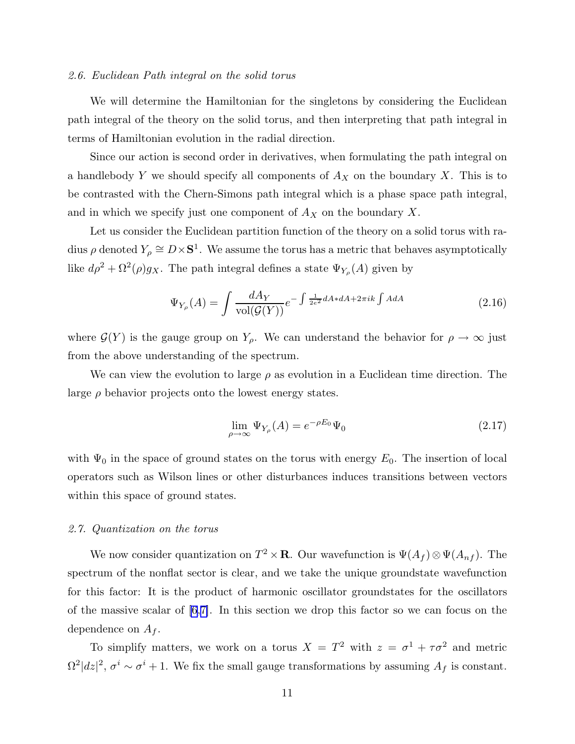### *2.6. Euclidean Path integral on the solid torus*

We will determine the Hamiltonian for the singletons by considering the Euclidean path integral of the theory on the solid torus, and then interpreting that path integral in terms of Hamiltonian evolution in the radial direction.

Since our action is second order in derivatives, when formulating the path integral on a handlebody $Y$ we should specify all components of $A_X$ on the boundary $X$. This is to be contrasted with the Chern-Simons path integral which is a phase space path integral, and in which we specify just one component of $A_X$ on the boundary $X$.

Let us consider the Euclidean partition function of the theory on a solid torus with radius $\rho$ denoted $Y_\rho \cong D \times \mathbf{S}^1$. We assume the torus has a metric that behaves asymptotically like $d\rho^2 + \Omega^2(\rho) g_X$. The path integral defines a state $\Psi_{Y_\rho}(A)$ given by

$$
\Psi_{Y_\rho}(A) = \int \frac{dA_Y}{\mathrm{vol}(\mathcal{G}(Y))} e^{-\int \frac{1}{2e^2} dA * dA + 2\pi i k \int A dA} \tag{2.16}
$$

where $\mathcal{G}(Y)$ is the gauge group on $Y_\rho$. We can understand the behavior for $\rho \to \infty$ just from the above understanding of the spectrum.

We can view the evolution to large $\rho$ as evolution in a Euclidean time direction. The large $\rho$ behavior projects onto the lowest energy states.

$$
\lim_{\rho \to \infty} \Psi_{Y_\rho}(A) = e^{-\rho E_0} \Psi_0 \tag{2.17}
$$

with $\Psi_0$ in the space of ground states on the torus with energy $E_0$. The insertion of local operators such as Wilson lines or other disturbances induces transitions between vectors within this space of ground states.

### *2.7. Quantization on the torus*

We now consider quantization on $T^2 \times \mathbf{R}$. Our wavefunction is $\Psi(A_f) \otimes \Psi(A_{nf})$. The spectrum of the nonflat sector is clear, and we take the unique groundstate wavefunction for this factor: It is the product of harmonic oscillator groundstates for the oscillators of the massive scalar of [6,7]. In this section we drop this factor so we can focus on the dependence on $A_f$.

To simplify matters, we work on a torus $X = T^2$ with $z = \sigma^1 + \tau \sigma^2$ and metric $\Omega^2 |dz|^2$, $\sigma^i \sim \sigma^i + 1$. We fix the small gauge transformations by assuming $A_f$ is constant.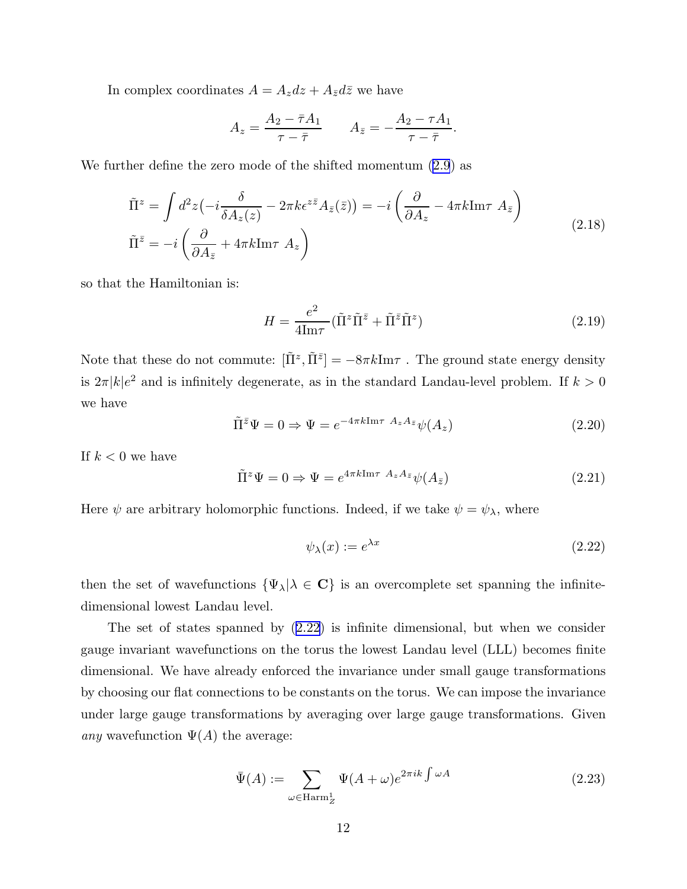In complex coordinates $A = A_z dz + A_{\bar{z}} d\bar{z}$ we have

$$A_z = \frac{A_2 - \bar{\tau} A_1}{\tau - \bar{\tau}} \qquad A_{\bar{z}} = -\frac{A_2 - \tau A_1}{\tau - \bar{\tau}}.$$

We further define the zero mode of the shifted momentum (2.9) as

$$\begin{aligned} \tilde{\Pi}^z &= \int d^2 z \big(-i \frac{\delta}{\delta A_z(z)} - 2\pi k \epsilon^{z\bar{z}} A_{\bar{z}}(\bar{z})\big) = -i \left( \frac{\partial}{\partial A_z} - 4\pi k \mathrm{Im}\tau \ A_{\bar{z}} \right) \\ \tilde{\Pi}^{\bar{z}} &= -i \left( \frac{\partial}{\partial A_{\bar{z}}} + 4\pi k \mathrm{Im}\tau \ A_z \right) \end{aligned} \tag{2.18}$$

so that the Hamiltonian is:

$$H = \frac{e^2}{4\mathrm{Im}\tau} (\tilde{\Pi}^z \tilde{\Pi}^{\bar{z}} + \tilde{\Pi}^{\bar{z}} \tilde{\Pi}^z) \tag{2.19}$$

Note that these do not commute: $[\tilde{\Pi}^z, \tilde{\Pi}^{\bar{z}}] = -8\pi k \mathrm{Im}\tau$ . The ground state energy density is $2\pi |k| e^2$ and is infinitely degenerate, as in the standard Landau-level problem. If $k > 0$ we have

$$\tilde{\Pi}^{\bar{z}} \Psi = 0 \Rightarrow \Psi = e^{-4\pi k \mathrm{Im}\tau \ A_z A_{\bar{z}}} \psi(A_z) \tag{2.20}$$

If $k < 0$ we have

$$\tilde{\Pi}^z \Psi = 0 \Rightarrow \Psi = e^{4\pi k \mathrm{Im}\tau \ A_z A_{\bar{z}}} \psi(A_{\bar{z}}) \tag{2.21}$$

Here $\psi$ are arbitrary holomorphic functions. Indeed, if we take $\psi = \psi_\lambda$, where

$$\psi_\lambda(x) := e^{\lambda x} \tag{2.22}$$

then the set of wavefunctions $\{\Psi_\lambda | \lambda \in \mathbf{C}\}$ is an overcomplete set spanning the infinite-dimensional lowest Landau level.

The set of states spanned by (2.22) is infinite dimensional, but when we consider gauge invariant wavefunctions on the torus the lowest Landau level (LLL) becomes finite dimensional. We have already enforced the invariance under small gauge transformations by choosing our flat connections to be constants on the torus. We can impose the invariance under large gauge transformations by averaging over large gauge transformations. Given *any* wavefunction $\Psi(A)$ the average:

$$\bar{\Psi}(A) := \sum_{\omega \in \mathrm{Harm}^1_Z} \Psi(A + \omega) e^{2\pi i k \int \omega A} \tag{2.23}$$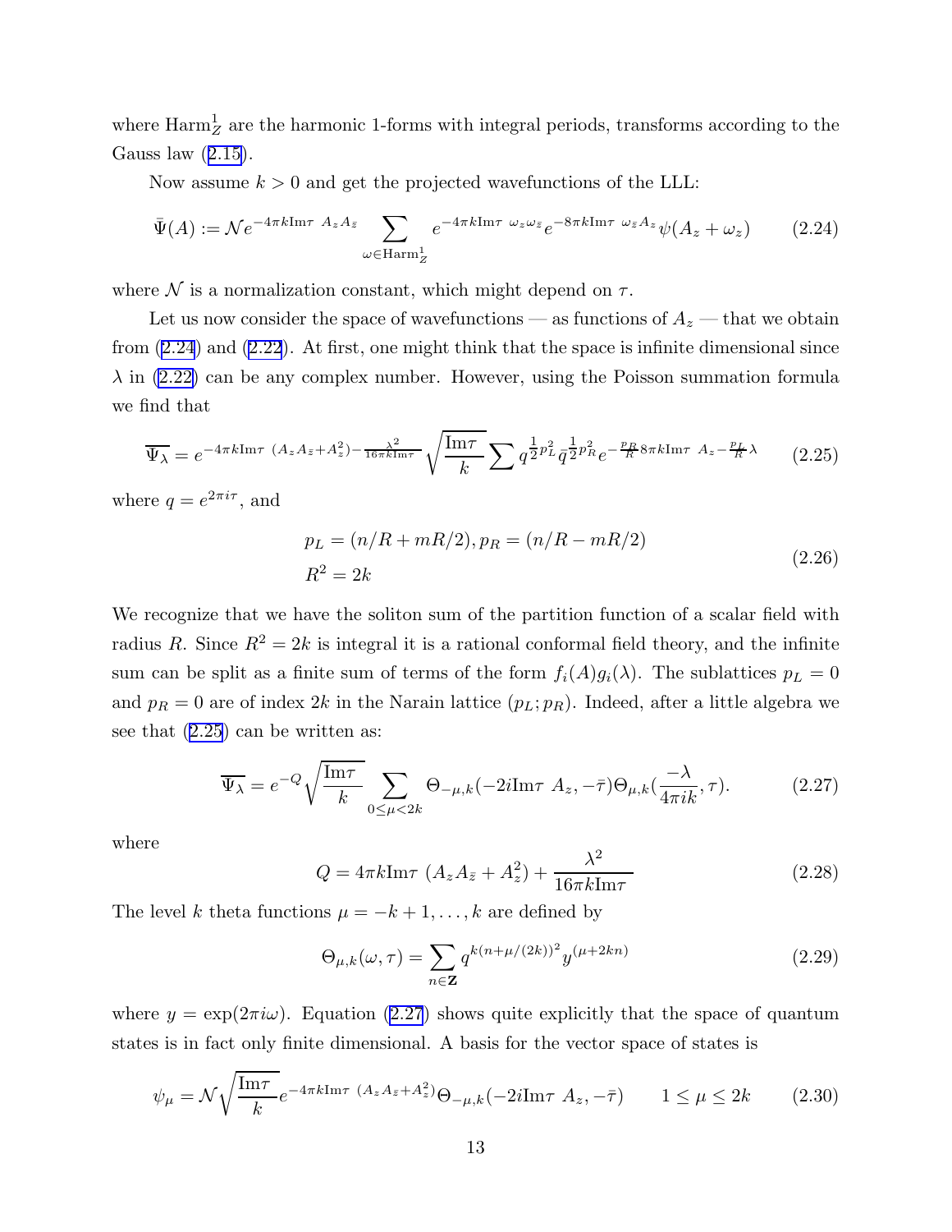where $\mathrm{Harm}^1_Z$ are the harmonic 1-forms with integral periods, transforms according to the Gauss law (2.15).

Now assume $k > 0$ and get the projected wavefunctions of the LLL:

$$\bar{\Psi}(A) := \mathcal{N} e^{-4\pi k \mathrm{Im}\tau \ A_z A_{\bar{z}}} \sum_{\omega \in \mathrm{Harm}^1_Z} e^{-4\pi k \mathrm{Im}\tau \ \omega_z \omega_{\bar{z}}} e^{-8\pi k \mathrm{Im}\tau \ \omega_{\bar{z}} A_z} \psi(A_z + \omega_z) \tag{2.24}$$

where $\mathcal{N}$ is a normalization constant, which might depend on $\tau$.

Let us now consider the space of wavefunctions — as functions of $A_z$ — that we obtain from (2.24) and (2.22). At first, one might think that the space is infinite dimensional since $\lambda$ in (2.22) can be any complex number. However, using the Poisson summation formula we find that

$$\overline{\Psi_\lambda} = e^{-4\pi k \mathrm{Im}\tau \ (A_z A_{\bar{z}} + A_z^2) - \frac{\lambda^2}{16\pi k \mathrm{Im}\tau}} \sqrt{\frac{\mathrm{Im}\tau}{k}} \sum q^{\frac{1}{2}p_L^2} \bar{q}^{\frac{1}{2}p_R^2} e^{-\frac{p_R}{R} 8\pi k \mathrm{Im}\tau \ A_z - \frac{p_L}{R}\lambda} \tag{2.25}$$

where $q = e^{2\pi i \tau}$, and

$$\begin{aligned} p_L &= (n/R + mR/2), p_R = (n/R - mR/2) \\ R^2 &= 2k \end{aligned} \tag{2.26}$$

We recognize that we have the soliton sum of the partition function of a scalar field with radius $R$. Since $R^2 = 2k$ is integral it is a rational conformal field theory, and the infinite sum can be split as a finite sum of terms of the form $f_i(A) g_i(\lambda)$. The sublattices $p_L = 0$ and $p_R = 0$ are of index $2k$ in the Narain lattice $(p_L; p_R)$. Indeed, after a little algebra we see that (2.25) can be written as:

$$\overline{\Psi_\lambda} = e^{-Q} \sqrt{\frac{\mathrm{Im}\tau}{k}} \sum_{0 \leq \mu < 2k} \Theta_{-\mu,k}(-2i \mathrm{Im}\tau \ A_z, -\bar{\tau}) \Theta_{\mu,k}(\frac{-\lambda}{4\pi i k}, \tau). \tag{2.27}$$

where

$$Q = 4\pi k \mathrm{Im}\tau \ (A_z A_{\bar{z}} + A_z^2) + \frac{\lambda^2}{16\pi k \mathrm{Im}\tau} \tag{2.28}$$

The level $k$ theta functions $\mu = -k+1, \ldots, k$ are defined by

$$\Theta_{\mu,k}(\omega, \tau) = \sum_{n \in \mathbf{Z}} q^{k(n + \mu/(2k))^2} y^{(\mu + 2kn)} \tag{2.29}$$

where $y = \exp(2\pi i \omega)$. Equation (2.27) shows quite explicitly that the space of quantum states is in fact only finite dimensional. A basis for the vector space of states is

$$\psi_\mu = \mathcal{N} \sqrt{\frac{\mathrm{Im}\tau}{k}} e^{-4\pi k \mathrm{Im}\tau \ (A_z A_{\bar{z}} + A_z^2)} \Theta_{-\mu,k}(-2i \mathrm{Im}\tau \ A_z, -\bar{\tau}) \qquad 1 \leq \mu \leq 2k \tag{2.30}$$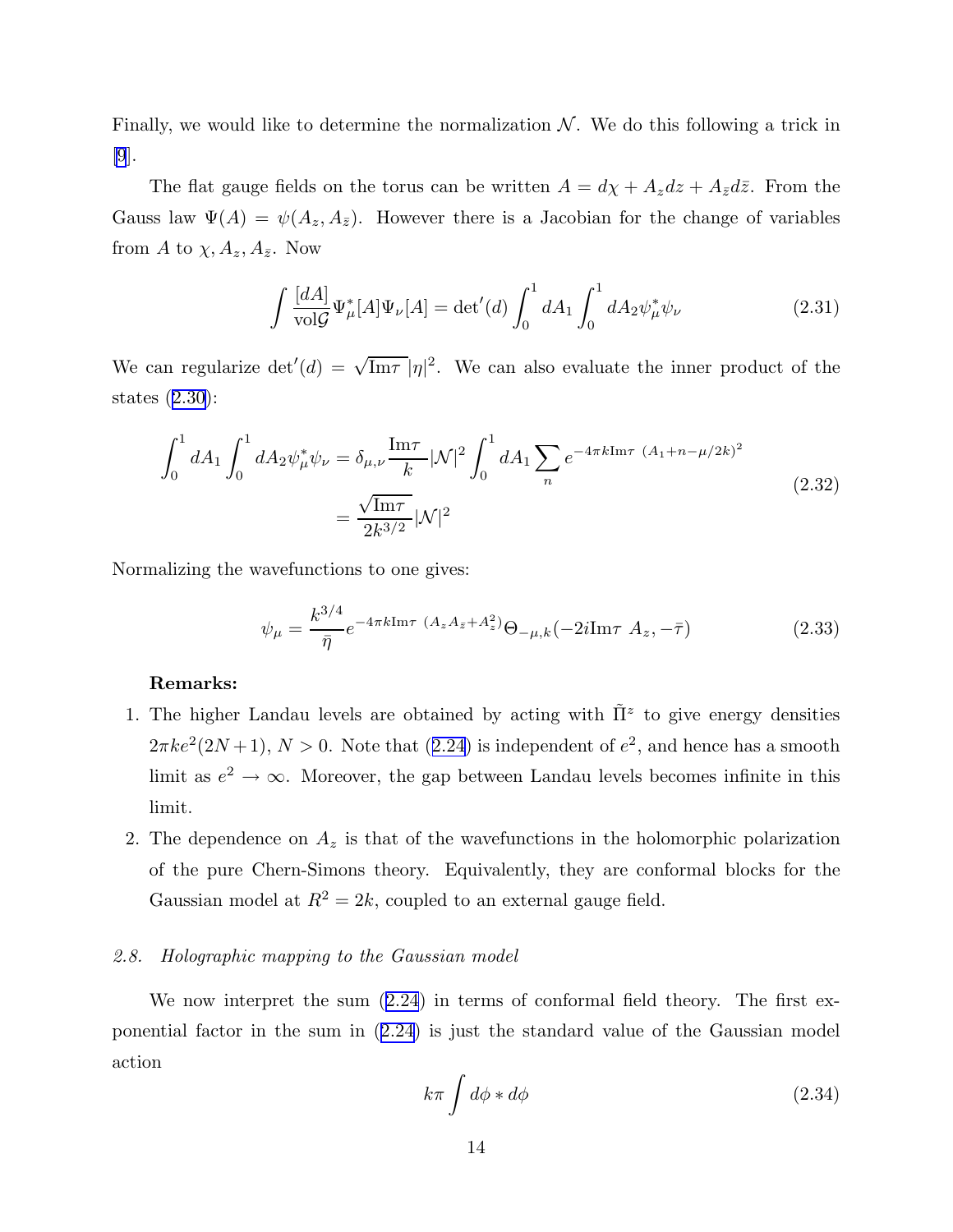Finally, we would like to determine the normalization $\mathcal{N}$. We do this following a trick in [9].

The flat gauge fields on the torus can be written $A = d\chi + A_z dz + A_{\bar{z}} d\bar{z}$. From the Gauss law $\Psi(A) = \psi(A_z, A_{\bar{z}})$. However there is a Jacobian for the change of variables from $A$ to $\chi, A_z, A_{\bar{z}}$. Now

$$\int \frac{[dA]}{\mathrm{vol}\mathcal{G}} \Psi^*_\mu[A]\Psi_\nu[A] = \det{}'(d) \int_0^1 dA_1 \int_0^1 dA_2 \psi^*_\mu \psi_\nu \tag{2.31}$$

We can regularize $\det{}'(d) = \sqrt{\mathrm{Im}\tau}\,|\eta|^2$. We can also evaluate the inner product of the states (2.30):

$$\begin{aligned}\int_0^1 dA_1 \int_0^1 dA_2 \psi^*_\mu \psi_\nu &= \delta_{\mu,\nu} \frac{\mathrm{Im}\tau}{k} |\mathcal{N}|^2 \int_0^1 dA_1 \sum_n e^{-4\pi k \mathrm{Im}\tau \ (A_1 + n - \mu/2k)^2} \\ &= \frac{\sqrt{\mathrm{Im}\tau}}{2k^{3/2}} |\mathcal{N}|^2\end{aligned} \tag{2.32}$$

Normalizing the wavefunctions to one gives:

$$\psi_\mu = \frac{k^{3/4}}{\bar{\eta}} e^{-4\pi k \mathrm{Im}\tau \ (A_z A_{\bar{z}} + A_z^2)} \Theta_{-\mu,k}(-2i\mathrm{Im}\tau \ A_z, -\bar{\tau}) \tag{2.33}$$

**Remarks:**

1. The higher Landau levels are obtained by acting with $\tilde{\Pi}^z$ to give energy densities $2\pi k e^2(2N+1)$, $N > 0$. Note that (2.24) is independent of $e^2$, and hence has a smooth limit as $e^2 \to \infty$. Moreover, the gap between Landau levels becomes infinite in this limit.
2. The dependence on $A_z$ is that of the wavefunctions in the holomorphic polarization of the pure Chern-Simons theory. Equivalently, they are conformal blocks for the Gaussian model at $R^2 = 2k$, coupled to an external gauge field.

### *2.8. Holographic mapping to the Gaussian model*

We now interpret the sum (2.24) in terms of conformal field theory. The first exponential factor in the sum in (2.24) is just the standard value of the Gaussian model action

$$k\pi \int d\phi * d\phi \tag{2.34}$$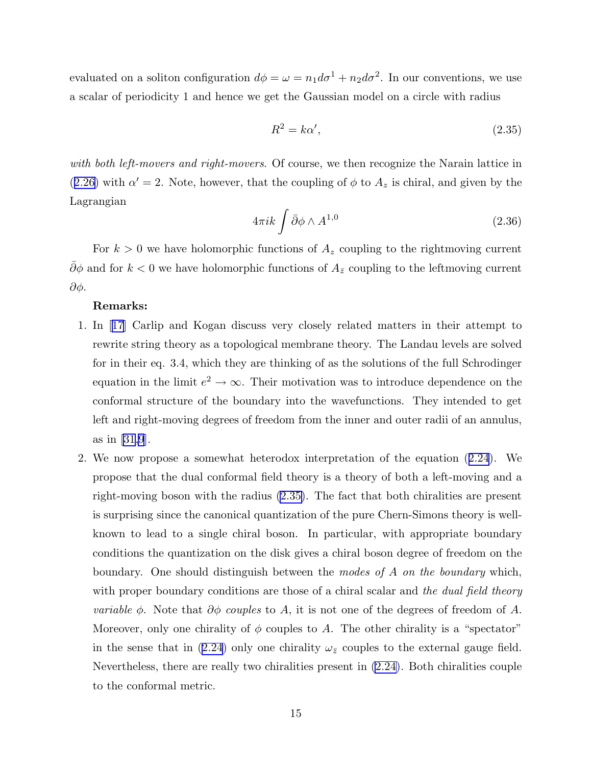evaluated on a soliton configuration $d\phi = \omega = n_1 d\sigma^1 + n_2 d\sigma^2$. In our conventions, we use a scalar of periodicity 1 and hence we get the Gaussian model on a circle with radius

$$R^2 = k\alpha', \tag{2.35}$$

*with both left-movers and right-movers.* Of course, we then recognize the Narain lattice in (2.26) with $\alpha' = 2$. Note, however, that the coupling of $\phi$ to $A_z$ is chiral, and given by the Lagrangian

$$4\pi i k \int \bar{\partial}\phi \wedge A^{1,0} \tag{2.36}$$

For $k > 0$ we have holomorphic functions of $A_z$ coupling to the rightmoving current $\bar{\partial}\phi$ and for $k < 0$ we have holomorphic functions of $A_{\bar{z}}$ coupling to the leftmoving current $\partial\phi$.

**Remarks:**

1. In [17] Carlip and Kogan discuss very closely related matters in their attempt to rewrite string theory as a topological membrane theory. The Landau levels are solved for in their eq. 3.4, which they are thinking of as the solutions of the full Schrodinger equation in the limit $e^2 \to \infty$. Their motivation was to introduce dependence on the conformal structure of the boundary into the wavefunctions. They intended to get left and right-moving degrees of freedom from the inner and outer radii of an annulus, as in [31,9].

2. We now propose a somewhat heterodox interpretation of the equation (2.24). We propose that the dual conformal field theory is a theory of both a left-moving and a right-moving boson with the radius (2.35). The fact that both chiralities are present is surprising since the canonical quantization of the pure Chern-Simons theory is well-known to lead to a single chiral boson. In particular, with appropriate boundary conditions the quantization on the disk gives a chiral boson degree of freedom on the boundary. One should distinguish between the *modes of A on the boundary* which, with proper boundary conditions are those of a chiral scalar and *the dual field theory variable $\phi$*. Note that *$\partial\phi$ couples* to $A$, it is not one of the degrees of freedom of $A$. Moreover, only one chirality of $\phi$ couples to $A$. The other chirality is a "spectator" in the sense that in (2.24) only one chirality $\omega_{\bar{z}}$ couples to the external gauge field. Nevertheless, there are really two chiralities present in (2.24). Both chiralities couple to the conformal metric.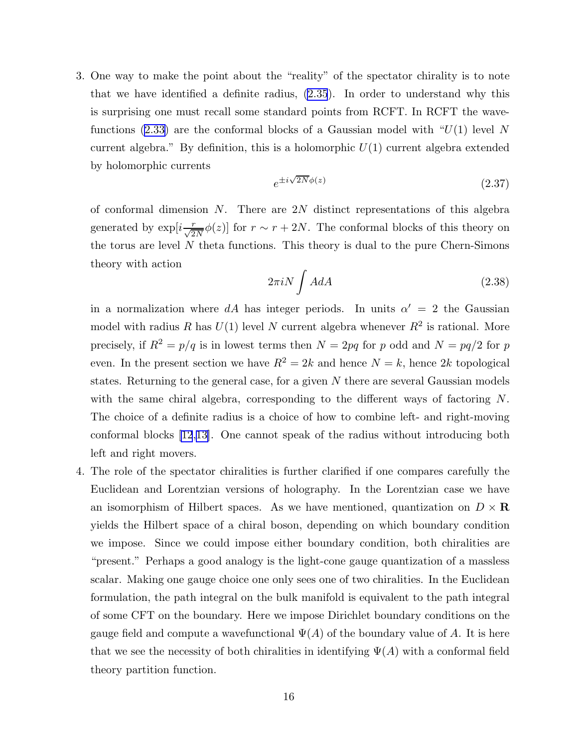3. One way to make the point about the "reality" of the spectator chirality is to note that we have identified a definite radius, (2.35). In order to understand why this is surprising one must recall some standard points from RCFT. In RCFT the wavefunctions (2.33) are the conformal blocks of a Gaussian model with "$U(1)$ level $N$ current algebra." By definition, this is a holomorphic $U(1)$ current algebra extended by holomorphic currents

$$e^{\pm i\sqrt{2N}\phi(z)} \tag{2.37}$$

of conformal dimension $N$. There are $2N$ distinct representations of this algebra generated by $\exp[i\frac{r}{\sqrt{2N}}\phi(z)]$ for $r \sim r + 2N$. The conformal blocks of this theory on the torus are level $N$ theta functions. This theory is dual to the pure Chern-Simons theory with action

$$2\pi i N \int AdA \tag{2.38}$$

in a normalization where $dA$ has integer periods. In units $\alpha' = 2$ the Gaussian model with radius $R$ has $U(1)$ level $N$ current algebra whenever $R^2$ is rational. More precisely, if $R^2 = p/q$ is in lowest terms then $N = 2pq$ for $p$ odd and $N = pq/2$ for $p$ even. In the present section we have $R^2 = 2k$ and hence $N = k$, hence $2k$ topological states. Returning to the general case, for a given $N$ there are several Gaussian models with the same chiral algebra, corresponding to the different ways of factoring $N$. The choice of a definite radius is a choice of how to combine left- and right-moving conformal blocks [12,13]. One cannot speak of the radius without introducing both left and right movers.

4. The role of the spectator chiralities is further clarified if one compares carefully the Euclidean and Lorentzian versions of holography. In the Lorentzian case we have an isomorphism of Hilbert spaces. As we have mentioned, quantization on $D \times \mathbf{R}$ yields the Hilbert space of a chiral boson, depending on which boundary condition we impose. Since we could impose either boundary condition, both chiralities are "present." Perhaps a good analogy is the light-cone gauge quantization of a massless scalar. Making one gauge choice one only sees one of two chiralities. In the Euclidean formulation, the path integral on the bulk manifold is equivalent to the path integral of some CFT on the boundary. Here we impose Dirichlet boundary conditions on the gauge field and compute a wavefunctional $\Psi(A)$ of the boundary value of $A$. It is here that we see the necessity of both chiralities in identifying $\Psi(A)$ with a conformal field theory partition function.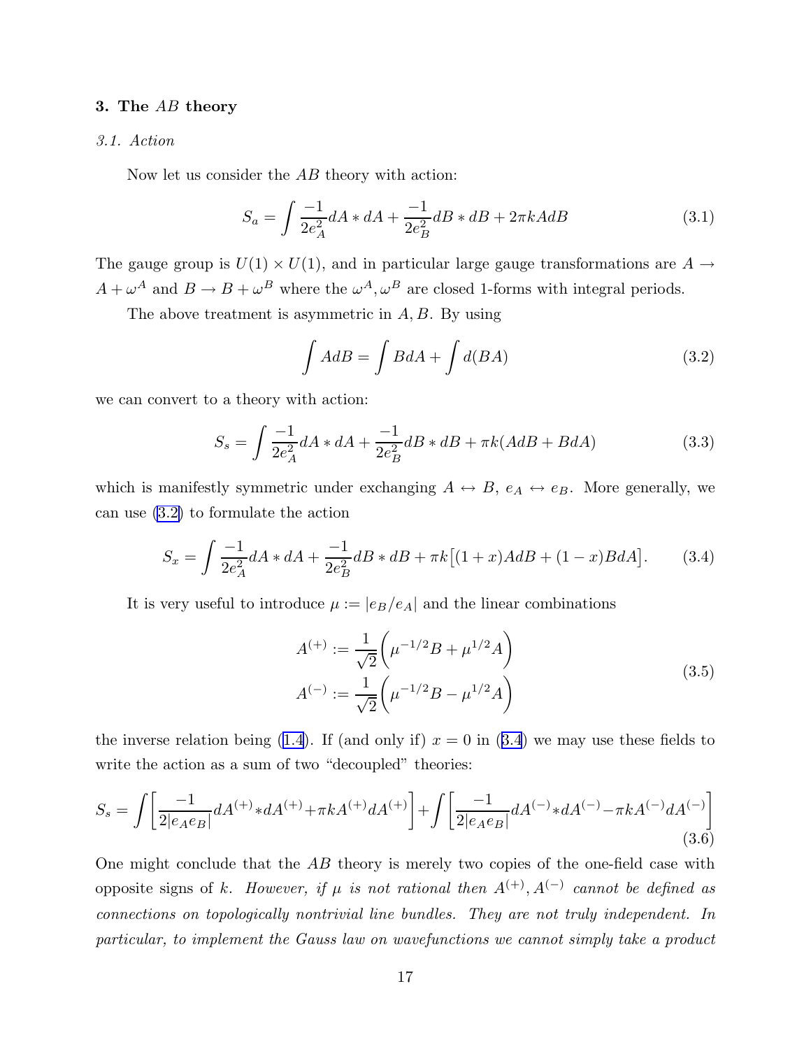## 3. The $AB$ theory

### 3.1. Action

Now let us consider the $AB$ theory with action:

$$S_a = \int \frac{-1}{2e_A^2} dA * dA + \frac{-1}{2e_B^2} dB * dB + 2\pi k A dB \tag{3.1}$$

The gauge group is $U(1) \times U(1)$, and in particular large gauge transformations are $A \to A + \omega^A$ and $B \to B + \omega^B$ where the $\omega^A, \omega^B$ are closed 1-forms with integral periods.

The above treatment is asymmetric in $A, B$. By using

$$\int A dB = \int B dA + \int d(BA) \tag{3.2}$$

we can convert to a theory with action:

$$S_s = \int \frac{-1}{2e_A^2} dA * dA + \frac{-1}{2e_B^2} dB * dB + \pi k (A dB + B dA) \tag{3.3}$$

which is manifestly symmetric under exchanging $A \leftrightarrow B$, $e_A \leftrightarrow e_B$. More generally, we can use (3.2) to formulate the action

$$S_x = \int \frac{-1}{2e_A^2} dA * dA + \frac{-1}{2e_B^2} dB * dB + \pi k \big[(1+x) A dB + (1-x) B dA\big]. \tag{3.4}$$

It is very useful to introduce $\mu := |e_B/e_A|$ and the linear combinations

$$\begin{aligned} A^{(+)} &:= \frac{1}{\sqrt{2}} \Big( \mu^{-1/2} B + \mu^{1/2} A \Big) \\ A^{(-)} &:= \frac{1}{\sqrt{2}} \Big( \mu^{-1/2} B - \mu^{1/2} A \Big) \end{aligned} \tag{3.5}$$

the inverse relation being (1.4). If (and only if) $x = 0$ in (3.4) we may use these fields to write the action as a sum of two "decoupled" theories:

$$S_s = \int \left[ \frac{-1}{2|e_A e_B|} dA^{(+)} * dA^{(+)} + \pi k A^{(+)} dA^{(+)} \right] + \int \left[ \frac{-1}{2|e_A e_B|} dA^{(-)} * dA^{(-)} - \pi k A^{(-)} dA^{(-)} \right] \tag{3.6}$$

One might conclude that the $AB$ theory is merely two copies of the one-field case with opposite signs of $k$. *However, if $\mu$ is not rational then $A^{(+)}, A^{(-)}$ cannot be defined as connections on topologically nontrivial line bundles. They are not truly independent. In particular, to implement the Gauss law on wavefunctions we cannot simply take a product*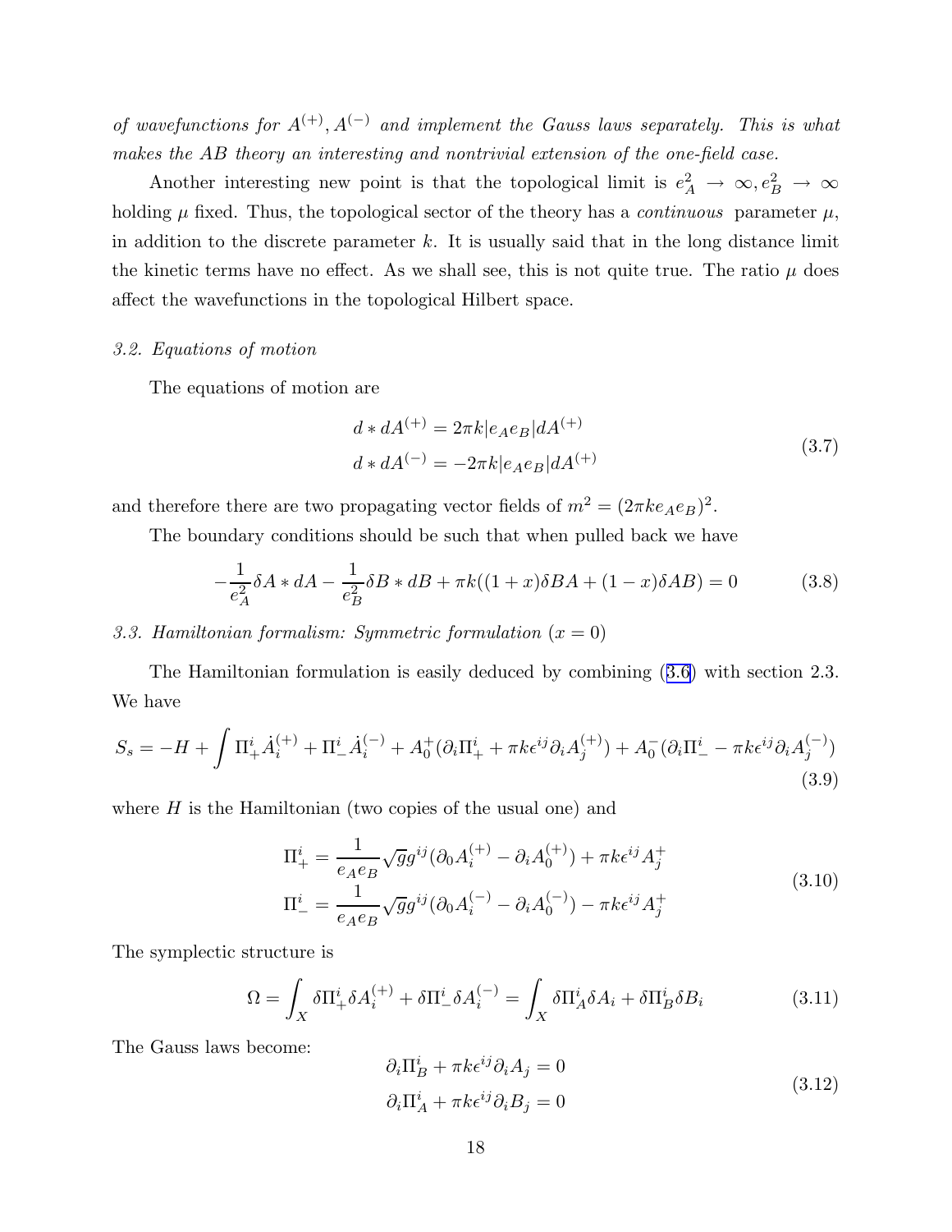*of wavefunctions for $A^{(+)}, A^{(-)}$ and implement the Gauss laws separately. This is what makes the AB theory an interesting and nontrivial extension of the one-field case.*

Another interesting new point is that the topological limit is $e_A^2 \to \infty, e_B^2 \to \infty$ holding $\mu$ fixed. Thus, the topological sector of the theory has a *continuous* parameter $\mu$, in addition to the discrete parameter $k$. It is usually said that in the long distance limit the kinetic terms have no effect. As we shall see, this is not quite true. The ratio $\mu$ does affect the wavefunctions in the topological Hilbert space.

*3.2. Equations of motion*

The equations of motion are

$$
\begin{aligned}
d * dA^{(+)} &= 2\pi k |e_A e_B| dA^{(+)} \\
d * dA^{(-)} &= -2\pi k |e_A e_B| dA^{(+)}
\end{aligned}
\tag{3.7}
$$

and therefore there are two propagating vector fields of $m^2 = (2\pi k e_A e_B)^2$.

The boundary conditions should be such that when pulled back we have

$$
-\frac{1}{e_A^2}\delta A * dA - \frac{1}{e_B^2}\delta B * dB + \pi k((1+x)\delta B A + (1-x)\delta A B) = 0 \tag{3.8}
$$

*3.3. Hamiltonian formalism: Symmetric formulation ($x = 0$)*

The Hamiltonian formulation is easily deduced by combining (3.6) with section 2.3. We have

$$
S_s = -H + \int \Pi^i_+ \dot{A}^{(+)}_i + \Pi^i_- \dot{A}^{(-)}_i + A_0^+(\partial_i \Pi^i_+ + \pi k \epsilon^{ij}\partial_i A^{(+)}_j) + A_0^-(\partial_i \Pi^i_- - \pi k \epsilon^{ij}\partial_i A^{(-)}_j) \tag{3.9}
$$

where $H$ is the Hamiltonian (two copies of the usual one) and

$$
\begin{aligned}
\Pi^i_+ &= \frac{1}{e_A e_B}\sqrt{g} g^{ij}(\partial_0 A^{(+)}_i - \partial_i A^{(+)}_0) + \pi k \epsilon^{ij} A^+_j \\
\Pi^i_- &= \frac{1}{e_A e_B}\sqrt{g} g^{ij}(\partial_0 A^{(-)}_i - \partial_i A^{(-)}_0) - \pi k \epsilon^{ij} A^+_j
\end{aligned}
\tag{3.10}
$$

The symplectic structure is

$$
\Omega = \int_X \delta \Pi^i_+ \delta A^{(+)}_i + \delta \Pi^i_- \delta A^{(-)}_i = \int_X \delta \Pi^i_A \delta A_i + \delta \Pi^i_B \delta B_i \tag{3.11}
$$

The Gauss laws become:

$$
\begin{aligned}
\partial_i \Pi^i_B + \pi k \epsilon^{ij}\partial_i A_j &= 0 \\
\partial_i \Pi^i_A + \pi k \epsilon^{ij}\partial_i B_j &= 0
\end{aligned}
\tag{3.12}
$$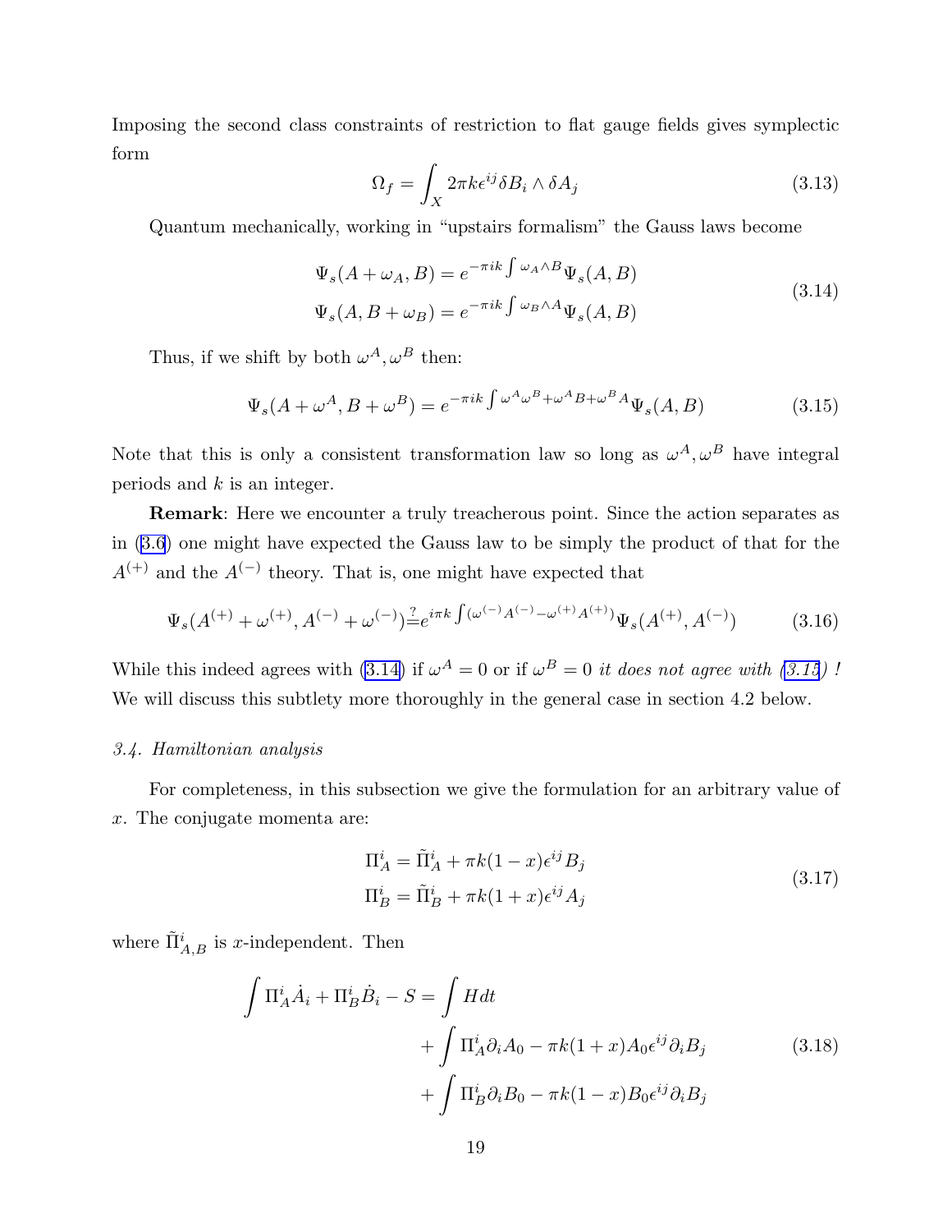Imposing the second class constraints of restriction to flat gauge fields gives symplectic form

$$\Omega_f = \int_X 2\pi k \epsilon^{ij} \delta B_i \wedge \delta A_j \tag{3.13}$$

Quantum mechanically, working in "upstairs formalism" the Gauss laws become

$$\begin{aligned}
\Psi_s(A+\omega_A, B) &= e^{-\pi i k \int \omega_A \wedge B} \Psi_s(A,B) \\
\Psi_s(A, B+\omega_B) &= e^{-\pi i k \int \omega_B \wedge A} \Psi_s(A,B)
\end{aligned} \tag{3.14}$$

Thus, if we shift by both $\omega^A, \omega^B$ then:

$$\Psi_s(A+\omega^A, B+\omega^B) = e^{-\pi i k \int \omega^A \omega^B + \omega^A B + \omega^B A} \Psi_s(A,B) \tag{3.15}$$

Note that this is only a consistent transformation law so long as $\omega^A, \omega^B$ have integral periods and $k$ is an integer.

**Remark**: Here we encounter a truly treacherous point. Since the action separates as in (3.6) one might have expected the Gauss law to be simply the product of that for the $A^{(+)}$ and the $A^{(-)}$ theory. That is, one might have expected that

$$\Psi_s(A^{(+)}+\omega^{(+)}, A^{(-)}+\omega^{(-)}) \stackrel{?}{=} e^{i\pi k \int (\omega^{(-)} A^{(-)} - \omega^{(+)} A^{(+)})} \Psi_s(A^{(+)}, A^{(-)}) \tag{3.16}$$

While this indeed agrees with (3.14) if $\omega^A = 0$ or if $\omega^B = 0$ *it does not agree with (3.15) !* We will discuss this subtlety more thoroughly in the general case in section 4.2 below.

### *3.4. Hamiltonian analysis*

For completeness, in this subsection we give the formulation for an arbitrary value of $x$. The conjugate momenta are:

$$\begin{aligned}
\Pi_A^i &= \tilde{\Pi}_A^i + \pi k(1-x)\epsilon^{ij} B_j \\
\Pi_B^i &= \tilde{\Pi}_B^i + \pi k(1+x)\epsilon^{ij} A_j
\end{aligned} \tag{3.17}$$

where $\tilde{\Pi}_{A,B}^i$ is $x$-independent. Then

$$\begin{aligned}
\int \Pi_A^i \dot{A}_i + \Pi_B^i \dot{B}_i - S = \int H dt \\
+ \int \Pi_A^i \partial_i A_0 - \pi k(1+x) A_0 \epsilon^{ij} \partial_i B_j \\
+ \int \Pi_B^i \partial_i B_0 - \pi k(1-x) B_0 \epsilon^{ij} \partial_i B_j
\end{aligned} \tag{3.18}$$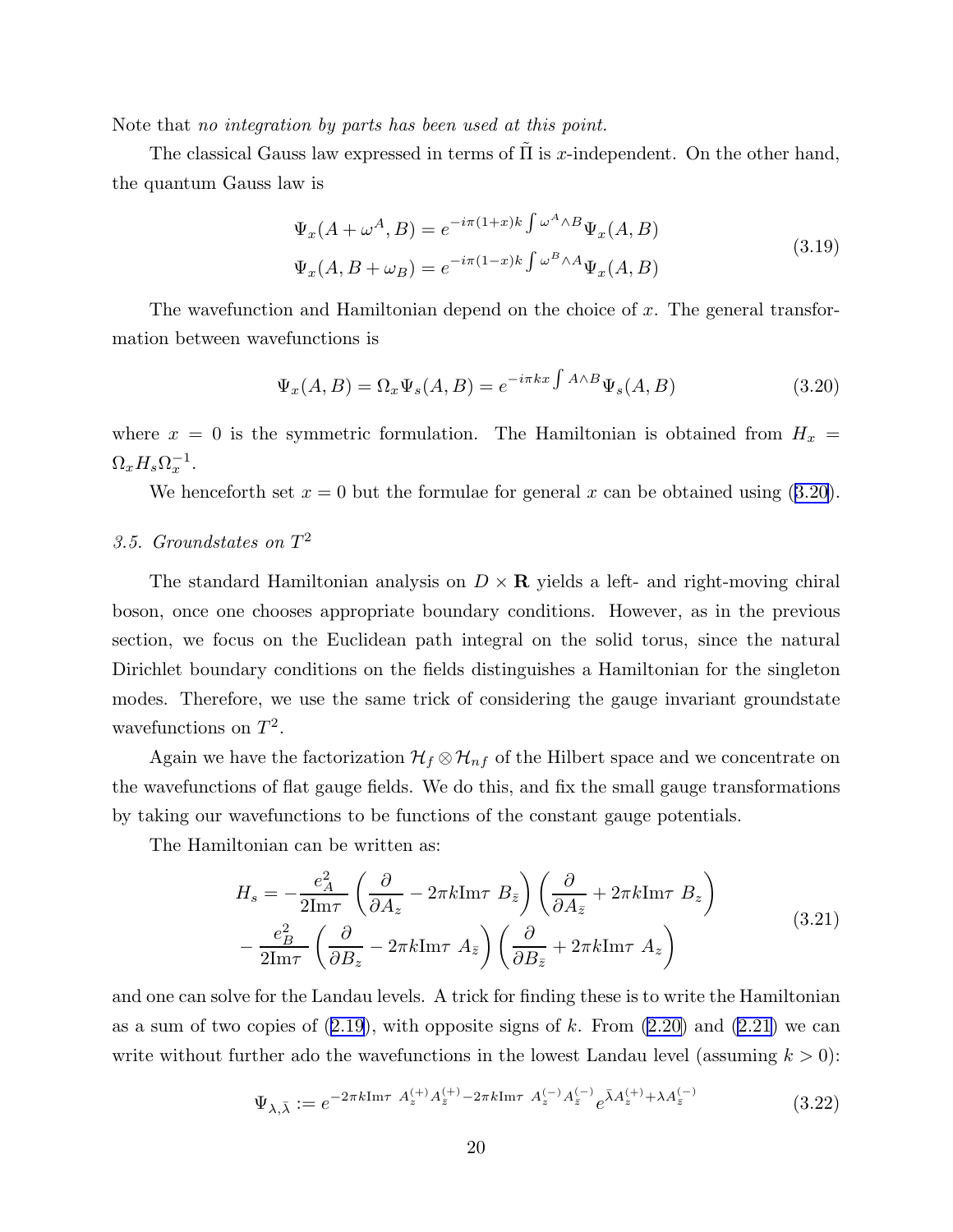Note that *no integration by parts has been used at this point.*

The classical Gauss law expressed in terms of $\tilde{\Pi}$ is $x$-independent. On the other hand, the quantum Gauss law is

$$
\begin{aligned}
\Psi_x(A+\omega^A, B) &= e^{-i\pi(1+x)k\int \omega^A\wedge B}\Psi_x(A,B) \\
\Psi_x(A, B+\omega_B) &= e^{-i\pi(1-x)k\int \omega^B\wedge A}\Psi_x(A,B)
\end{aligned}
\tag{3.19}
$$

The wavefunction and Hamiltonian depend on the choice of $x$. The general transformation between wavefunctions is

$$
\Psi_x(A,B) = \Omega_x \Psi_s(A,B) = e^{-i\pi k x\int A\wedge B}\Psi_s(A,B) \tag{3.20}
$$

where $x=0$ is the symmetric formulation. The Hamiltonian is obtained from $H_x = \Omega_x H_s \Omega_x^{-1}$.

We henceforth set $x=0$ but the formulae for general $x$ can be obtained using (3.20).

### 3.5. Groundstates on $T^2$

The standard Hamiltonian analysis on $D\times \mathbf{R}$ yields a left- and right-moving chiral boson, once one chooses appropriate boundary conditions. However, as in the previous section, we focus on the Euclidean path integral on the solid torus, since the natural Dirichlet boundary conditions on the fields distinguishes a Hamiltonian for the singleton modes. Therefore, we use the same trick of considering the gauge invariant groundstate wavefunctions on $T^2$.

Again we have the factorization $\mathcal{H}_f\otimes\mathcal{H}_{nf}$ of the Hilbert space and we concentrate on the wavefunctions of flat gauge fields. We do this, and fix the small gauge transformations by taking our wavefunctions to be functions of the constant gauge potentials.

The Hamiltonian can be written as:

$$
\begin{aligned}
H_s = &-\frac{e_A^2}{2\mathrm{Im}\tau}\left(\frac{\partial}{\partial A_z} - 2\pi k \mathrm{Im}\tau\ B_{\bar z}\right)\left(\frac{\partial}{\partial A_{\bar z}} + 2\pi k \mathrm{Im}\tau\ B_z\right) \\
&-\frac{e_B^2}{2\mathrm{Im}\tau}\left(\frac{\partial}{\partial B_z} - 2\pi k \mathrm{Im}\tau\ A_{\bar z}\right)\left(\frac{\partial}{\partial B_{\bar z}} + 2\pi k \mathrm{Im}\tau\ A_z\right)
\end{aligned}
\tag{3.21}
$$

and one can solve for the Landau levels. A trick for finding these is to write the Hamiltonian as a sum of two copies of (2.19), with opposite signs of $k$. From (2.20) and (2.21) we can write without further ado the wavefunctions in the lowest Landau level (assuming $k>0$):

$$
\Psi_{\lambda,\bar\lambda} := e^{-2\pi k \mathrm{Im}\tau\ A_z^{(+)}A_{\bar z}^{(+)} - 2\pi k\mathrm{Im}\tau\ A_z^{(-)}A_{\bar z}^{(-)}} e^{\bar\lambda A_z^{(+)} + \lambda A_{\bar z}^{(-)}} \tag{3.22}
$$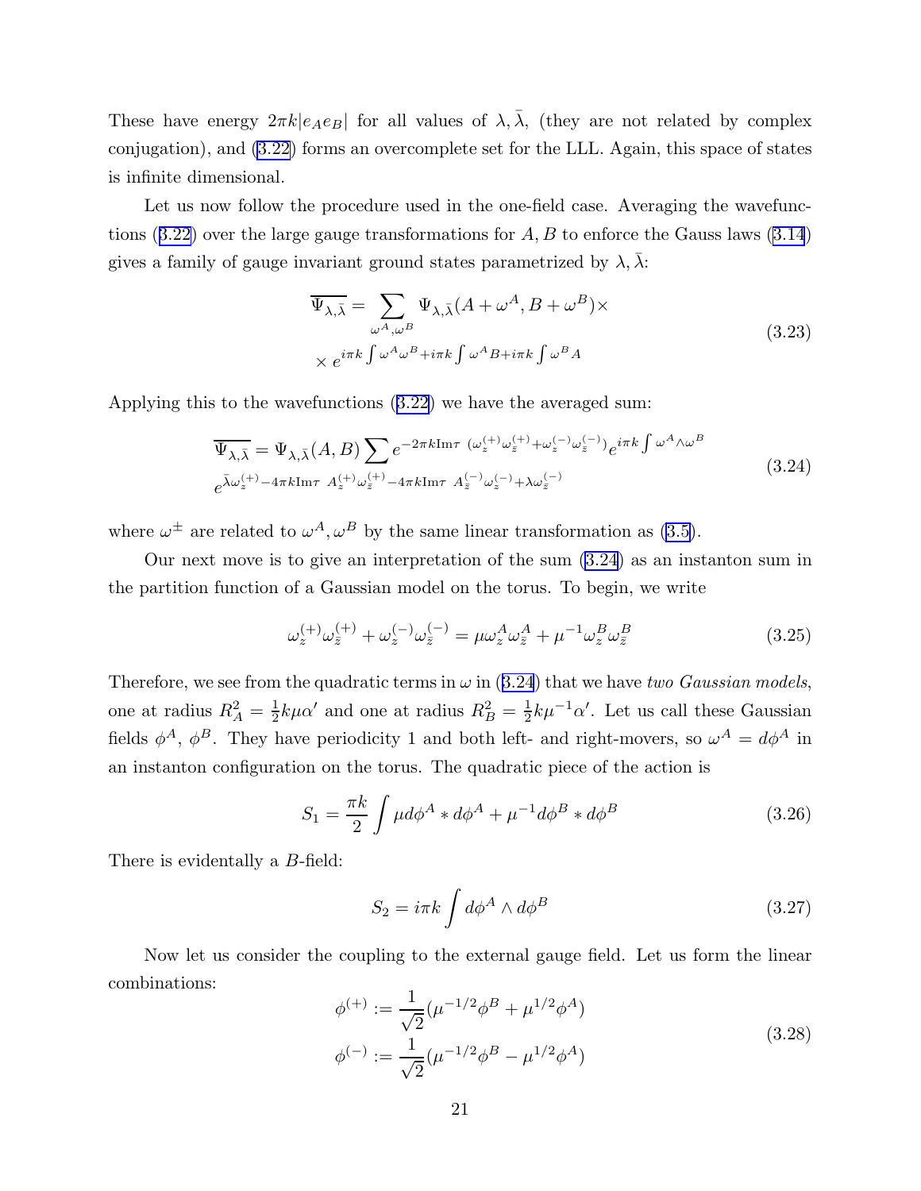These have energy $2\pi k|e_A e_B|$ for all values of $\lambda, \bar{\lambda}$, (they are not related by complex conjugation), and (3.22) forms an overcomplete set for the LLL. Again, this space of states is infinite dimensional.

Let us now follow the procedure used in the one-field case. Averaging the wavefunctions (3.22) over the large gauge transformations for $A, B$ to enforce the Gauss laws (3.14) gives a family of gauge invariant ground states parametrized by $\lambda, \bar{\lambda}$:

$$
\begin{aligned}
\overline{\Psi_{\lambda,\bar{\lambda}}} = & \sum_{\omega^A,\omega^B} \Psi_{\lambda,\bar{\lambda}}(A+\omega^A, B+\omega^B) \times \\
& \times e^{i\pi k\int \omega^A\omega^B + i\pi k\int \omega^A B + i\pi k \int \omega^B A}
\end{aligned}
\tag{3.23}
$$

Applying this to the wavefunctions (3.22) we have the averaged sum:

$$
\begin{aligned}
\overline{\Psi_{\lambda,\bar{\lambda}}} = & \Psi_{\lambda,\bar{\lambda}}(A,B) \sum e^{-2\pi k \mathrm{Im}\tau\ (\omega_z^{(+)}\omega_{\bar{z}}^{(+)} + \omega_z^{(-)}\omega_{\bar{z}}^{(-)})} e^{i\pi k\int \omega^A\wedge\omega^B} \\
& e^{\bar{\lambda}\omega_z^{(+)} - 4\pi k \mathrm{Im}\tau\ A_z^{(+)}\omega_{\bar{z}}^{(+)} - 4\pi k \mathrm{Im}\tau\ A_{\bar{z}}^{(-)}\omega_z^{(-)} + \lambda\omega_{\bar{z}}^{(-)}}
\end{aligned}
\tag{3.24}
$$

where $\omega^{\pm}$ are related to $\omega^A, \omega^B$ by the same linear transformation as (3.5).

Our next move is to give an interpretation of the sum (3.24) as an instanton sum in the partition function of a Gaussian model on the torus. To begin, we write

$$
\omega_z^{(+)}\omega_{\bar{z}}^{(+)} + \omega_z^{(-)}\omega_{\bar{z}}^{(-)} = \mu\omega_z^A\omega_{\bar{z}}^A + \mu^{-1}\omega_z^B\omega_{\bar{z}}^B
\tag{3.25}
$$

Therefore, we see from the quadratic terms in $\omega$ in (3.24) that we have *two Gaussian models*, one at radius $R_A^2 = \frac{1}{2}k\mu\alpha'$ and one at radius $R_B^2 = \frac{1}{2}k\mu^{-1}\alpha'$. Let us call these Gaussian fields $\phi^A$, $\phi^B$. They have periodicity 1 and both left- and right-movers, so $\omega^A = d\phi^A$ in an instanton configuration on the torus. The quadratic piece of the action is

$$
S_1 = \frac{\pi k}{2}\int \mu d\phi^A * d\phi^A + \mu^{-1}d\phi^B * d\phi^B
\tag{3.26}
$$

There is evidentally a $B$-field:

$$
S_2 = i\pi k\int d\phi^A \wedge d\phi^B
\tag{3.27}
$$

Now let us consider the coupling to the external gauge field. Let us form the linear combinations:

$$
\begin{aligned}
\phi^{(+)} &:= \frac{1}{\sqrt{2}}(\mu^{-1/2}\phi^B + \mu^{1/2}\phi^A) \\
\phi^{(-)} &:= \frac{1}{\sqrt{2}}(\mu^{-1/2}\phi^B - \mu^{1/2}\phi^A)
\end{aligned}
\tag{3.28}
$$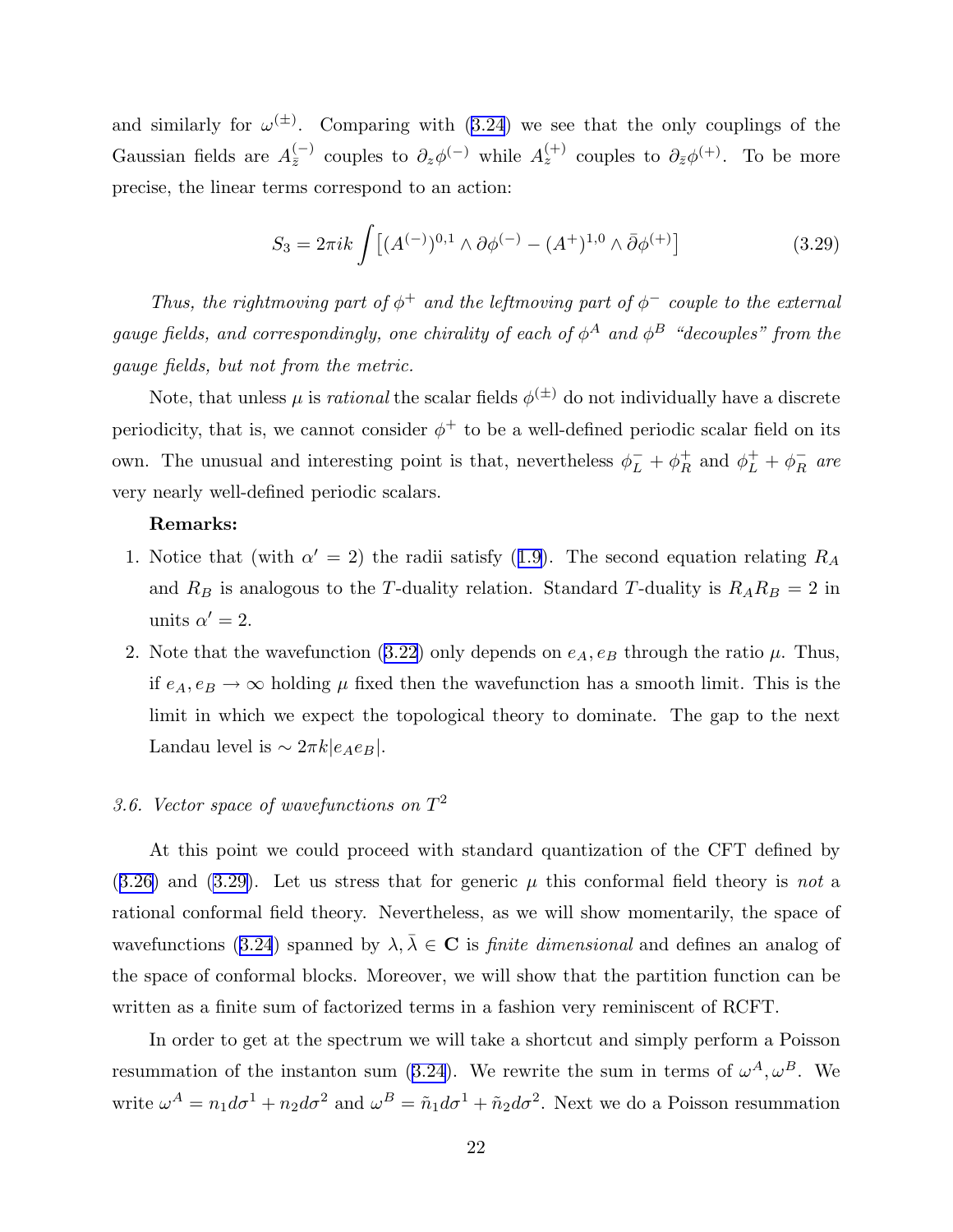and similarly for $\omega^{(\pm)}$. Comparing with (3.24) we see that the only couplings of the Gaussian fields are $A^{(-)}_{\bar{z}}$ couples to $\partial_z \phi^{(-)}$ while $A^{(+)}_z$ couples to $\partial_{\bar{z}} \phi^{(+)}$. To be more precise, the linear terms correspond to an action:

$$S_3 = 2\pi i k \int \left[ (A^{(-)})^{0,1} \wedge \partial \phi^{(-)} - (A^{+})^{1,0} \wedge \bar{\partial} \phi^{(+)} \right] \tag{3.29}$$

*Thus, the rightmoving part of $\phi^+$ and the leftmoving part of $\phi^-$ couple to the external gauge fields, and correspondingly, one chirality of each of $\phi^A$ and $\phi^B$ "decouples" from the gauge fields, but not from the metric.*

Note, that unless $\mu$ is *rational* the scalar fields $\phi^{(\pm)}$ do not individually have a discrete periodicity, that is, we cannot consider $\phi^+$ to be a well-defined periodic scalar field on its own. The unusual and interesting point is that, nevertheless $\phi^-_L + \phi^+_R$ and $\phi^+_L + \phi^-_R$ *are* very nearly well-defined periodic scalars.

**Remarks:**

1. Notice that (with $\alpha' = 2$) the radii satisfy (1.9). The second equation relating $R_A$ and $R_B$ is analogous to the $T$-duality relation. Standard $T$-duality is $R_A R_B = 2$ in units $\alpha' = 2$.
2. Note that the wavefunction (3.22) only depends on $e_A, e_B$ through the ratio $\mu$. Thus, if $e_A, e_B \to \infty$ holding $\mu$ fixed then the wavefunction has a smooth limit. This is the limit in which we expect the topological theory to dominate. The gap to the next Landau level is $\sim 2\pi k |e_A e_B|$.

### *3.6. Vector space of wavefunctions on $T^2$*

At this point we could proceed with standard quantization of the CFT defined by (3.26) and (3.29). Let us stress that for generic $\mu$ this conformal field theory is *not* a rational conformal field theory. Nevertheless, as we will show momentarily, the space of wavefunctions (3.24) spanned by $\lambda, \bar{\lambda} \in \mathbf{C}$ is *finite dimensional* and defines an analog of the space of conformal blocks. Moreover, we will show that the partition function can be written as a finite sum of factorized terms in a fashion very reminiscent of RCFT.

In order to get at the spectrum we will take a shortcut and simply perform a Poisson resummation of the instanton sum (3.24). We rewrite the sum in terms of $\omega^A, \omega^B$. We write $\omega^A = n_1 d\sigma^1 + n_2 d\sigma^2$ and $\omega^B = \tilde{n}_1 d\sigma^1 + \tilde{n}_2 d\sigma^2$. Next we do a Poisson resummation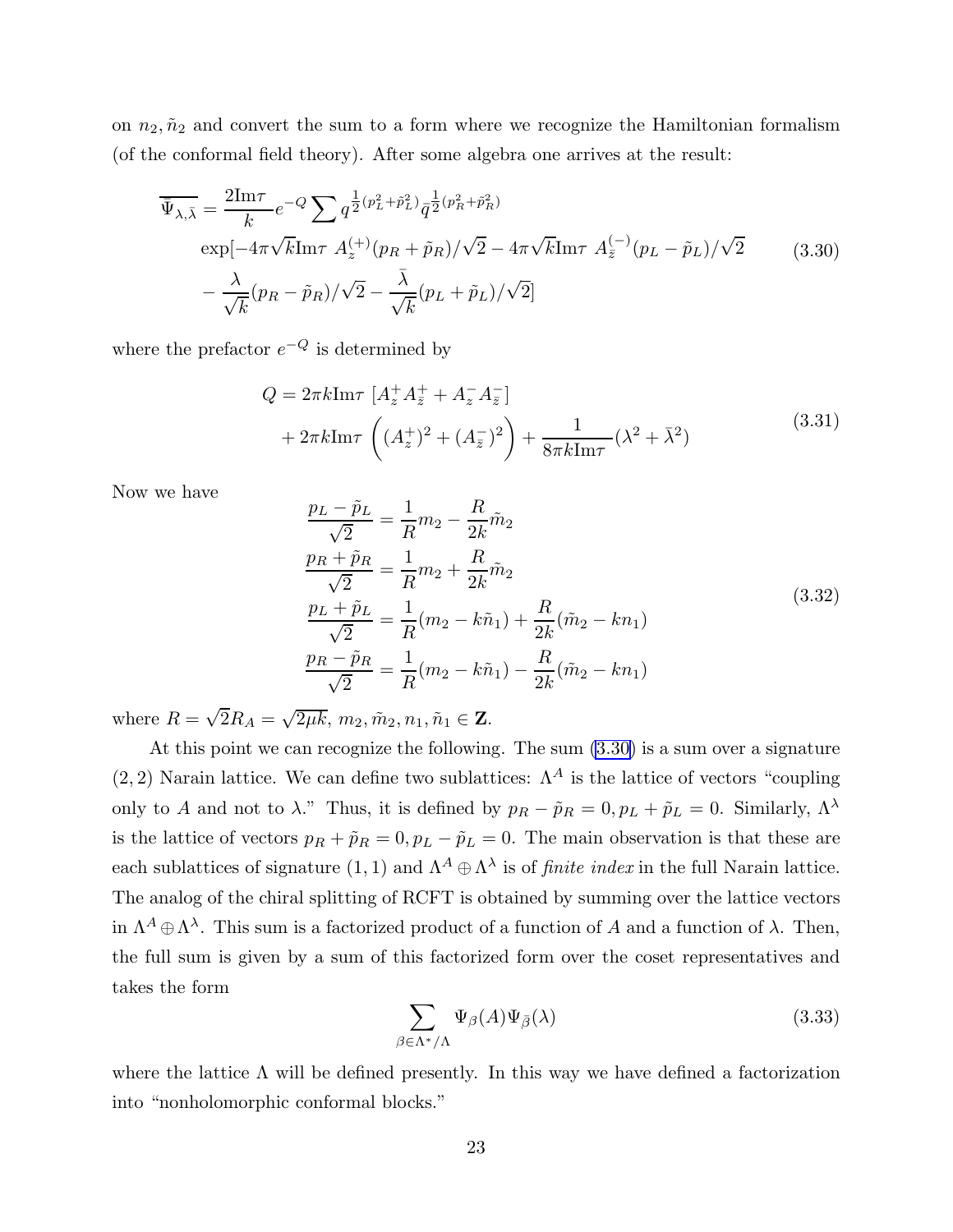on $n_2, \tilde{n}_2$ and convert the sum to a form where we recognize the Hamiltonian formalism (of the conformal field theory). After some algebra one arrives at the result:

$$
\begin{aligned}
\overline{\Psi_{\lambda,\bar{\lambda}}} = & \frac{2\mathrm{Im}\tau}{k} e^{-Q} \sum q^{\frac{1}{2}(p_L^2+\tilde{p}_L^2)} \bar{q}^{\frac{1}{2}(p_R^2+\tilde{p}_R^2)} \\
& \exp[-4\pi\sqrt{k}\mathrm{Im}\tau \; A_z^{(+)}(p_R+\tilde{p}_R)/\sqrt{2} - 4\pi\sqrt{k}\mathrm{Im}\tau \; A_{\bar{z}}^{(-)}(p_L-\tilde{p}_L)/\sqrt{2} \\
& - \frac{\lambda}{\sqrt{k}}(p_R-\tilde{p}_R)/\sqrt{2} - \frac{\bar{\lambda}}{\sqrt{k}}(p_L+\tilde{p}_L)/\sqrt{2}]
\end{aligned}
\tag{3.30}
$$

where the prefactor $e^{-Q}$ is determined by

$$
\begin{aligned}
Q = & 2\pi k \mathrm{Im}\tau \; [A_z^+ A_{\bar{z}}^+ + A_z^- A_{\bar{z}}^-] \\
& + 2\pi k \mathrm{Im}\tau \left( (A_z^+)^2 + (A_{\bar{z}}^-)^2 \right) + \frac{1}{8\pi k \mathrm{Im}\tau}(\lambda^2 + \bar{\lambda}^2)
\end{aligned}
\tag{3.31}
$$

Now we have

$$
\begin{aligned}
\frac{p_L - \tilde{p}_L}{\sqrt{2}} &= \frac{1}{R}m_2 - \frac{R}{2k}\tilde{m}_2 \\
\frac{p_R + \tilde{p}_R}{\sqrt{2}} &= \frac{1}{R}m_2 + \frac{R}{2k}\tilde{m}_2 \\
\frac{p_L + \tilde{p}_L}{\sqrt{2}} &= \frac{1}{R}(m_2 - k\tilde{n}_1) + \frac{R}{2k}(\tilde{m}_2 - kn_1) \\
\frac{p_R - \tilde{p}_R}{\sqrt{2}} &= \frac{1}{R}(m_2 - k\tilde{n}_1) - \frac{R}{2k}(\tilde{m}_2 - kn_1)
\end{aligned}
\tag{3.32}
$$

where $R = \sqrt{2}R_A = \sqrt{2\mu k}$, $m_2, \tilde{m}_2, n_1, \tilde{n}_1 \in \mathbf{Z}$.

At this point we can recognize the following. The sum (3.30) is a sum over a signature $(2,2)$ Narain lattice. We can define two sublattices: $\Lambda^A$ is the lattice of vectors "coupling only to $A$ and not to $\lambda$." Thus, it is defined by $p_R - \tilde{p}_R = 0, p_L + \tilde{p}_L = 0$. Similarly, $\Lambda^\lambda$ is the lattice of vectors $p_R + \tilde{p}_R = 0, p_L - \tilde{p}_L = 0$. The main observation is that these are each sublattices of signature $(1,1)$ and $\Lambda^A \oplus \Lambda^\lambda$ is of *finite index* in the full Narain lattice. The analog of the chiral splitting of RCFT is obtained by summing over the lattice vectors in $\Lambda^A \oplus \Lambda^\lambda$. This sum is a factorized product of a function of $A$ and a function of $\lambda$. Then, the full sum is given by a sum of this factorized form over the coset representatives and takes the form

$$
\sum_{\beta \in \Lambda^*/\Lambda} \Psi_\beta(A) \Psi_{\bar{\beta}}(\lambda)
\tag{3.33}
$$

where the lattice $\Lambda$ will be defined presently. In this way we have defined a factorization into "nonholomorphic conformal blocks."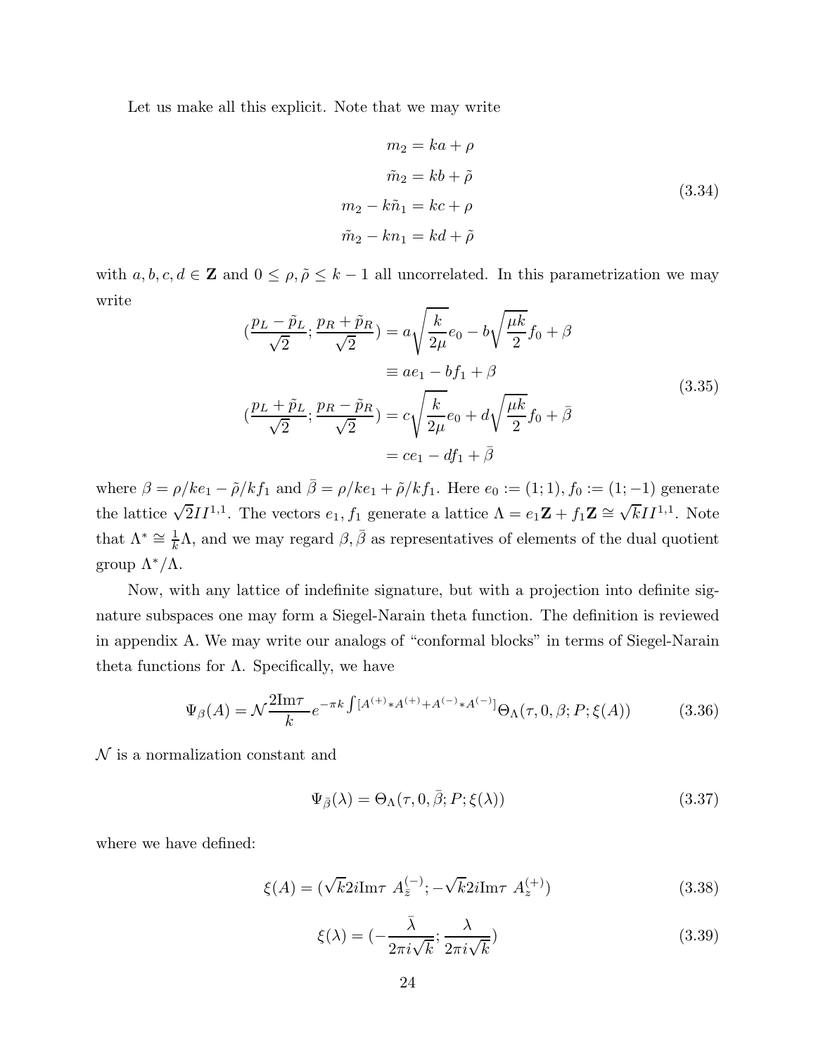Let us make all this explicit. Note that we may write

$$
\begin{aligned}
m_2 &= ka + \rho \\
\tilde{m}_2 &= kb + \tilde{\rho} \\
m_2 - k\tilde{n}_1 &= kc + \rho \\
\tilde{m}_2 - kn_1 &= kd + \tilde{\rho}
\end{aligned}
\tag{3.34}
$$

with $a, b, c, d \in \mathbf{Z}$ and $0 \leq \rho, \tilde{\rho} \leq k-1$ all uncorrelated. In this parametrization we may write

$$
\begin{aligned}
\left(\frac{p_L - \tilde{p}_L}{\sqrt{2}}; \frac{p_R + \tilde{p}_R}{\sqrt{2}}\right) &= a\sqrt{\frac{k}{2\mu}}e_0 - b\sqrt{\frac{\mu k}{2}}f_0 + \beta \\
&\equiv ae_1 - bf_1 + \beta \\
\left(\frac{p_L + \tilde{p}_L}{\sqrt{2}}; \frac{p_R - \tilde{p}_R}{\sqrt{2}}\right) &= c\sqrt{\frac{k}{2\mu}}e_0 + d\sqrt{\frac{\mu k}{2}}f_0 + \bar{\beta} \\
&= ce_1 - df_1 + \bar{\beta}
\end{aligned}
\tag{3.35}
$$

where $\beta = \rho/ke_1 - \tilde{\rho}/kf_1$ and $\bar{\beta} = \rho/ke_1 + \tilde{\rho}/kf_1$. Here $e_0 := (1;1)$, $f_0 := (1;-1)$ generate the lattice $\sqrt{2}II^{1,1}$. The vectors $e_1, f_1$ generate a lattice $\Lambda = e_1\mathbf{Z} + f_1\mathbf{Z} \cong \sqrt{k}II^{1,1}$. Note that $\Lambda^* \cong \frac{1}{k}\Lambda$, and we may regard $\beta, \bar{\beta}$ as representatives of elements of the dual quotient group $\Lambda^*/\Lambda$.

Now, with any lattice of indefinite signature, but with a projection into definite signature subspaces one may form a Siegel-Narain theta function. The definition is reviewed in appendix A. We may write our analogs of "conformal blocks" in terms of Siegel-Narain theta functions for $\Lambda$. Specifically, we have

$$
\Psi_\beta(A) = \mathcal{N}\frac{2\mathrm{Im}\tau}{k}e^{-\pi k\int[A^{(+)}*A^{(+)}+A^{(-)}*A^{(-)}]}\Theta_\Lambda(\tau, 0, \beta; P; \xi(A))
\tag{3.36}
$$

$\mathcal{N}$ is a normalization constant and

$$
\Psi_{\bar{\beta}}(\lambda) = \Theta_\Lambda(\tau, 0, \bar{\beta}; P; \xi(\lambda))
\tag{3.37}
$$

where we have defined:

$$
\xi(A) = (\sqrt{k}2i\mathrm{Im}\tau\ A_{\bar{z}}^{(-)}; -\sqrt{k}2i\mathrm{Im}\tau\ A_z^{(+)})
\tag{3.38}
$$

$$
\xi(\lambda) = \left(-\frac{\bar{\lambda}}{2\pi i\sqrt{k}}; \frac{\lambda}{2\pi i\sqrt{k}}\right)
\tag{3.39}
$$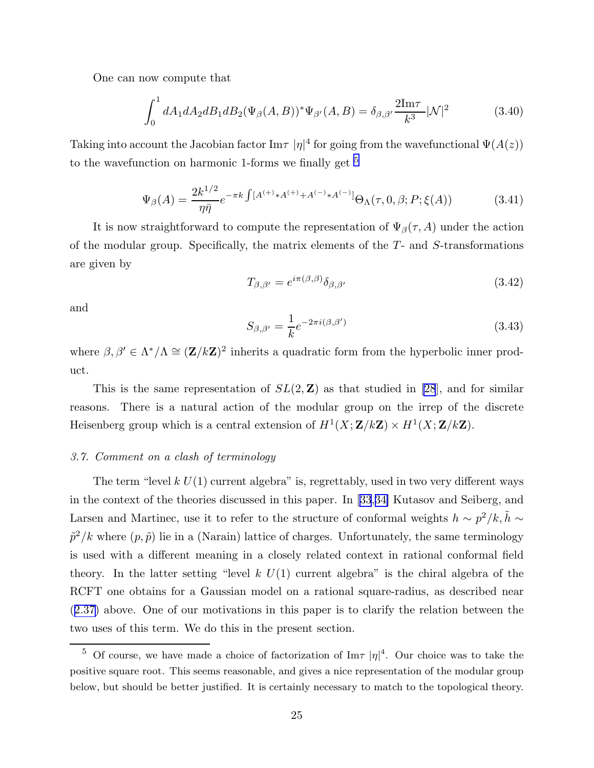One can now compute that

$$\int_0^1 dA_1 dA_2 dB_1 dB_2 (\Psi_\beta(A,B))^* \Psi_{\beta'}(A,B) = \delta_{\beta,\beta'} \frac{2\mathrm{Im}\tau}{k^3} |\mathcal{N}|^2 \tag{3.40}$$

Taking into account the Jacobian factor $\mathrm{Im}\tau \ |\eta|^4$ for going from the wavefunctional $\Psi(A(z))$ to the wavefunction on harmonic 1-forms we finally get [5]

$$\Psi_\beta(A) = \frac{2k^{1/2}}{\eta\bar{\eta}} e^{-\pi k \int [A^{(+)} * A^{(+)} + A^{(-)} * A^{(-)}]} \Theta_\Lambda(\tau, 0, \beta; P; \xi(A)) \tag{3.41}$$

It is now straightforward to compute the representation of $\Psi_\beta(\tau, A)$ under the action of the modular group. Specifically, the matrix elements of the $T$- and $S$-transformations are given by

$$T_{\beta,\beta'} = e^{i\pi(\beta,\beta)} \delta_{\beta,\beta'} \tag{3.42}$$

and

$$S_{\beta,\beta'} = \frac{1}{k} e^{-2\pi i (\beta,\beta')} \tag{3.43}$$

where $\beta, \beta' \in \Lambda^*/\Lambda \cong (\mathbf{Z}/k\mathbf{Z})^2$ inherits a quadratic form from the hyperbolic inner product.

This is the same representation of $SL(2,\mathbf{Z})$ as that studied in [28], and for similar reasons. There is a natural action of the modular group on the irrep of the discrete Heisenberg group which is a central extension of $H^1(X;\mathbf{Z}/k\mathbf{Z}) \times H^1(X;\mathbf{Z}/k\mathbf{Z})$.

### *3.7. Comment on a clash of terminology*

The term "level $k$ $U(1)$ current algebra" is, regrettably, used in two very different ways in the context of the theories discussed in this paper. In [33,34] Kutasov and Seiberg, and Larsen and Martinec, use it to refer to the structure of conformal weights $h \sim p^2/k, \tilde{h} \sim \tilde{p}^2/k$ where $(p, \tilde{p})$ lie in a (Narain) lattice of charges. Unfortunately, the same terminology is used with a different meaning in a closely related context in rational conformal field theory. In the latter setting "level $k$ $U(1)$ current algebra" is the chiral algebra of the RCFT one obtains for a Gaussian model on a rational square-radius, as described near (2.37) above. One of our motivations in this paper is to clarify the relation between the two uses of this term. We do this in the present section.

---

[5] Of course, we have made a choice of factorization of $\mathrm{Im}\tau \ |\eta|^4$. Our choice was to take the positive square root. This seems reasonable, and gives a nice representation of the modular group below, but should be better justified. It is certainly necessary to match to the topological theory.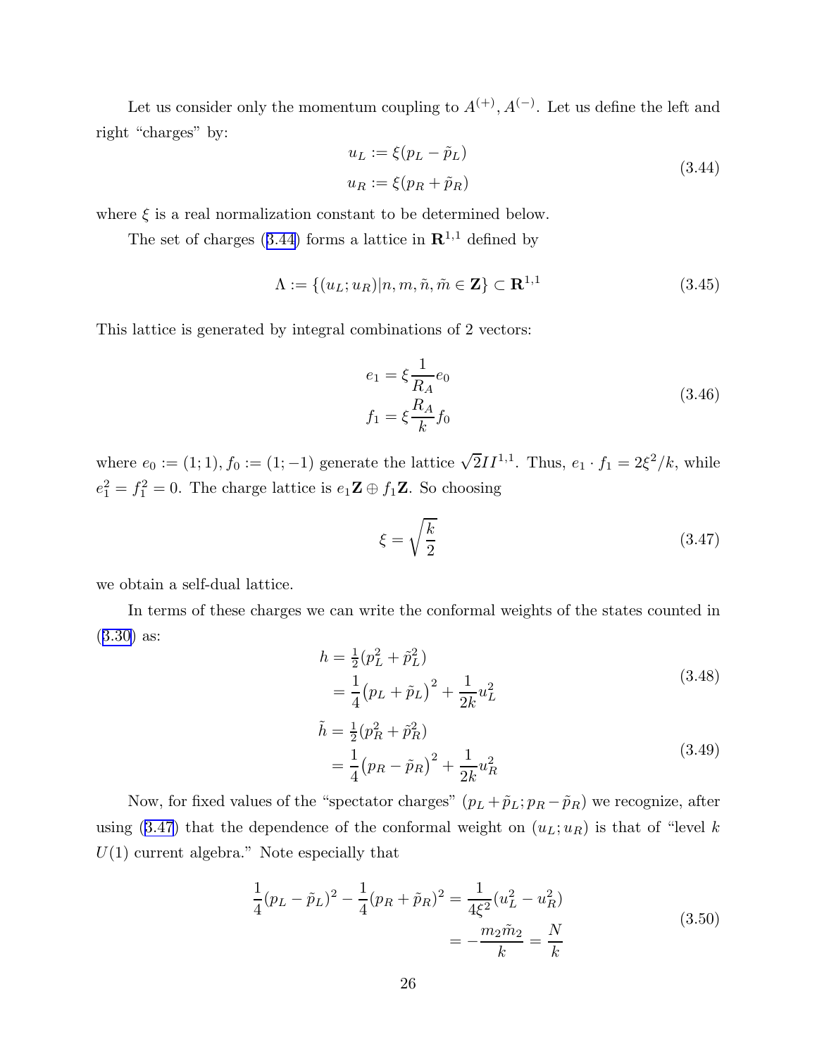Let us consider only the momentum coupling to $A^{(+)}, A^{(-)}$. Let us define the left and right "charges" by:

$$
\begin{aligned}
u_L &:= \xi(p_L - \tilde{p}_L) \\
u_R &:= \xi(p_R + \tilde{p}_R)
\end{aligned}
\tag{3.44}
$$

where $\xi$ is a real normalization constant to be determined below.

The set of charges (3.44) forms a lattice in $\mathbf{R}^{1,1}$ defined by

$$
\Lambda := \{(u_L; u_R) | n, m, \tilde{n}, \tilde{m} \in \mathbf{Z}\} \subset \mathbf{R}^{1,1}
\tag{3.45}
$$

This lattice is generated by integral combinations of 2 vectors:

$$
\begin{aligned}
e_1 &= \xi \frac{1}{R_A} e_0 \\
f_1 &= \xi \frac{R_A}{k} f_0
\end{aligned}
\tag{3.46}
$$

where $e_0 := (1;1), f_0 := (1;-1)$ generate the lattice $\sqrt{2} II^{1,1}$. Thus, $e_1 \cdot f_1 = 2\xi^2/k$, while $e_1^2 = f_1^2 = 0$. The charge lattice is $e_1 \mathbf{Z} \oplus f_1 \mathbf{Z}$. So choosing

$$
\xi = \sqrt{\frac{k}{2}}
\tag{3.47}
$$

we obtain a self-dual lattice.

In terms of these charges we can write the conformal weights of the states counted in (3.30) as:

$$
\begin{aligned}
h &= \tfrac{1}{2}(p_L^2 + \tilde{p}_L^2) \\
&= \frac{1}{4}\big(p_L + \tilde{p}_L\big)^2 + \frac{1}{2k} u_L^2
\end{aligned}
\tag{3.48}
$$

$$
\begin{aligned}
\tilde{h} &= \tfrac{1}{2}(p_R^2 + \tilde{p}_R^2) \\
&= \frac{1}{4}\big(p_R - \tilde{p}_R\big)^2 + \frac{1}{2k} u_R^2
\end{aligned}
\tag{3.49}
$$

Now, for fixed values of the "spectator charges" $(p_L + \tilde{p}_L; p_R - \tilde{p}_R)$ we recognize, after using (3.47) that the dependence of the conformal weight on $(u_L; u_R)$ is that of "level $k$ $U(1)$ current algebra." Note especially that

$$
\begin{aligned}
\frac{1}{4}(p_L - \tilde{p}_L)^2 - \frac{1}{4}(p_R + \tilde{p}_R)^2 &= \frac{1}{4\xi^2}(u_L^2 - u_R^2) \\
&= -\frac{m_2 \tilde{m}_2}{k} = \frac{N}{k}
\end{aligned}
\tag{3.50}
$$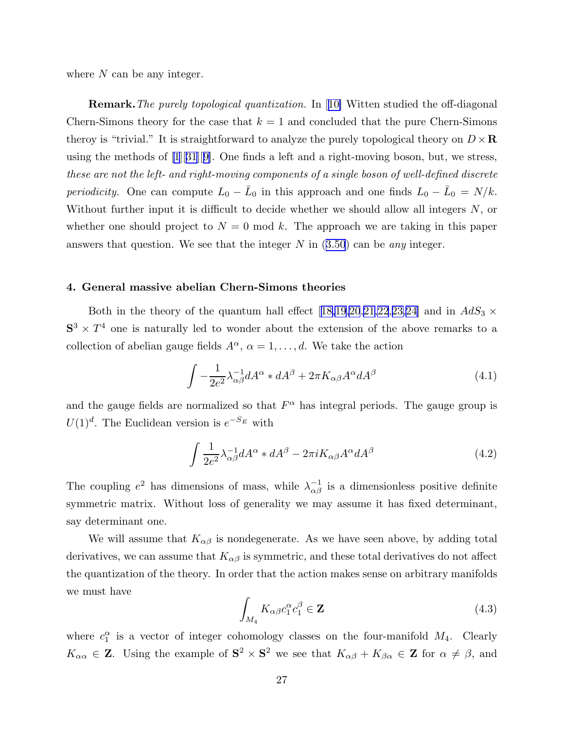where $N$ can be any integer.

**Remark.** *The purely topological quantization.* In [10] Witten studied the off-diagonal Chern-Simons theory for the case that $k = 1$ and concluded that the pure Chern-Simons theroy is "trivial." It is straightforward to analyze the purely topological theory on $D \times \mathbf{R}$ using the methods of [1][31][9]. One finds a left and a right-moving boson, but, we stress, *these are not the left- and right-moving components of a single boson of well-defined discrete periodicity.* One can compute $L_0 - \bar{L}_0$ in this approach and one finds $L_0 - \bar{L}_0 = N/k$. Without further input it is difficult to decide whether we should allow all integers $N$, or whether one should project to $N = 0 \bmod k$. The approach we are taking in this paper answers that question. We see that the integer $N$ in (3.50) can be *any* integer.

## 4. General massive abelian Chern-Simons theories

Both in the theory of the quantum hall effect [18,19,20,21,22,23,24] and in $AdS_3 \times \mathbf{S}^3 \times T^4$ one is naturally led to wonder about the extension of the above remarks to a collection of abelian gauge fields $A^\alpha$, $\alpha = 1, \ldots, d$. We take the action

$$\int -\frac{1}{2e^2}\lambda^{-1}_{\alpha\beta} dA^\alpha * dA^\beta + 2\pi K_{\alpha\beta} A^\alpha dA^\beta \tag{4.1}$$

and the gauge fields are normalized so that $F^\alpha$ has integral periods. The gauge group is $U(1)^d$. The Euclidean version is $e^{-S_E}$ with

$$\int \frac{1}{2e^2}\lambda^{-1}_{\alpha\beta} dA^\alpha * dA^\beta - 2\pi i K_{\alpha\beta} A^\alpha dA^\beta \tag{4.2}$$

The coupling $e^2$ has dimensions of mass, while $\lambda^{-1}_{\alpha\beta}$ is a dimensionless positive definite symmetric matrix. Without loss of generality we may assume it has fixed determinant, say determinant one.

We will assume that $K_{\alpha\beta}$ is nondegenerate. As we have seen above, by adding total derivatives, we can assume that $K_{\alpha\beta}$ is symmetric, and these total derivatives do not affect the quantization of the theory. In order that the action makes sense on arbitrary manifolds we must have

$$\int_{M_4} K_{\alpha\beta} c_1^\alpha c_1^\beta \in \mathbf{Z} \tag{4.3}$$

where $c_1^\alpha$ is a vector of integer cohomology classes on the four-manifold $M_4$. Clearly $K_{\alpha\alpha} \in \mathbf{Z}$. Using the example of $\mathbf{S}^2 \times \mathbf{S}^2$ we see that $K_{\alpha\beta} + K_{\beta\alpha} \in \mathbf{Z}$ for $\alpha \neq \beta$, and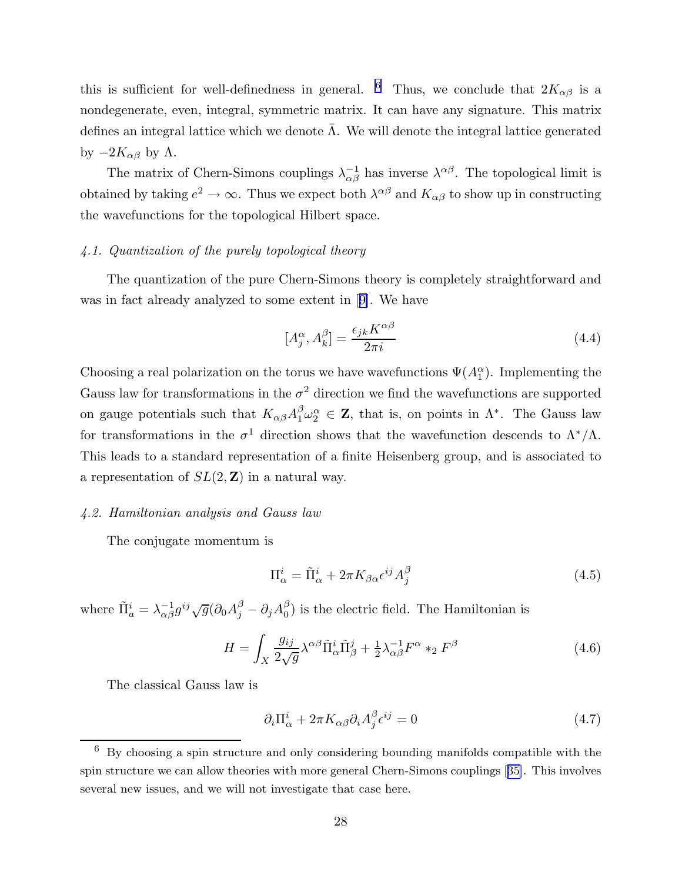this is sufficient for well-definedness in general. [6] Thus, we conclude that $2K_{\alpha\beta}$ is a nondegenerate, even, integral, symmetric matrix. It can have any signature. This matrix defines an integral lattice which we denote $\bar{\Lambda}$. We will denote the integral lattice generated by $-2K_{\alpha\beta}$ by $\Lambda$.

The matrix of Chern-Simons couplings $\lambda^{-1}_{\alpha\beta}$ has inverse $\lambda^{\alpha\beta}$. The topological limit is obtained by taking $e^2 \to \infty$. Thus we expect both $\lambda^{\alpha\beta}$ and $K_{\alpha\beta}$ to show up in constructing the wavefunctions for the topological Hilbert space.

### *4.1. Quantization of the purely topological theory*

The quantization of the pure Chern-Simons theory is completely straightforward and was in fact already analyzed to some extent in [9]. We have

$$[A^\alpha_j, A^\beta_k] = \frac{\epsilon_{jk} K^{\alpha\beta}}{2\pi i} \tag{4.4}$$

Choosing a real polarization on the torus we have wavefunctions $\Psi(A^\alpha_1)$. Implementing the Gauss law for transformations in the $\sigma^2$ direction we find the wavefunctions are supported on gauge potentials such that $K_{\alpha\beta} A^\beta_1 \omega^\alpha_2 \in \mathbf{Z}$, that is, on points in $\Lambda^*$. The Gauss law for transformations in the $\sigma^1$ direction shows that the wavefunction descends to $\Lambda^*/\Lambda$. This leads to a standard representation of a finite Heisenberg group, and is associated to a representation of $SL(2,\mathbf{Z})$ in a natural way.

### *4.2. Hamiltonian analysis and Gauss law*

The conjugate momentum is

$$\Pi^i_\alpha = \tilde{\Pi}^i_\alpha + 2\pi K_{\beta\alpha} \epsilon^{ij} A^\beta_j \tag{4.5}$$

where $\tilde{\Pi}^i_a = \lambda^{-1}_{\alpha\beta} g^{ij} \sqrt{g} (\partial_0 A^\beta_j - \partial_j A^\beta_0)$ is the electric field. The Hamiltonian is

$$H = \int_X \frac{g_{ij}}{2\sqrt{g}} \lambda^{\alpha\beta} \tilde{\Pi}^i_\alpha \tilde{\Pi}^j_\beta + \tfrac{1}{2} \lambda^{-1}_{\alpha\beta} F^\alpha *_2 F^\beta \tag{4.6}$$

The classical Gauss law is

$$\partial_i \Pi^i_\alpha + 2\pi K_{\alpha\beta} \partial_i A^\beta_j \epsilon^{ij} = 0 \tag{4.7}$$

---

[6] By choosing a spin structure and only considering bounding manifolds compatible with the spin structure we can allow theories with more general Chern-Simons couplings [35]. This involves several new issues, and we will not investigate that case here.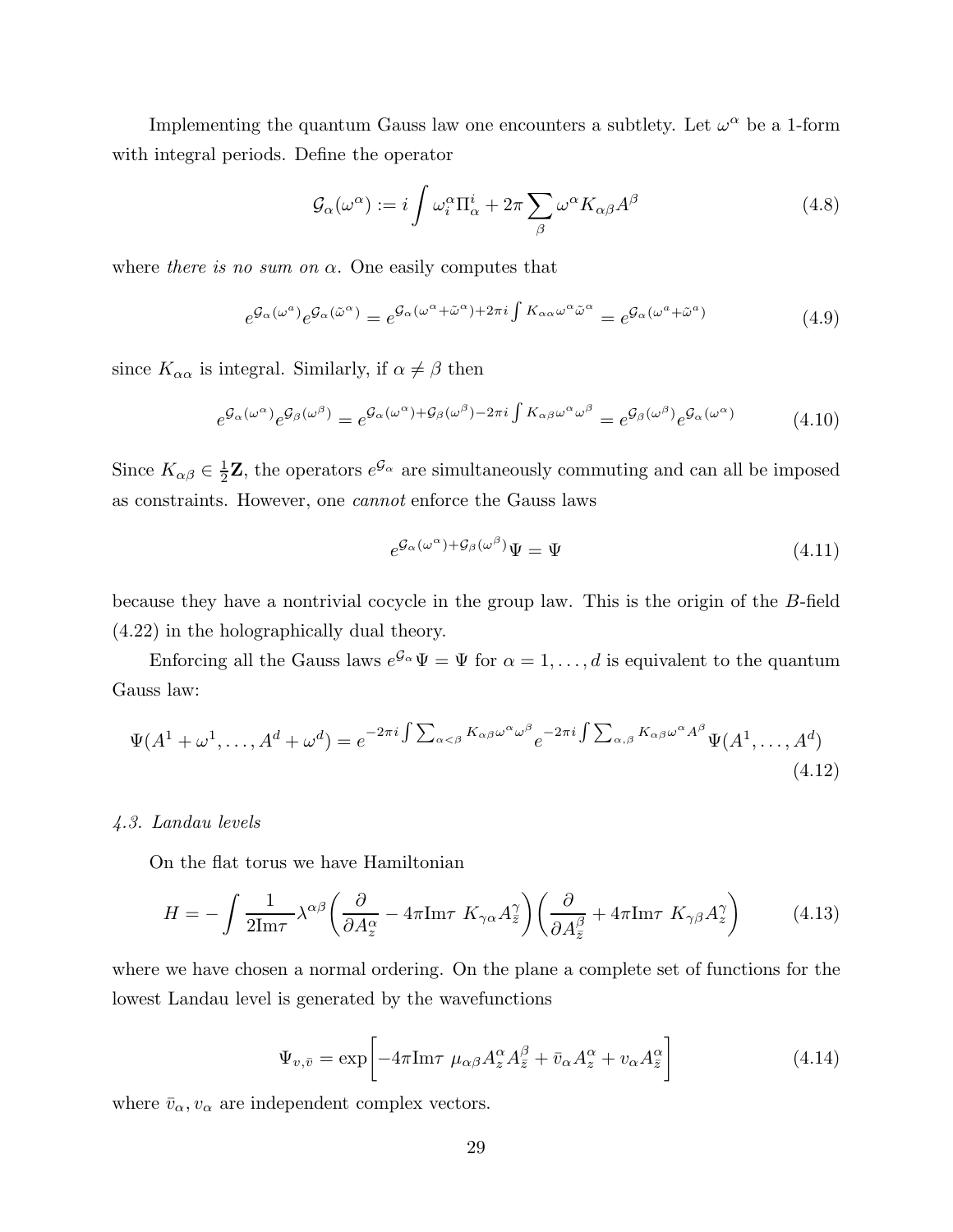Implementing the quantum Gauss law one encounters a subtlety. Let $\omega^\alpha$ be a 1-form with integral periods. Define the operator

$$\mathcal{G}_\alpha(\omega^\alpha) := i \int \omega^\alpha_i \Pi^i_\alpha + 2\pi \sum_\beta \omega^\alpha K_{\alpha\beta} A^\beta \tag{4.8}$$

where *there is no sum on* $\alpha$. One easily computes that

$$e^{\mathcal{G}_\alpha(\omega^a)} e^{\mathcal{G}_\alpha(\tilde\omega^\alpha)} = e^{\mathcal{G}_\alpha(\omega^\alpha + \tilde\omega^\alpha) + 2\pi i \int K_{\alpha\alpha}\omega^\alpha \tilde\omega^\alpha} = e^{\mathcal{G}_\alpha(\omega^a + \tilde\omega^a)} \tag{4.9}$$

since $K_{\alpha\alpha}$ is integral. Similarly, if $\alpha \neq \beta$ then

$$e^{\mathcal{G}_\alpha(\omega^\alpha)} e^{\mathcal{G}_\beta(\omega^\beta)} = e^{\mathcal{G}_\alpha(\omega^\alpha) + \mathcal{G}_\beta(\omega^\beta) - 2\pi i \int K_{\alpha\beta}\omega^\alpha\omega^\beta} = e^{\mathcal{G}_\beta(\omega^\beta)} e^{\mathcal{G}_\alpha(\omega^\alpha)} \tag{4.10}$$

Since $K_{\alpha\beta} \in \frac{1}{2}\mathbf{Z}$, the operators $e^{\mathcal{G}_\alpha}$ are simultaneously commuting and can all be imposed as constraints. However, one *cannot* enforce the Gauss laws

$$e^{\mathcal{G}_\alpha(\omega^\alpha) + \mathcal{G}_\beta(\omega^\beta)} \Psi = \Psi \tag{4.11}$$

because they have a nontrivial cocycle in the group law. This is the origin of the $B$-field (4.22) in the holographically dual theory.

Enforcing all the Gauss laws $e^{\mathcal{G}_\alpha}\Psi = \Psi$ for $\alpha = 1, \dots, d$ is equivalent to the quantum Gauss law:

$$\Psi(A^1 + \omega^1, \dots, A^d + \omega^d) = e^{-2\pi i \int \sum_{\alpha<\beta} K_{\alpha\beta}\omega^\alpha\omega^\beta} e^{-2\pi i \int \sum_{\alpha,\beta} K_{\alpha\beta}\omega^\alpha A^\beta} \Psi(A^1, \dots, A^d) \tag{4.12}$$

*4.3. Landau levels*

On the flat torus we have Hamiltonian

$$H = -\int \frac{1}{2\mathrm{Im}\tau} \lambda^{\alpha\beta} \left( \frac{\partial}{\partial A^\alpha_z} - 4\pi \mathrm{Im}\tau\ K_{\gamma\alpha} A^\gamma_{\bar z} \right) \left( \frac{\partial}{\partial A^\beta_{\bar z}} + 4\pi \mathrm{Im}\tau\ K_{\gamma\beta} A^\gamma_z \right) \tag{4.13}$$

where we have chosen a normal ordering. On the plane a complete set of functions for the lowest Landau level is generated by the wavefunctions

$$\Psi_{v,\bar v} = \exp\left[ -4\pi \mathrm{Im}\tau\ \mu_{\alpha\beta} A^\alpha_z A^\beta_{\bar z} + \bar v_\alpha A^\alpha_z + v_\alpha A^\alpha_{\bar z} \right] \tag{4.14}$$

where $\bar v_\alpha, v_\alpha$ are independent complex vectors.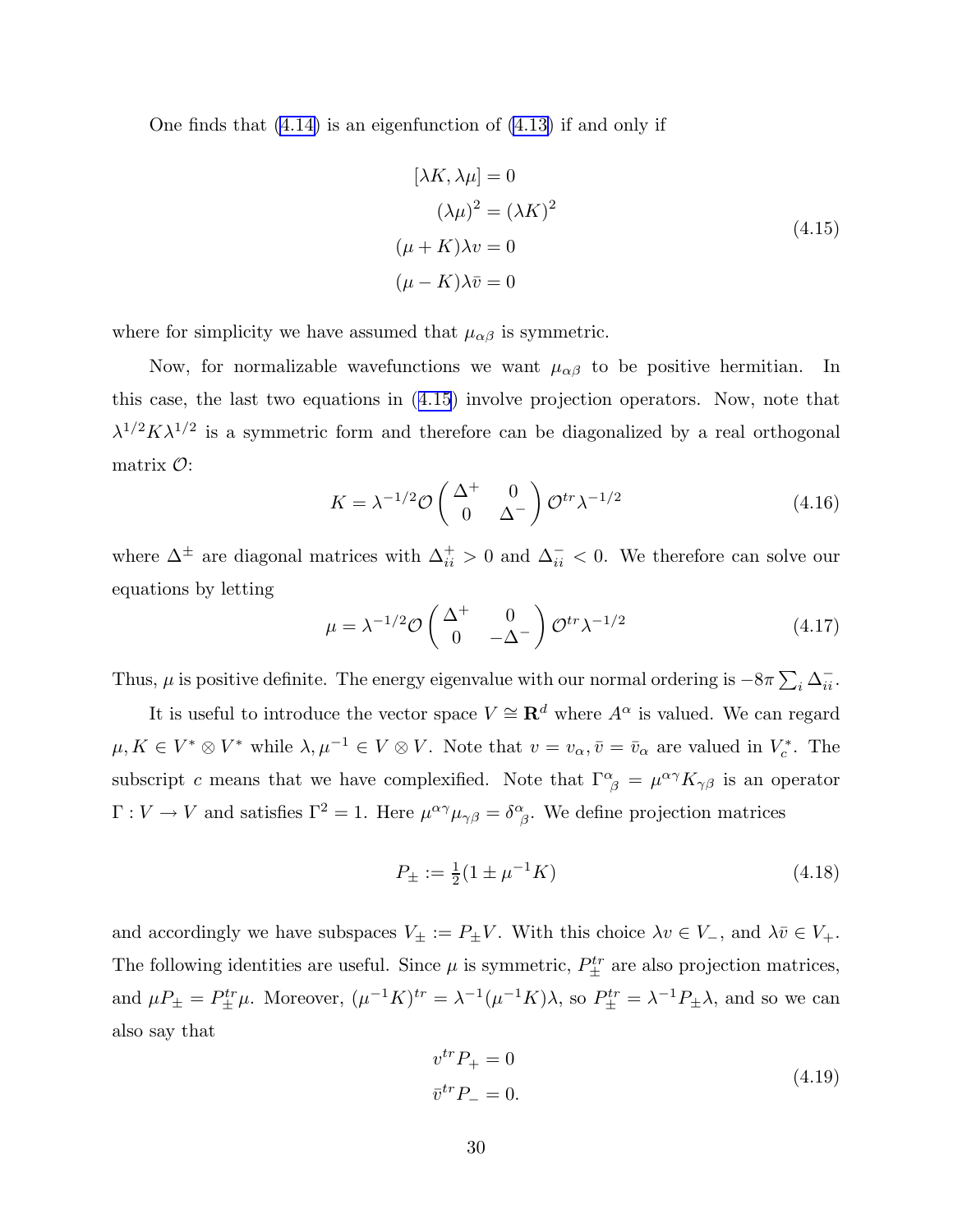One finds that (4.14) is an eigenfunction of (4.13) if and only if

$$
\begin{aligned}
[\lambda K, \lambda \mu] &= 0 \\
(\lambda \mu)^2 &= (\lambda K)^2 \\
(\mu + K)\lambda v &= 0 \\
(\mu - K)\lambda \bar{v} &= 0
\end{aligned}
\tag{4.15}
$$

where for simplicity we have assumed that $\mu_{\alpha\beta}$ is symmetric.

Now, for normalizable wavefunctions we want $\mu_{\alpha\beta}$ to be positive hermitian. In this case, the last two equations in (4.15) involve projection operators. Now, note that $\lambda^{1/2} K \lambda^{1/2}$ is a symmetric form and therefore can be diagonalized by a real orthogonal matrix $\mathcal{O}$:

$$
K = \lambda^{-1/2} \mathcal{O} \begin{pmatrix} \Delta^+ & 0 \\ 0 & \Delta^- \end{pmatrix} \mathcal{O}^{tr} \lambda^{-1/2}
\tag{4.16}
$$

where $\Delta^\pm$ are diagonal matrices with $\Delta^+_{ii} > 0$ and $\Delta^-_{ii} < 0$. We therefore can solve our equations by letting

$$
\mu = \lambda^{-1/2} \mathcal{O} \begin{pmatrix} \Delta^+ & 0 \\ 0 & -\Delta^- \end{pmatrix} \mathcal{O}^{tr} \lambda^{-1/2}
\tag{4.17}
$$

Thus, $\mu$ is positive definite. The energy eigenvalue with our normal ordering is $-8\pi \sum_i \Delta^-_{ii}$.

It is useful to introduce the vector space $V \cong \mathbf{R}^d$ where $A^\alpha$ is valued. We can regard $\mu, K \in V^* \otimes V^*$ while $\lambda, \mu^{-1} \in V \otimes V$. Note that $v = v_\alpha, \bar{v} = \bar{v}_\alpha$ are valued in $V^*_c$. The subscript $c$ means that we have complexified. Note that $\Gamma^\alpha_{\ \beta} = \mu^{\alpha\gamma} K_{\gamma\beta}$ is an operator $\Gamma : V \to V$ and satisfies $\Gamma^2 = 1$. Here $\mu^{\alpha\gamma}\mu_{\gamma\beta} = \delta^\alpha_{\ \beta}$. We define projection matrices

$$
P_\pm := \tfrac{1}{2}(1 \pm \mu^{-1} K)
\tag{4.18}
$$

and accordingly we have subspaces $V_\pm := P_\pm V$. With this choice $\lambda v \in V_-$, and $\lambda \bar{v} \in V_+$. The following identities are useful. Since $\mu$ is symmetric, $P^{tr}_\pm$ are also projection matrices, and $\mu P_\pm = P^{tr}_\pm \mu$. Moreover, $(\mu^{-1}K)^{tr} = \lambda^{-1}(\mu^{-1}K)\lambda$, so $P^{tr}_\pm = \lambda^{-1} P_\pm \lambda$, and so we can also say that

$$
\begin{aligned}
v^{tr} P_+ &= 0 \\
\bar{v}^{tr} P_- &= 0.
\end{aligned}
\tag{4.19}
$$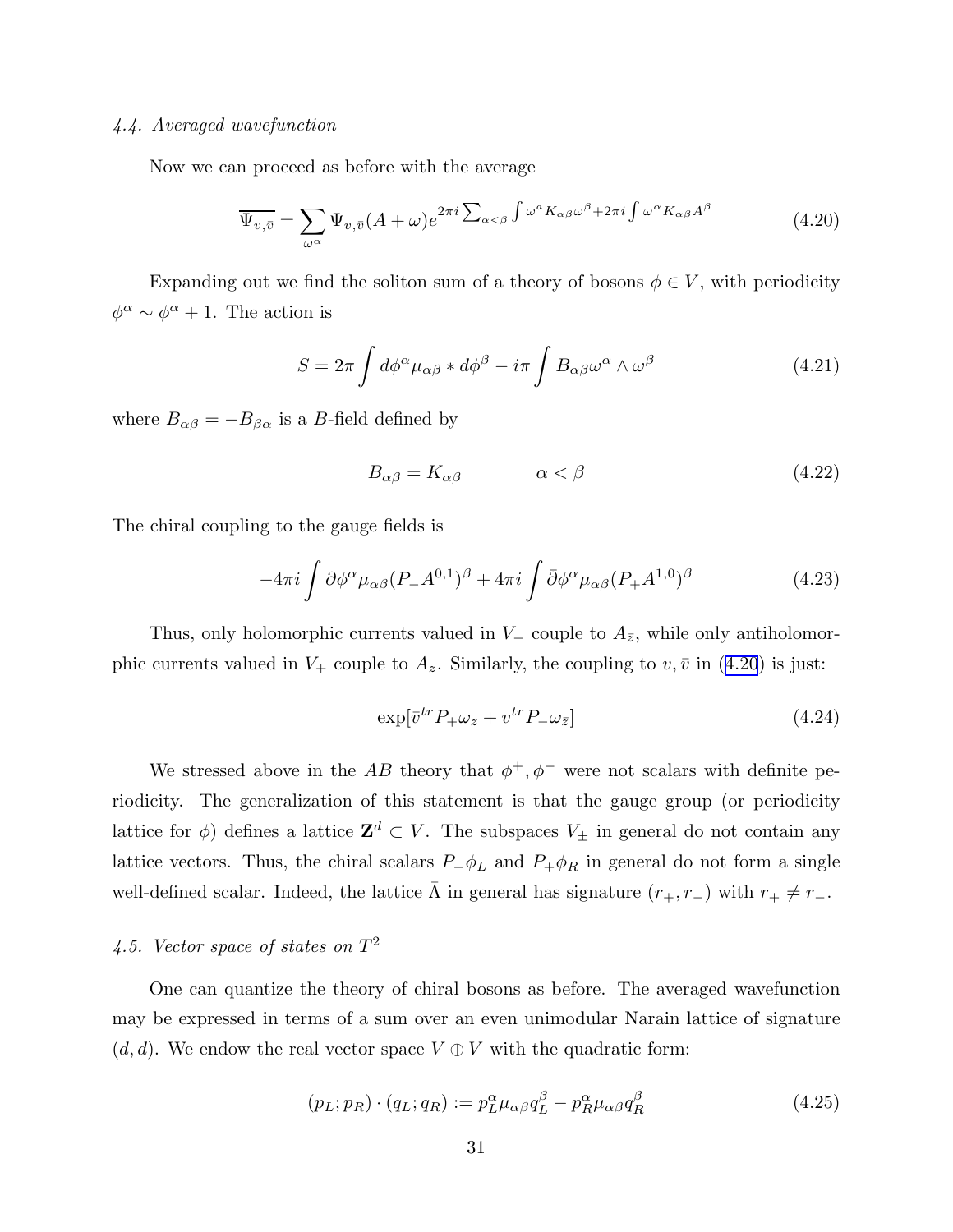### 4.4. Averaged wavefunction

Now we can proceed as before with the average

$$\overline{\Psi_{v,\bar{v}}} = \sum_{\omega^\alpha} \Psi_{v,\bar{v}}(A+\omega) e^{2\pi i \sum_{\alpha<\beta}\int \omega^\alpha K_{\alpha\beta}\omega^\beta + 2\pi i \int \omega^\alpha K_{\alpha\beta} A^\beta} \tag{4.20}$$

Expanding out we find the soliton sum of a theory of bosons $\phi \in V$, with periodicity $\phi^\alpha \sim \phi^\alpha + 1$. The action is

$$S = 2\pi \int d\phi^\alpha \mu_{\alpha\beta} * d\phi^\beta - i\pi \int B_{\alpha\beta}\omega^\alpha \wedge \omega^\beta \tag{4.21}$$

where $B_{\alpha\beta} = -B_{\beta\alpha}$ is a $B$-field defined by

$$B_{\alpha\beta} = K_{\alpha\beta} \qquad\qquad \alpha < \beta \tag{4.22}$$

The chiral coupling to the gauge fields is

$$-4\pi i \int \partial\phi^\alpha \mu_{\alpha\beta}(P_- A^{0,1})^\beta + 4\pi i \int \bar{\partial}\phi^\alpha \mu_{\alpha\beta}(P_+ A^{1,0})^\beta \tag{4.23}$$

Thus, only holomorphic currents valued in $V_-$ couple to $A_{\bar{z}}$, while only antiholomorphic currents valued in $V_+$ couple to $A_z$. Similarly, the coupling to $v, \bar{v}$ in (4.20) is just:

$$\exp[\bar{v}^{tr} P_+ \omega_z + v^{tr} P_- \omega_{\bar{z}}] \tag{4.24}$$

We stressed above in the $AB$ theory that $\phi^+, \phi^-$ were not scalars with definite periodicity. The generalization of this statement is that the gauge group (or periodicity lattice for $\phi$) defines a lattice $\mathbf{Z}^d \subset V$. The subspaces $V_\pm$ in general do not contain any lattice vectors. Thus, the chiral scalars $P_-\phi_L$ and $P_+\phi_R$ in general do not form a single well-defined scalar. Indeed, the lattice $\bar{\Lambda}$ in general has signature $(r_+, r_-)$ with $r_+ \neq r_-$.

### 4.5. Vector space of states on $T^2$

One can quantize the theory of chiral bosons as before. The averaged wavefunction may be expressed in terms of a sum over an even unimodular Narain lattice of signature $(d,d)$. We endow the real vector space $V \oplus V$ with the quadratic form:

$$(p_L; p_R) \cdot (q_L; q_R) := p_L^\alpha \mu_{\alpha\beta} q_L^\beta - p_R^\alpha \mu_{\alpha\beta} q_R^\beta \tag{4.25}$$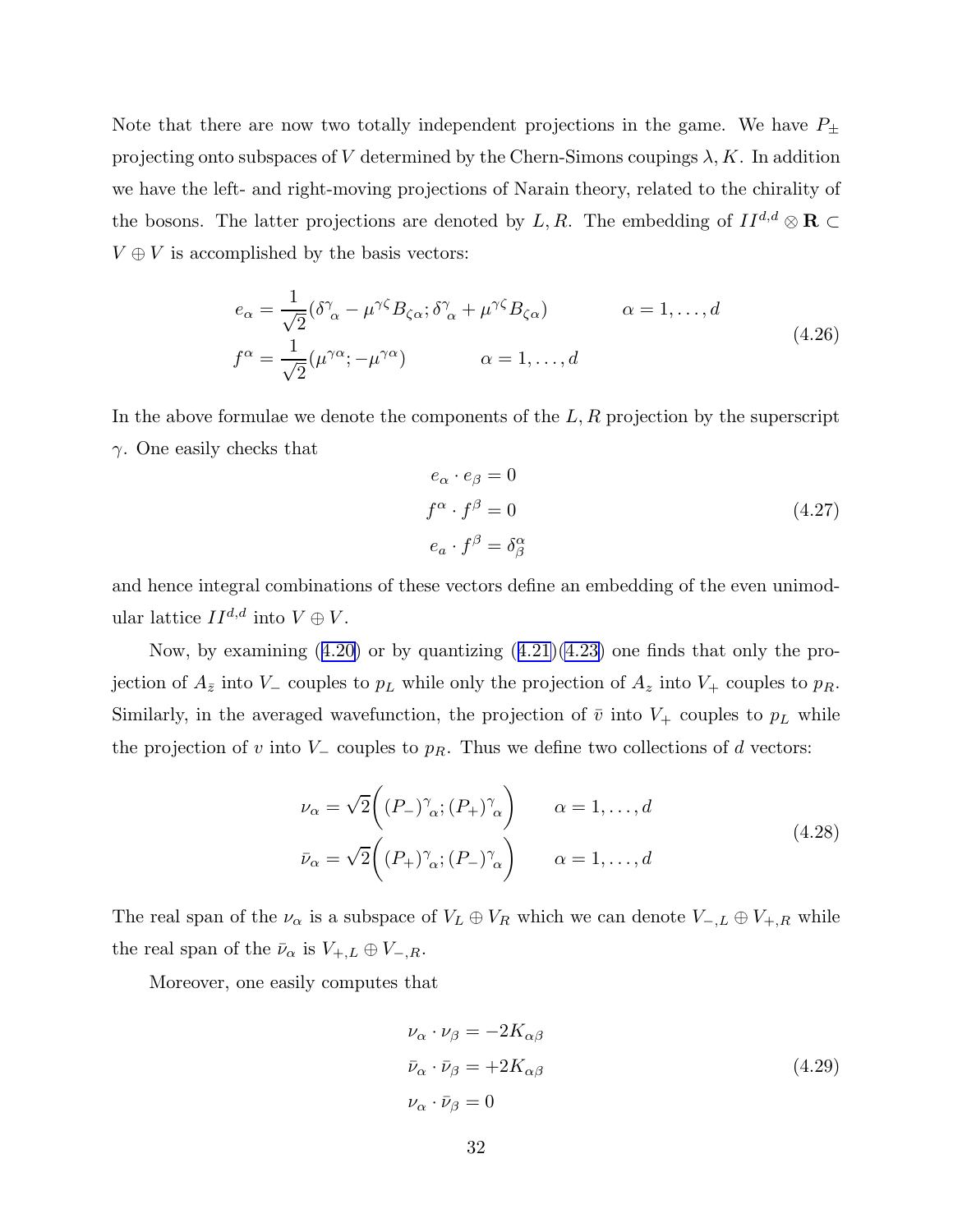Note that there are now two totally independent projections in the game. We have $P_\pm$ projecting onto subspaces of $V$ determined by the Chern-Simons coupings $\lambda, K$. In addition we have the left- and right-moving projections of Narain theory, related to the chirality of the bosons. The latter projections are denoted by $L, R$. The embedding of $II^{d,d} \otimes \mathbf{R} \subset V \oplus V$ is accomplished by the basis vectors:

$$
\begin{aligned}
e_\alpha &= \frac{1}{\sqrt{2}}(\delta^\gamma{}_\alpha - \mu^{\gamma\zeta} B_{\zeta\alpha}; \delta^\gamma{}_\alpha + \mu^{\gamma\zeta} B_{\zeta\alpha}) \qquad\qquad \alpha = 1, \ldots, d \\
f^\alpha &= \frac{1}{\sqrt{2}}(\mu^{\gamma\alpha}; -\mu^{\gamma\alpha}) \qquad\qquad \alpha = 1, \ldots, d
\end{aligned}
\tag{4.26}
$$

In the above formulae we denote the components of the $L, R$ projection by the superscript $\gamma$. One easily checks that

$$
\begin{aligned}
e_\alpha \cdot e_\beta &= 0 \\
f^\alpha \cdot f^\beta &= 0 \\
e_a \cdot f^\beta &= \delta^\alpha_\beta
\end{aligned}
\tag{4.27}
$$

and hence integral combinations of these vectors define an embedding of the even unimodular lattice $II^{d,d}$ into $V \oplus V$.

Now, by examining (4.20) or by quantizing (4.21)(4.23) one finds that only the projection of $A_{\bar z}$ into $V_-$ couples to $p_L$ while only the projection of $A_z$ into $V_+$ couples to $p_R$. Similarly, in the averaged wavefunction, the projection of $\bar v$ into $V_+$ couples to $p_L$ while the projection of $v$ into $V_-$ couples to $p_R$. Thus we define two collections of $d$ vectors:

$$
\begin{aligned}
\nu_\alpha &= \sqrt{2}\Big( (P_-)^\gamma{}_\alpha; (P_+)^\gamma{}_\alpha \Big) \qquad \alpha = 1, \ldots, d \\
\bar\nu_\alpha &= \sqrt{2}\Big( (P_+)^\gamma{}_\alpha; (P_-)^\gamma{}_\alpha \Big) \qquad \alpha = 1, \ldots, d
\end{aligned}
\tag{4.28}
$$

The real span of the $\nu_\alpha$ is a subspace of $V_L \oplus V_R$ which we can denote $V_{-,L} \oplus V_{+,R}$ while the real span of the $\bar\nu_\alpha$ is $V_{+,L} \oplus V_{-,R}$.

Moreover, one easily computes that

$$
\begin{aligned}
\nu_\alpha \cdot \nu_\beta &= -2K_{\alpha\beta} \\
\bar\nu_\alpha \cdot \bar\nu_\beta &= +2K_{\alpha\beta} \\
\nu_\alpha \cdot \bar\nu_\beta &= 0
\end{aligned}
\tag{4.29}
$$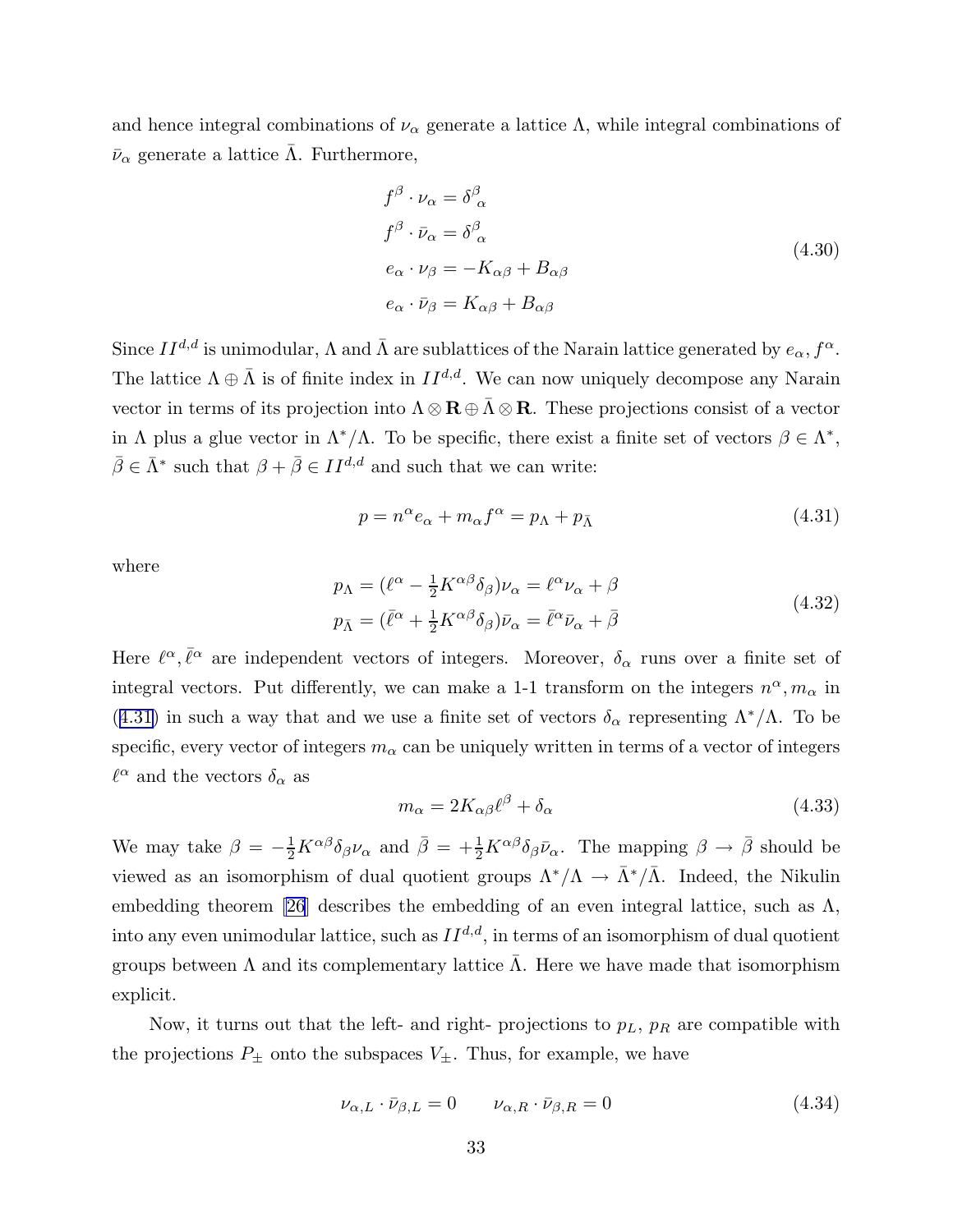and hence integral combinations of $\nu_\alpha$ generate a lattice $\Lambda$, while integral combinations of $\bar{\nu}_\alpha$ generate a lattice $\bar{\Lambda}$. Furthermore,

$$
\begin{aligned}
f^\beta \cdot \nu_\alpha &= \delta^\beta_{\ \alpha} \\
f^\beta \cdot \bar{\nu}_\alpha &= \delta^\beta_{\ \alpha} \\
e_\alpha \cdot \nu_\beta &= -K_{\alpha\beta} + B_{\alpha\beta} \\
e_\alpha \cdot \bar{\nu}_\beta &= K_{\alpha\beta} + B_{\alpha\beta}
\end{aligned}
\tag{4.30}
$$

Since $II^{d,d}$ is unimodular, $\Lambda$ and $\bar{\Lambda}$ are sublattices of the Narain lattice generated by $e_\alpha, f^\alpha$. The lattice $\Lambda \oplus \bar{\Lambda}$ is of finite index in $II^{d,d}$. We can now uniquely decompose any Narain vector in terms of its projection into $\Lambda \otimes \mathbf{R} \oplus \bar{\Lambda} \otimes \mathbf{R}$. These projections consist of a vector in $\Lambda$ plus a glue vector in $\Lambda^*/\Lambda$. To be specific, there exist a finite set of vectors $\beta \in \Lambda^*$, $\bar{\beta} \in \bar{\Lambda}^*$ such that $\beta + \bar{\beta} \in II^{d,d}$ and such that we can write:

$$
p = n^\alpha e_\alpha + m_\alpha f^\alpha = p_\Lambda + p_{\bar{\Lambda}}
\tag{4.31}
$$

where

$$
\begin{aligned}
p_\Lambda &= (\ell^\alpha - \tfrac{1}{2} K^{\alpha\beta}\delta_\beta)\nu_\alpha = \ell^\alpha \nu_\alpha + \beta \\
p_{\bar{\Lambda}} &= (\bar{\ell}^\alpha + \tfrac{1}{2} K^{\alpha\beta}\delta_\beta)\bar{\nu}_\alpha = \bar{\ell}^\alpha \bar{\nu}_\alpha + \bar{\beta}
\end{aligned}
\tag{4.32}
$$

Here $\ell^\alpha, \bar{\ell}^\alpha$ are independent vectors of integers. Moreover, $\delta_\alpha$ runs over a finite set of integral vectors. Put differently, we can make a 1-1 transform on the integers $n^\alpha, m_\alpha$ in (4.31) in such a way that and we use a finite set of vectors $\delta_\alpha$ representing $\Lambda^*/\Lambda$. To be specific, every vector of integers $m_\alpha$ can be uniquely written in terms of a vector of integers $\ell^\alpha$ and the vectors $\delta_\alpha$ as

$$
m_\alpha = 2K_{\alpha\beta}\ell^\beta + \delta_\alpha
\tag{4.33}
$$

We may take $\beta = -\frac{1}{2}K^{\alpha\beta}\delta_\beta \nu_\alpha$ and $\bar{\beta} = +\frac{1}{2}K^{\alpha\beta}\delta_\beta \bar{\nu}_\alpha$. The mapping $\beta \to \bar{\beta}$ should be viewed as an isomorphism of dual quotient groups $\Lambda^*/\Lambda \to \bar{\Lambda}^*/\bar{\Lambda}$. Indeed, the Nikulin embedding theorem [26] describes the embedding of an even integral lattice, such as $\Lambda$, into any even unimodular lattice, such as $II^{d,d}$, in terms of an isomorphism of dual quotient groups between $\Lambda$ and its complementary lattice $\bar{\Lambda}$. Here we have made that isomorphism explicit.

Now, it turns out that the left- and right- projections to $p_L$, $p_R$ are compatible with the projections $P_\pm$ onto the subspaces $V_\pm$. Thus, for example, we have

$$
\nu_{\alpha,L} \cdot \bar{\nu}_{\beta,L} = 0 \qquad \nu_{\alpha,R} \cdot \bar{\nu}_{\beta,R} = 0
\tag{4.34}
$$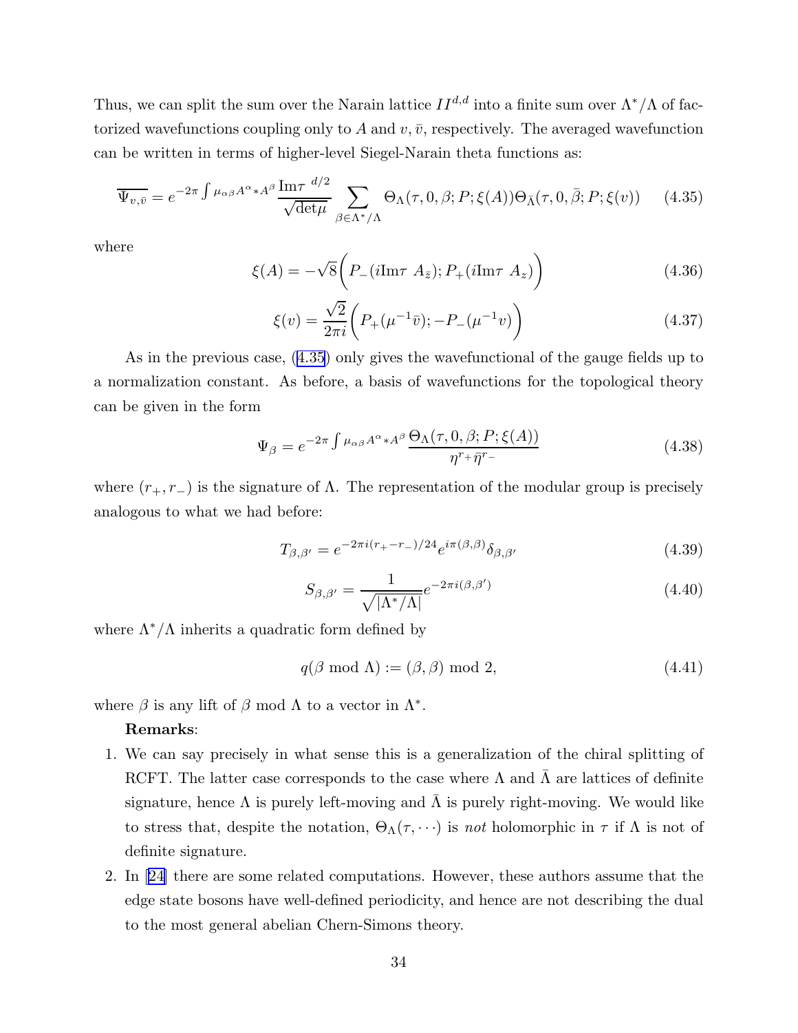Thus, we can split the sum over the Narain lattice $II^{d,d}$ into a finite sum over $\Lambda^*/\Lambda$ of factorized wavefunctions coupling only to $A$ and $v, \bar{v}$, respectively. The averaged wavefunction can be written in terms of higher-level Siegel-Narain theta functions as:

$$\overline{\Psi_{v,\bar{v}}} = e^{-2\pi \int \mu_{\alpha\beta} A^{\alpha} * A^{\beta}} \frac{\mathrm{Im}\tau^{\ d/2}}{\sqrt{\det \mu}} \sum_{\beta \in \Lambda^*/\Lambda} \Theta_{\Lambda}(\tau, 0, \beta; P; \xi(A)) \Theta_{\bar{\Lambda}}(\tau, 0, \bar{\beta}; P; \xi(v)) \tag{4.35}$$

where

$$\xi(A) = -\sqrt{8}\Big(P_-(i\mathrm{Im}\tau\ A_{\bar{z}}); P_+(i\mathrm{Im}\tau\ A_z)\Big) \tag{4.36}$$

$$\xi(v) = \frac{\sqrt{2}}{2\pi i}\Big(P_+(\mu^{-1}\bar{v}); -P_-(\mu^{-1}v)\Big) \tag{4.37}$$

As in the previous case, (4.35) only gives the wavefunctional of the gauge fields up to a normalization constant. As before, a basis of wavefunctions for the topological theory can be given in the form

$$\Psi_{\beta} = e^{-2\pi \int \mu_{\alpha\beta} A^{\alpha} * A^{\beta}} \frac{\Theta_{\Lambda}(\tau, 0, \beta; P; \xi(A))}{\eta^{r_+}\bar{\eta}^{r_-}} \tag{4.38}$$

where $(r_+, r_-)$ is the signature of $\Lambda$. The representation of the modular group is precisely analogous to what we had before:

$$T_{\beta,\beta'} = e^{-2\pi i(r_+ - r_-)/24} e^{i\pi(\beta,\beta)} \delta_{\beta,\beta'} \tag{4.39}$$

$$S_{\beta,\beta'} = \frac{1}{\sqrt{|\Lambda^*/\Lambda|}} e^{-2\pi i(\beta,\beta')} \tag{4.40}$$

where $\Lambda^*/\Lambda$ inherits a quadratic form defined by

$$q(\beta \bmod \Lambda) := (\beta, \beta) \bmod 2, \tag{4.41}$$

where $\beta$ is any lift of $\beta \bmod \Lambda$ to a vector in $\Lambda^*$.

**Remarks**:

1. We can say precisely in what sense this is a generalization of the chiral splitting of RCFT. The latter case corresponds to the case where $\Lambda$ and $\bar{\Lambda}$ are lattices of definite signature, hence $\Lambda$ is purely left-moving and $\bar{\Lambda}$ is purely right-moving. We would like to stress that, despite the notation, $\Theta_{\Lambda}(\tau, \cdots)$ is *not* holomorphic in $\tau$ if $\Lambda$ is not of definite signature.

2. In [24] there are some related computations. However, these authors assume that the edge state bosons have well-defined periodicity, and hence are not describing the dual to the most general abelian Chern-Simons theory.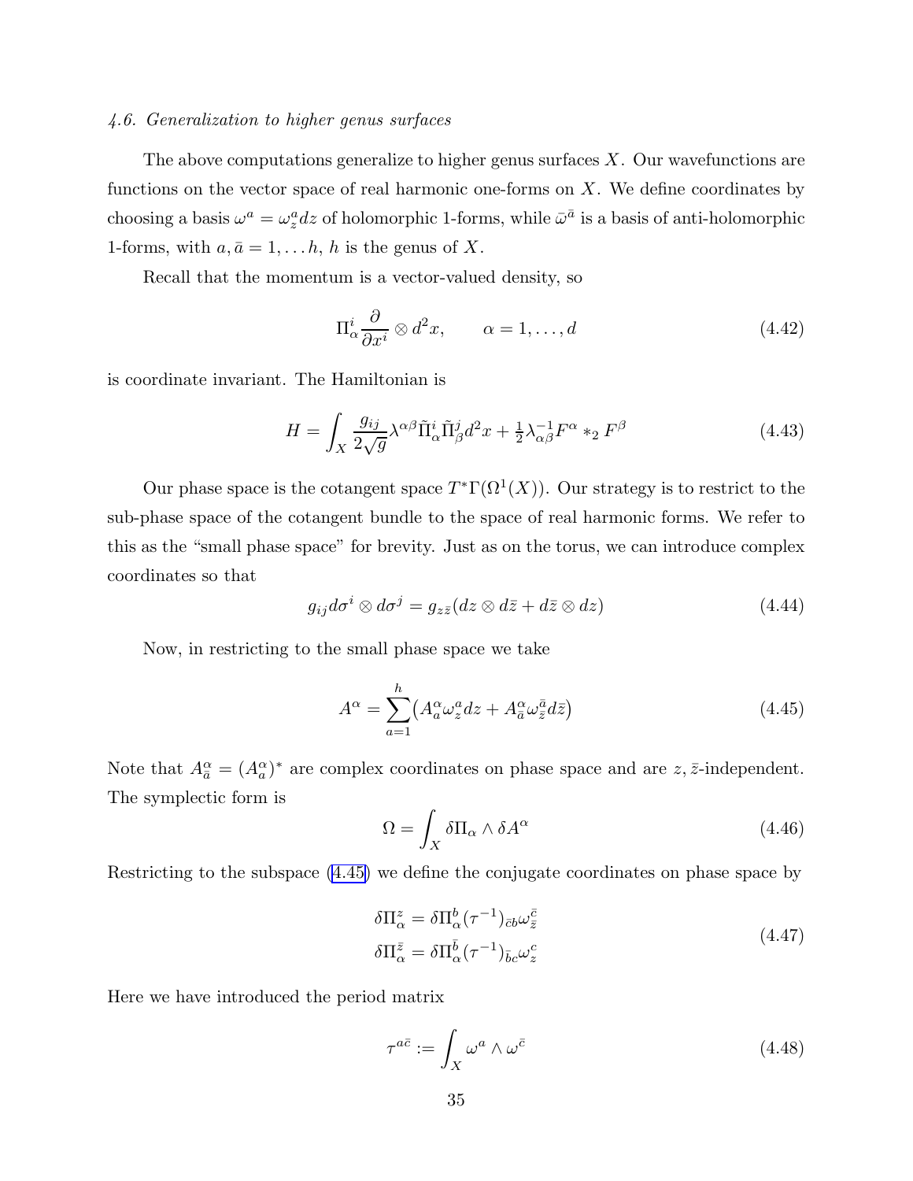*4.6. Generalization to higher genus surfaces*

The above computations generalize to higher genus surfaces $X$. Our wavefunctions are functions on the vector space of real harmonic one-forms on $X$. We define coordinates by choosing a basis $\omega^a = \omega^a_z dz$ of holomorphic 1-forms, while $\bar{\omega}^{\bar{a}}$ is a basis of anti-holomorphic 1-forms, with $a, \bar{a} = 1, \ldots h$, $h$ is the genus of $X$.

Recall that the momentum is a vector-valued density, so

$$\Pi^i_\alpha \frac{\partial}{\partial x^i} \otimes d^2 x, \qquad \alpha = 1, \ldots, d \tag{4.42}$$

is coordinate invariant. The Hamiltonian is

$$H = \int_X \frac{g_{ij}}{2\sqrt{g}} \lambda^{\alpha\beta} \tilde{\Pi}^i_\alpha \tilde{\Pi}^j_\beta d^2 x + \tfrac{1}{2} \lambda^{-1}_{\alpha\beta} F^\alpha *_2 F^\beta \tag{4.43}$$

Our phase space is the cotangent space $T^*\Gamma(\Omega^1(X))$. Our strategy is to restrict to the sub-phase space of the cotangent bundle to the space of real harmonic forms. We refer to this as the "small phase space" for brevity. Just as on the torus, we can introduce complex coordinates so that

$$g_{ij} d\sigma^i \otimes d\sigma^j = g_{z\bar{z}} (dz \otimes d\bar{z} + d\bar{z} \otimes dz) \tag{4.44}$$

Now, in restricting to the small phase space we take

$$A^\alpha = \sum_{a=1}^{h} \big( A^\alpha_a \omega^a_z dz + A^\alpha_{\bar{a}} \omega^{\bar{a}}_{\bar{z}} d\bar{z} \big) \tag{4.45}$$

Note that $A^\alpha_{\bar{a}} = (A^\alpha_a)^*$ are complex coordinates on phase space and are $z, \bar{z}$-independent. The symplectic form is

$$\Omega = \int_X \delta \Pi_\alpha \wedge \delta A^\alpha \tag{4.46}$$

Restricting to the subspace (4.45) we define the conjugate coordinates on phase space by

$$\begin{aligned} \delta \Pi^z_\alpha &= \delta \Pi^b_\alpha (\tau^{-1})_{\bar{c}b} \omega^{\bar{c}}_{\bar{z}} \\ \delta \Pi^{\bar{z}}_\alpha &= \delta \Pi^{\bar{b}}_\alpha (\tau^{-1})_{\bar{b}c} \omega^c_z \end{aligned} \tag{4.47}$$

Here we have introduced the period matrix

$$\tau^{a\bar{c}} := \int_X \omega^a \wedge \omega^{\bar{c}} \tag{4.48}$$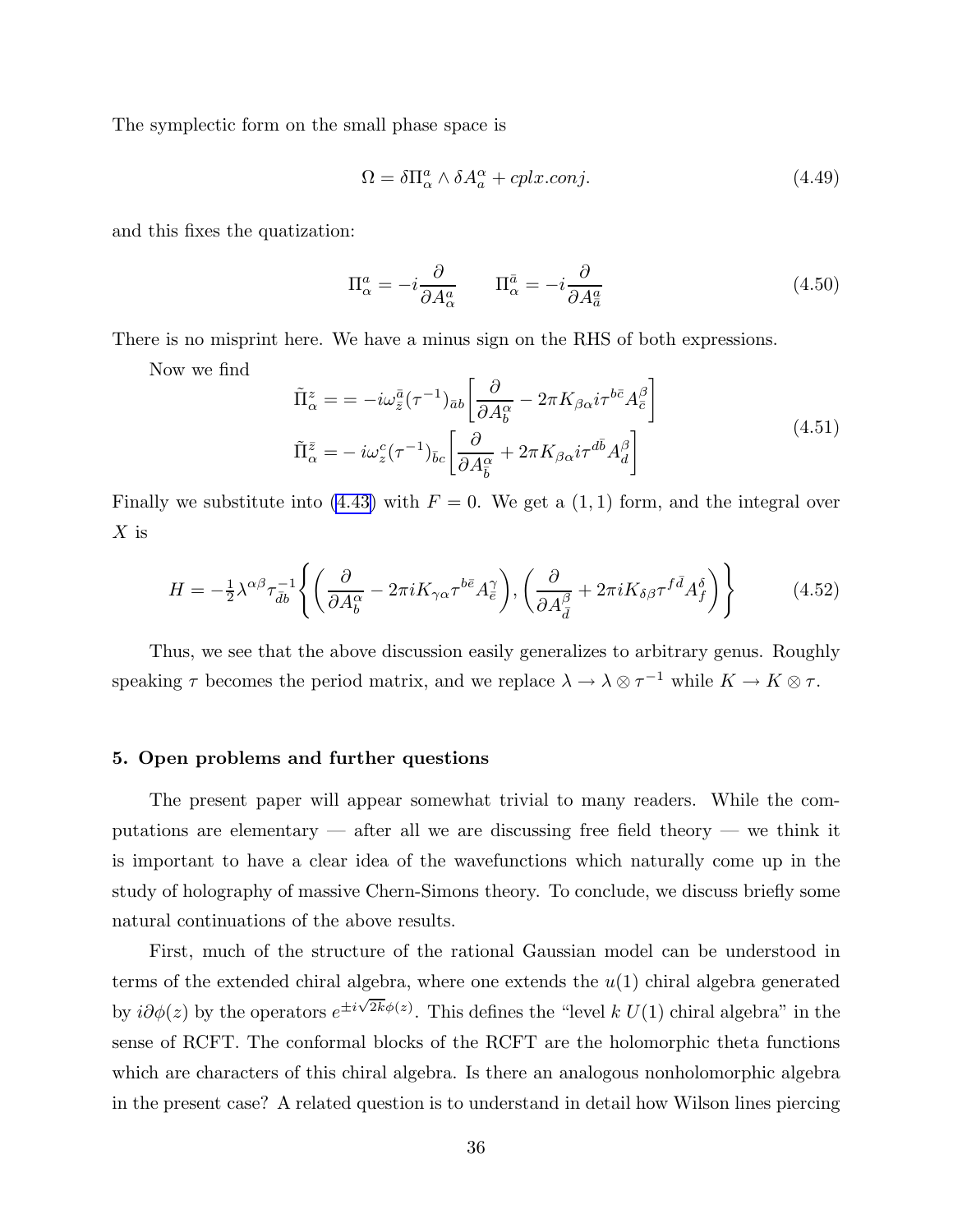The symplectic form on the small phase space is

$$\Omega = \delta\Pi^a_\alpha \wedge \delta A^\alpha_a + cplx.conj. \tag{4.49}$$

and this fixes the quatization:

$$\Pi^a_\alpha = -i\frac{\partial}{\partial A^a_\alpha} \qquad \Pi^{\bar{a}}_\alpha = -i\frac{\partial}{\partial A^a_{\bar{a}}} \tag{4.50}$$

There is no misprint here. We have a minus sign on the RHS of both expressions.

Now we find

$$\begin{aligned}
\tilde{\Pi}^z_\alpha &= = -i\omega^{\bar{a}}_{\bar{z}}(\tau^{-1})_{\bar{a}b}\left[\frac{\partial}{\partial A^\alpha_b} - 2\pi K_{\beta\alpha} i\tau^{b\bar{c}} A^\beta_{\bar{c}}\right] \\
\tilde{\Pi}^{\bar{z}}_\alpha &= -i\omega^c_z(\tau^{-1})_{\bar{b}c}\left[\frac{\partial}{\partial A^\alpha_{\bar{b}}} + 2\pi K_{\beta\alpha} i\tau^{d\bar{b}} A^\beta_d\right]
\end{aligned} \tag{4.51}$$

Finally we substitute into (4.43) with $F = 0$. We get a $(1,1)$ form, and the integral over $X$ is

$$H = -\tfrac{1}{2}\lambda^{\alpha\beta}\tau^{-1}_{\bar{d}b}\left\{\left(\frac{\partial}{\partial A^\alpha_b} - 2\pi i K_{\gamma\alpha}\tau^{b\bar{e}}A^\gamma_{\bar{e}}\right), \left(\frac{\partial}{\partial A^\beta_{\bar{d}}} + 2\pi i K_{\delta\beta}\tau^{f\bar{d}}A^\delta_f\right)\right\} \tag{4.52}$$

Thus, we see that the above discussion easily generalizes to arbitrary genus. Roughly speaking $\tau$ becomes the period matrix, and we replace $\lambda \to \lambda \otimes \tau^{-1}$ while $K \to K \otimes \tau$.

## 5. Open problems and further questions

The present paper will appear somewhat trivial to many readers. While the computations are elementary — after all we are discussing free field theory — we think it is important to have a clear idea of the wavefunctions which naturally come up in the study of holography of massive Chern-Simons theory. To conclude, we discuss briefly some natural continuations of the above results.

First, much of the structure of the rational Gaussian model can be understood in terms of the extended chiral algebra, where one extends the $u(1)$ chiral algebra generated by $i\partial\phi(z)$ by the operators $e^{\pm i\sqrt{2k}\phi(z)}$. This defines the "level $k$ $U(1)$ chiral algebra" in the sense of RCFT. The conformal blocks of the RCFT are the holomorphic theta functions which are characters of this chiral algebra. Is there an analogous nonholomorphic algebra in the present case? A related question is to understand in detail how Wilson lines piercing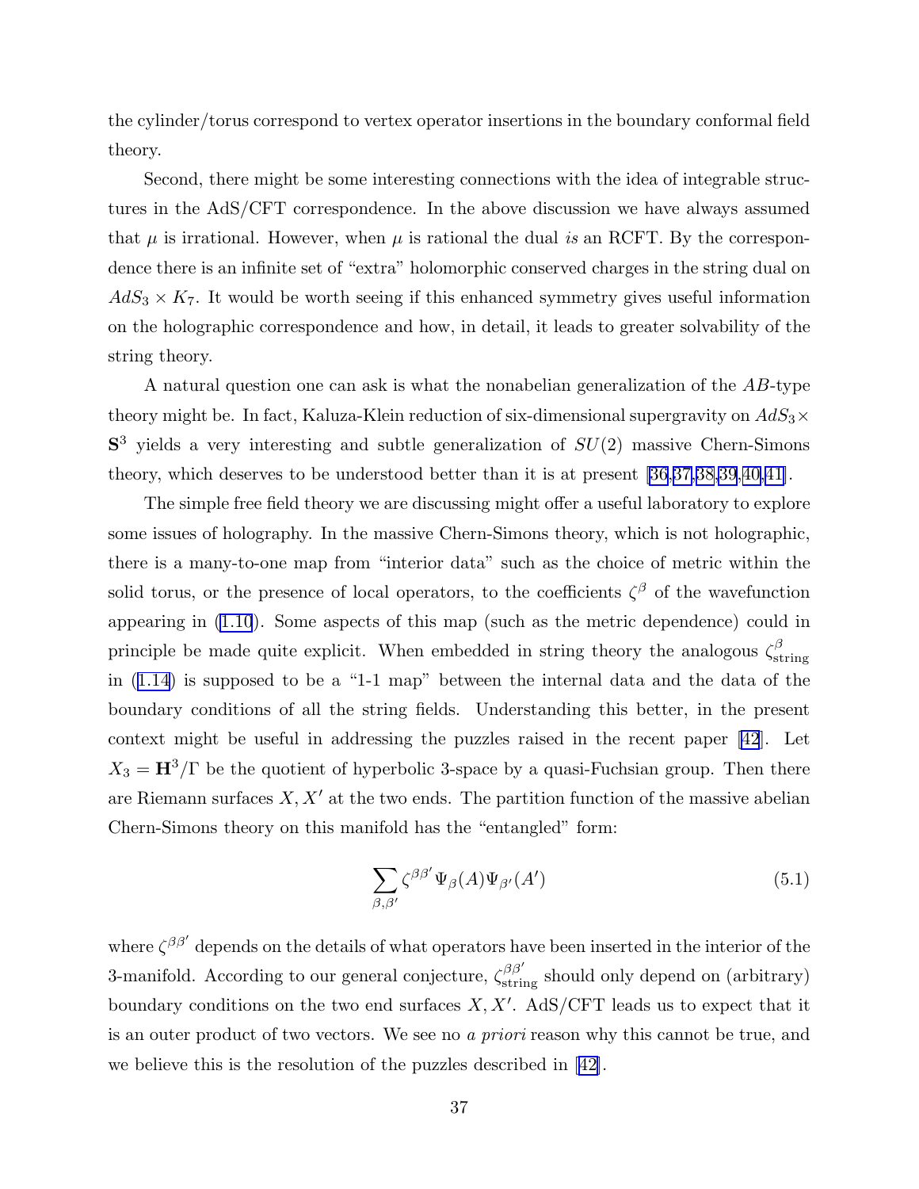the cylinder/torus correspond to vertex operator insertions in the boundary conformal field theory.

Second, there might be some interesting connections with the idea of integrable structures in the AdS/CFT correspondence. In the above discussion we have always assumed that $\mu$ is irrational. However, when $\mu$ is rational the dual *is* an RCFT. By the correspondence there is an infinite set of "extra" holomorphic conserved charges in the string dual on $AdS_3 \times K_7$. It would be worth seeing if this enhanced symmetry gives useful information on the holographic correspondence and how, in detail, it leads to greater solvability of the string theory.

A natural question one can ask is what the nonabelian generalization of the $AB$-type theory might be. In fact, Kaluza-Klein reduction of six-dimensional supergravity on $AdS_3 \times \mathbf{S}^3$ yields a very interesting and subtle generalization of $SU(2)$ massive Chern-Simons theory, which deserves to be understood better than it is at present [36,37,38,39,40,41].

The simple free field theory we are discussing might offer a useful laboratory to explore some issues of holography. In the massive Chern-Simons theory, which is not holographic, there is a many-to-one map from "interior data" such as the choice of metric within the solid torus, or the presence of local operators, to the coefficients $\zeta^\beta$ of the wavefunction appearing in (1.10). Some aspects of this map (such as the metric dependence) could in principle be made quite explicit. When embedded in string theory the analogous $\zeta^\beta_{\rm string}$ in (1.14) is supposed to be a "1-1 map" between the internal data and the data of the boundary conditions of all the string fields. Understanding this better, in the present context might be useful in addressing the puzzles raised in the recent paper [42]. Let $X_3 = \mathbf{H}^3/\Gamma$ be the quotient of hyperbolic 3-space by a quasi-Fuchsian group. Then there are Riemann surfaces $X, X'$ at the two ends. The partition function of the massive abelian Chern-Simons theory on this manifold has the "entangled" form:

$$\sum_{\beta,\beta'} \zeta^{\beta\beta'} \Psi_\beta(A) \Psi_{\beta'}(A') \tag{5.1}$$

where $\zeta^{\beta\beta'}$ depends on the details of what operators have been inserted in the interior of the 3-manifold. According to our general conjecture, $\zeta^{\beta\beta'}_{\rm string}$ should only depend on (arbitrary) boundary conditions on the two end surfaces $X, X'$. AdS/CFT leads us to expect that it is an outer product of two vectors. We see no *a priori* reason why this cannot be true, and we believe this is the resolution of the puzzles described in [42].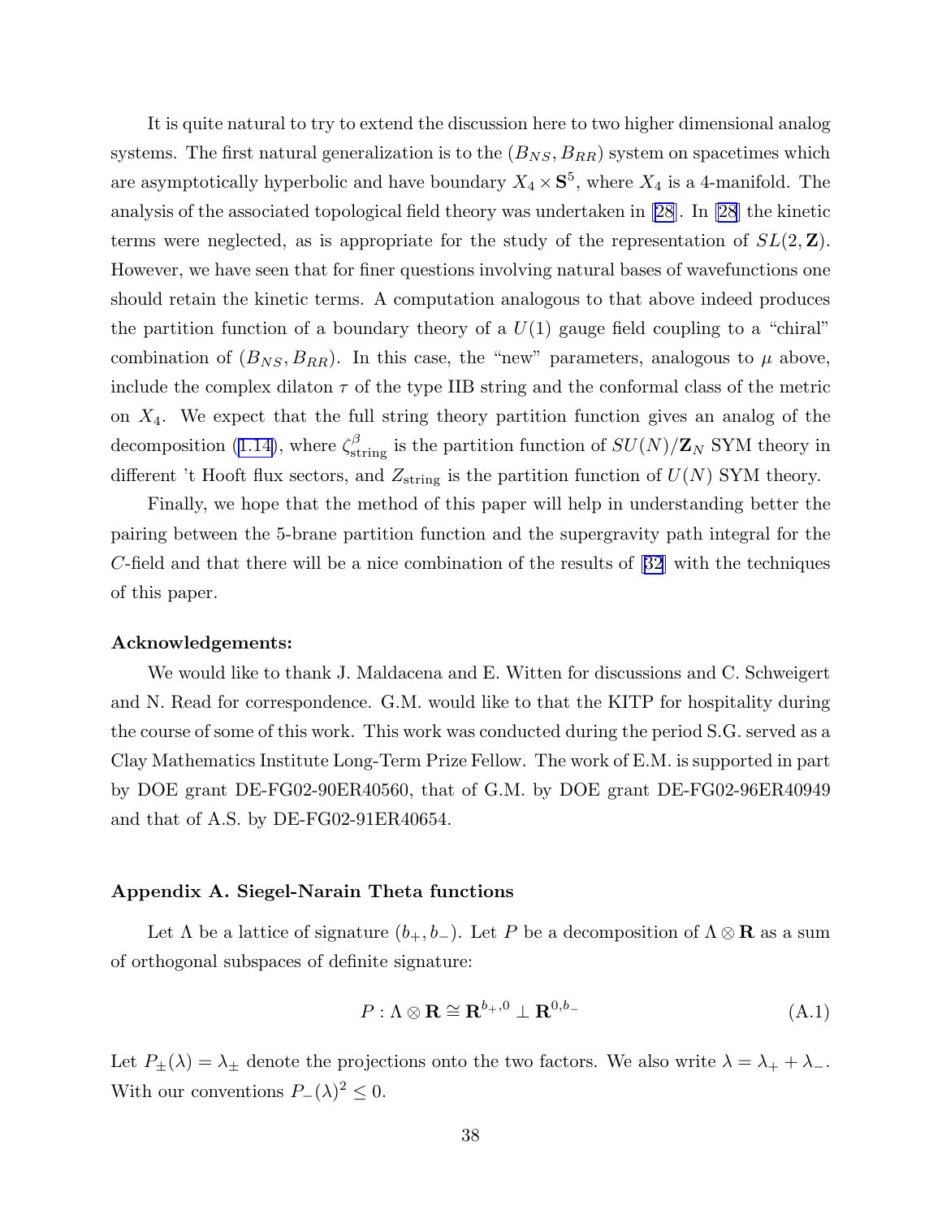It is quite natural to try to extend the discussion here to two higher dimensional analog systems. The first natural generalization is to the $(B_{NS}, B_{RR})$ system on spacetimes which are asymptotically hyperbolic and have boundary $X_4 \times \mathbf{S}^5$, where $X_4$ is a 4-manifold. The analysis of the associated topological field theory was undertaken in [28]. In [28] the kinetic terms were neglected, as is appropriate for the study of the representation of $SL(2, \mathbf{Z})$. However, we have seen that for finer questions involving natural bases of wavefunctions one should retain the kinetic terms. A computation analogous to that above indeed produces the partition function of a boundary theory of a $U(1)$ gauge field coupling to a "chiral" combination of $(B_{NS}, B_{RR})$. In this case, the "new" parameters, analogous to $\mu$ above, include the complex dilaton $\tau$ of the type IIB string and the conformal class of the metric on $X_4$. We expect that the full string theory partition function gives an analog of the decomposition (1.14), where $\zeta^{\beta}_{\rm string}$ is the partition function of $SU(N)/\mathbf{Z}_N$ SYM theory in different 't Hooft flux sectors, and $Z_{\rm string}$ is the partition function of $U(N)$ SYM theory.

Finally, we hope that the method of this paper will help in understanding better the pairing between the 5-brane partition function and the supergravity path integral for the $C$-field and that there will be a nice combination of the results of [32] with the techniques of this paper.

**Acknowledgements:**

We would like to thank J. Maldacena and E. Witten for discussions and C. Schweigert and N. Read for correspondence. G.M. would like to that the KITP for hospitality during the course of some of this work. This work was conducted during the period S.G. served as a Clay Mathematics Institute Long-Term Prize Fellow. The work of E.M. is supported in part by DOE grant DE-FG02-90ER40560, that of G.M. by DOE grant DE-FG02-96ER40949 and that of A.S. by DE-FG02-91ER40654.

## Appendix A. Siegel-Narain Theta functions

Let $\Lambda$ be a lattice of signature $(b_+, b_-)$. Let $P$ be a decomposition of $\Lambda \otimes \mathbf{R}$ as a sum of orthogonal subspaces of definite signature:

$$P : \Lambda \otimes \mathbf{R} \cong \mathbf{R}^{b_+,0} \perp \mathbf{R}^{0,b_-} \tag{A.1}$$

Let $P_{\pm}(\lambda) = \lambda_{\pm}$ denote the projections onto the two factors. We also write $\lambda = \lambda_+ + \lambda_-$. With our conventions $P_-(\lambda)^2 \leq 0$.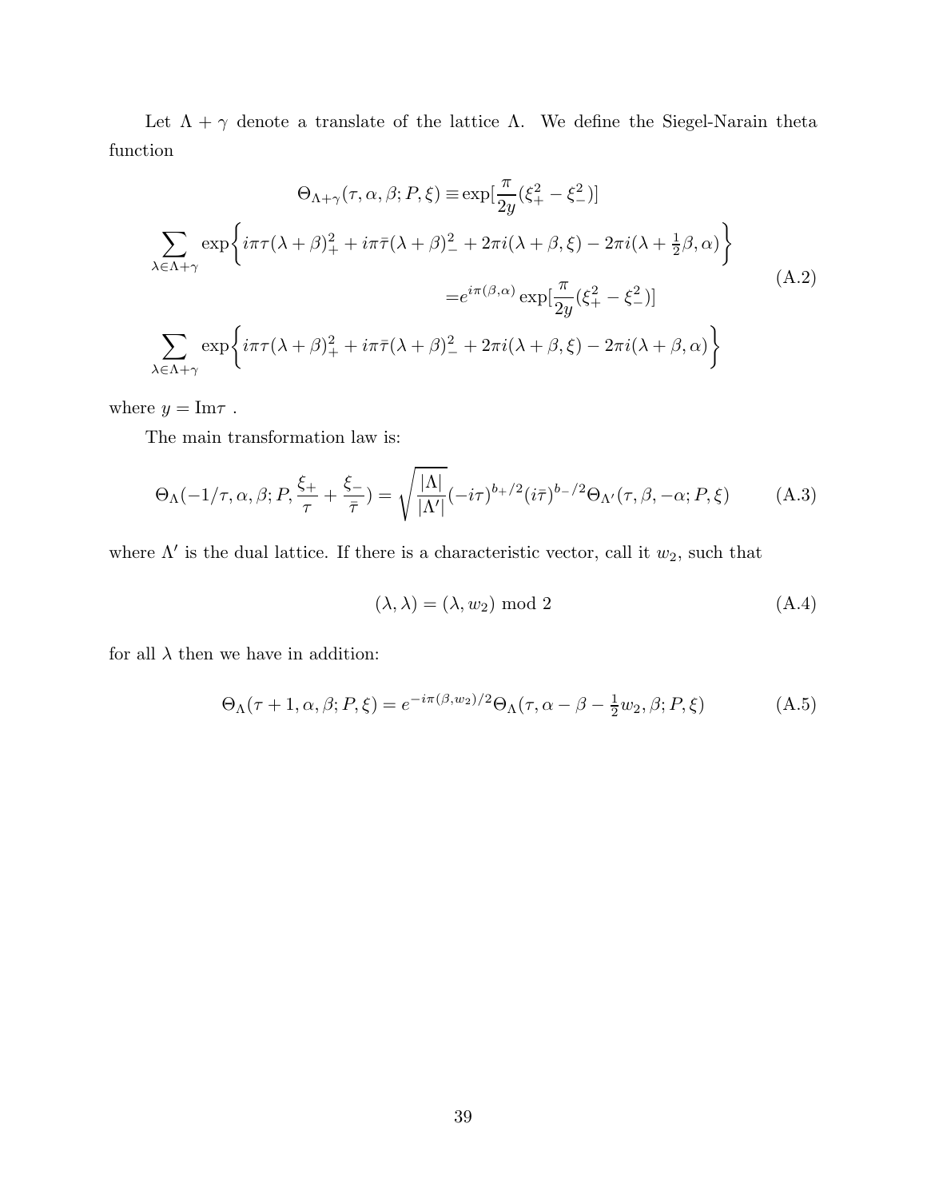Let $\Lambda + \gamma$ denote a translate of the lattice $\Lambda$. We define the Siegel-Narain theta function

$$
\begin{aligned}
\Theta_{\Lambda+\gamma}(\tau,\alpha,\beta;P,\xi) \equiv & \exp[\frac{\pi}{2y}(\xi_+^2-\xi_-^2)] \\
\sum_{\lambda\in\Lambda+\gamma} \exp\Biggl\{ & i\pi\tau(\lambda+\beta)_+^2 + i\pi\bar\tau(\lambda+\beta)_-^2 + 2\pi i(\lambda+\beta,\xi) - 2\pi i(\lambda+\tfrac{1}{2}\beta,\alpha)\Biggr\} \\
= & e^{i\pi(\beta,\alpha)}\exp[\frac{\pi}{2y}(\xi_+^2-\xi_-^2)] \\
\sum_{\lambda\in\Lambda+\gamma} \exp\Biggl\{ & i\pi\tau(\lambda+\beta)_+^2 + i\pi\bar\tau(\lambda+\beta)_-^2 + 2\pi i(\lambda+\beta,\xi) - 2\pi i(\lambda+\beta,\alpha)\Biggr\}
\end{aligned}
\tag{A.2}
$$

where $y = \mathrm{Im}\tau$ .

The main transformation law is:

$$
\Theta_\Lambda(-1/\tau,\alpha,\beta;P,\frac{\xi_+}{\tau}+\frac{\xi_-}{\bar\tau}) = \sqrt{\frac{|\Lambda|}{|\Lambda'|}}(-i\tau)^{b_+/2}(i\bar\tau)^{b_-/2}\Theta_{\Lambda'}(\tau,\beta,-\alpha;P,\xi) \tag{A.3}
$$

where $\Lambda'$ is the dual lattice. If there is a characteristic vector, call it $w_2$, such that

$$
(\lambda,\lambda) = (\lambda,w_2) \bmod 2 \tag{A.4}
$$

for all $\lambda$ then we have in addition:

$$
\Theta_\Lambda(\tau+1,\alpha,\beta;P,\xi) = e^{-i\pi(\beta,w_2)/2}\Theta_\Lambda(\tau,\alpha-\beta-\tfrac{1}{2}w_2,\beta;P,\xi) \tag{A.5}
$$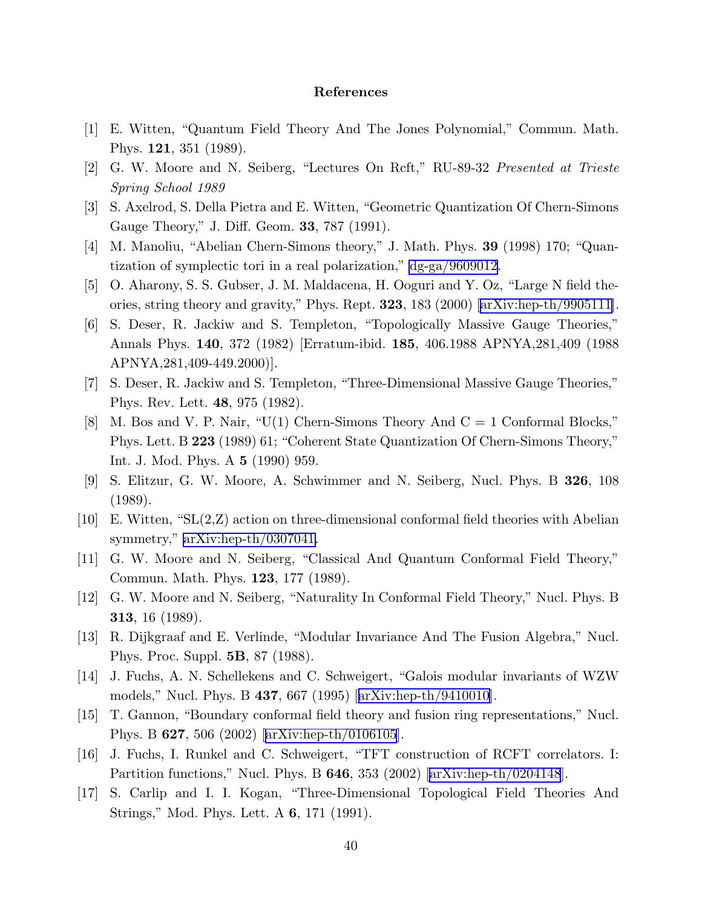## References

[1] E. Witten, "Quantum Field Theory And The Jones Polynomial," Commun. Math. Phys. **121**, 351 (1989).

[2] G. W. Moore and N. Seiberg, "Lectures On Rcft," RU-89-32 *Presented at Trieste Spring School 1989*

[3] S. Axelrod, S. Della Pietra and E. Witten, "Geometric Quantization Of Chern-Simons Gauge Theory," J. Diff. Geom. **33**, 787 (1991).

[4] M. Manoliu, "Abelian Chern-Simons theory," J. Math. Phys. **39** (1998) 170; "Quantization of symplectic tori in a real polarization," dg-ga/9609012.

[5] O. Aharony, S. S. Gubser, J. M. Maldacena, H. Ooguri and Y. Oz, "Large N field theories, string theory and gravity," Phys. Rept. **323**, 183 (2000) [arXiv:hep-th/9905111].

[6] S. Deser, R. Jackiw and S. Templeton, "Topologically Massive Gauge Theories," Annals Phys. **140**, 372 (1982) [Erratum-ibid. **185**, 406.1988 APNYA,281,409 (1988 APNYA,281,409-449.2000)].

[7] S. Deser, R. Jackiw and S. Templeton, "Three-Dimensional Massive Gauge Theories," Phys. Rev. Lett. **48**, 975 (1982).

[8] M. Bos and V. P. Nair, "U(1) Chern-Simons Theory And C = 1 Conformal Blocks," Phys. Lett. B **223** (1989) 61; "Coherent State Quantization Of Chern-Simons Theory," Int. J. Mod. Phys. A **5** (1990) 959.

[9] S. Elitzur, G. W. Moore, A. Schwimmer and N. Seiberg, Nucl. Phys. B **326**, 108 (1989).

[10] E. Witten, "SL(2,Z) action on three-dimensional conformal field theories with Abelian symmetry," arXiv:hep-th/0307041.

[11] G. W. Moore and N. Seiberg, "Classical And Quantum Conformal Field Theory," Commun. Math. Phys. **123**, 177 (1989).

[12] G. W. Moore and N. Seiberg, "Naturality In Conformal Field Theory," Nucl. Phys. B **313**, 16 (1989).

[13] R. Dijkgraaf and E. Verlinde, "Modular Invariance And The Fusion Algebra," Nucl. Phys. Proc. Suppl. **5B**, 87 (1988).

[14] J. Fuchs, A. N. Schellekens and C. Schweigert, "Galois modular invariants of WZW models," Nucl. Phys. B **437**, 667 (1995) [arXiv:hep-th/9410010].

[15] T. Gannon, "Boundary conformal field theory and fusion ring representations," Nucl. Phys. B **627**, 506 (2002) [arXiv:hep-th/0106105].

[16] J. Fuchs, I. Runkel and C. Schweigert, "TFT construction of RCFT correlators. I: Partition functions," Nucl. Phys. B **646**, 353 (2002) [arXiv:hep-th/0204148].

[17] S. Carlip and I. I. Kogan, "Three-Dimensional Topological Field Theories And Strings," Mod. Phys. Lett. A **6**, 171 (1991).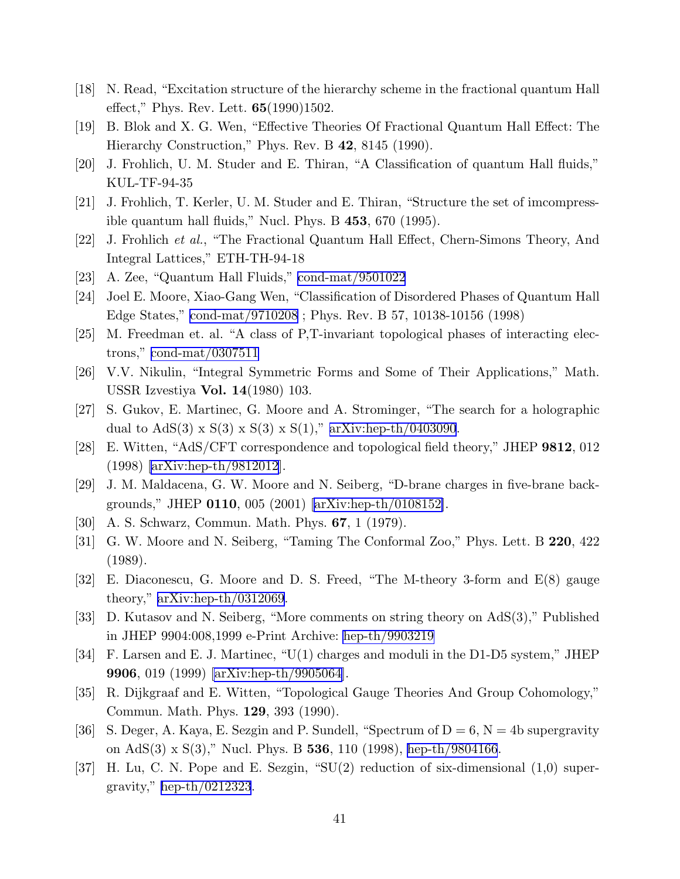[18] N. Read, "Excitation structure of the hierarchy scheme in the fractional quantum Hall effect," Phys. Rev. Lett. **65**(1990)1502.

[19] B. Blok and X. G. Wen, "Effective Theories Of Fractional Quantum Hall Effect: The Hierarchy Construction," Phys. Rev. B **42**, 8145 (1990).

[20] J. Frohlich, U. M. Studer and E. Thiran, "A Classification of quantum Hall fluids," KUL-TF-94-35

[21] J. Frohlich, T. Kerler, U. M. Studer and E. Thiran, "Structure the set of imcompressible quantum hall fluids," Nucl. Phys. B **453**, 670 (1995).

[22] J. Frohlich *et al.*, "The Fractional Quantum Hall Effect, Chern-Simons Theory, And Integral Lattices," ETH-TH-94-18

[23] A. Zee, "Quantum Hall Fluids," cond-mat/9501022

[24] Joel E. Moore, Xiao-Gang Wen, "Classification of Disordered Phases of Quantum Hall Edge States," cond-mat/9710208 ; Phys. Rev. B 57, 10138-10156 (1998)

[25] M. Freedman et. al. "A class of P,T-invariant topological phases of interacting electrons," cond-mat/0307511

[26] V.V. Nikulin, "Integral Symmetric Forms and Some of Their Applications," Math. USSR Izvestiya **Vol. 14**(1980) 103.

[27] S. Gukov, E. Martinec, G. Moore and A. Strominger, "The search for a holographic dual to AdS(3) x S(3) x S(3) x S(1)," arXiv:hep-th/0403090.

[28] E. Witten, "AdS/CFT correspondence and topological field theory," JHEP **9812**, 012 (1998) [arXiv:hep-th/9812012].

[29] J. M. Maldacena, G. W. Moore and N. Seiberg, "D-brane charges in five-brane backgrounds," JHEP **0110**, 005 (2001) [arXiv:hep-th/0108152].

[30] A. S. Schwarz, Commun. Math. Phys. **67**, 1 (1979).

[31] G. W. Moore and N. Seiberg, "Taming The Conformal Zoo," Phys. Lett. B **220**, 422 (1989).

[32] E. Diaconescu, G. Moore and D. S. Freed, "The M-theory 3-form and E(8) gauge theory," arXiv:hep-th/0312069.

[33] D. Kutasov and N. Seiberg, "More comments on string theory on AdS(3)," Published in JHEP 9904:008,1999 e-Print Archive: hep-th/9903219

[34] F. Larsen and E. J. Martinec, "U(1) charges and moduli in the D1-D5 system," JHEP **9906**, 019 (1999) [arXiv:hep-th/9905064].

[35] R. Dijkgraaf and E. Witten, "Topological Gauge Theories And Group Cohomology," Commun. Math. Phys. **129**, 393 (1990).

[36] S. Deger, A. Kaya, E. Sezgin and P. Sundell, "Spectrum of D = 6, N = 4b supergravity on AdS(3) x S(3)," Nucl. Phys. B **536**, 110 (1998), hep-th/9804166.

[37] H. Lu, C. N. Pope and E. Sezgin, "SU(2) reduction of six-dimensional (1,0) supergravity," hep-th/0212323.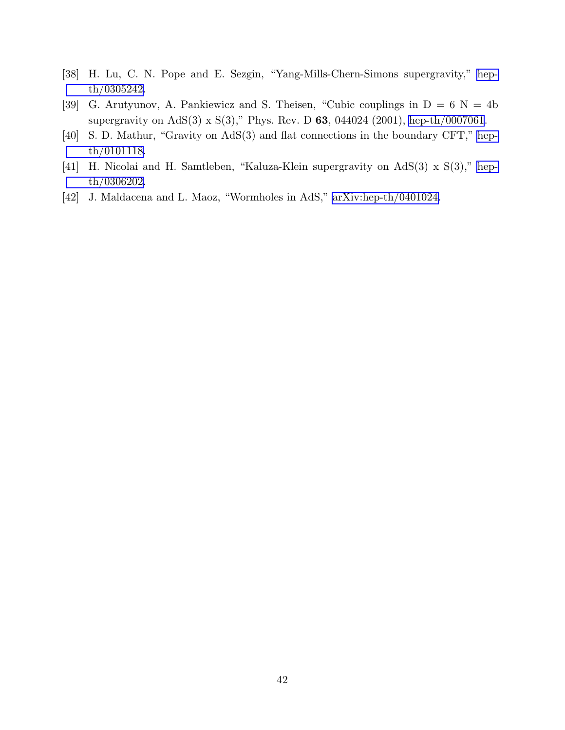[38] H. Lu, C. N. Pope and E. Sezgin, "Yang-Mills-Chern-Simons supergravity," hep-th/0305242.

[39] G. Arutyunov, A. Pankiewicz and S. Theisen, "Cubic couplings in D = 6 N = 4b supergravity on AdS(3) x S(3)," Phys. Rev. D **63**, 044024 (2001), hep-th/0007061.

[40] S. D. Mathur, "Gravity on AdS(3) and flat connections in the boundary CFT," hep-th/0101118.

[41] H. Nicolai and H. Samtleben, "Kaluza-Klein supergravity on AdS(3) x S(3)," hep-th/0306202.

[42] J. Maldacena and L. Maoz, "Wormholes in AdS," arXiv:hep-th/0401024.